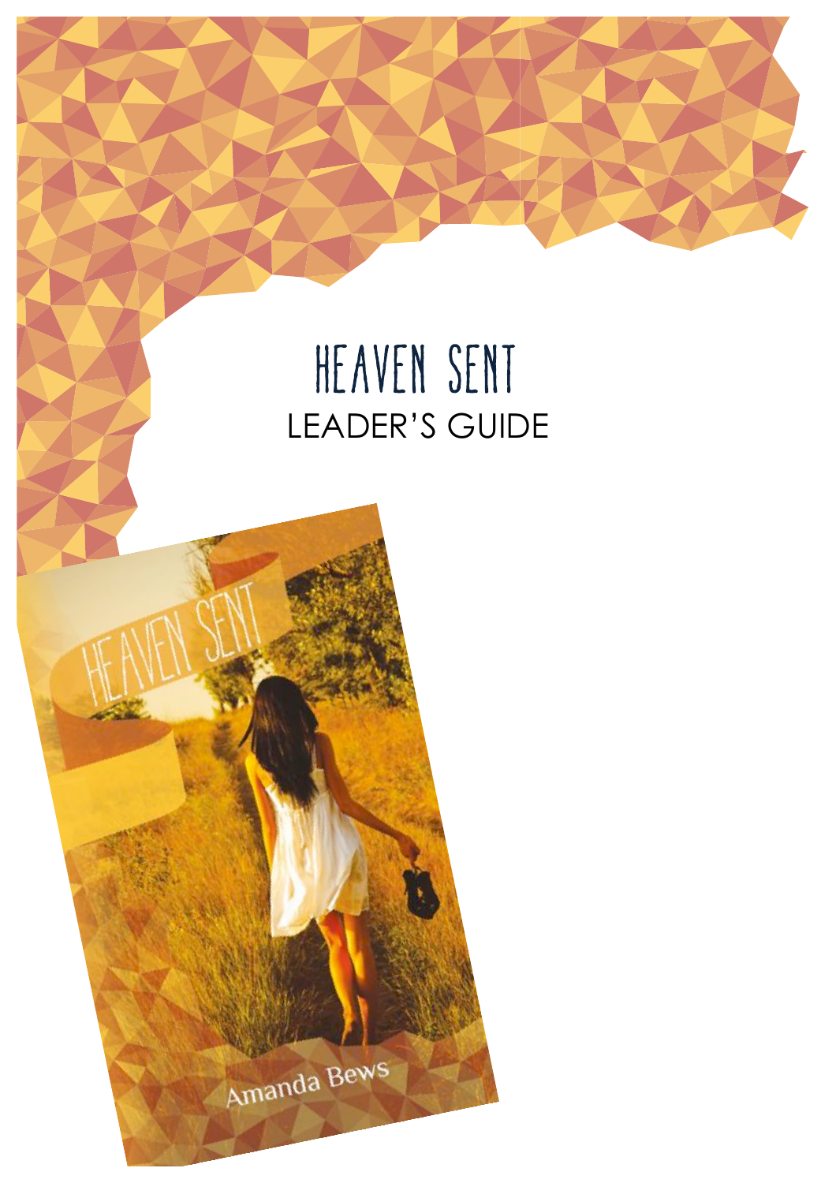# HEAVEN SENT

LEADER'S GUIDE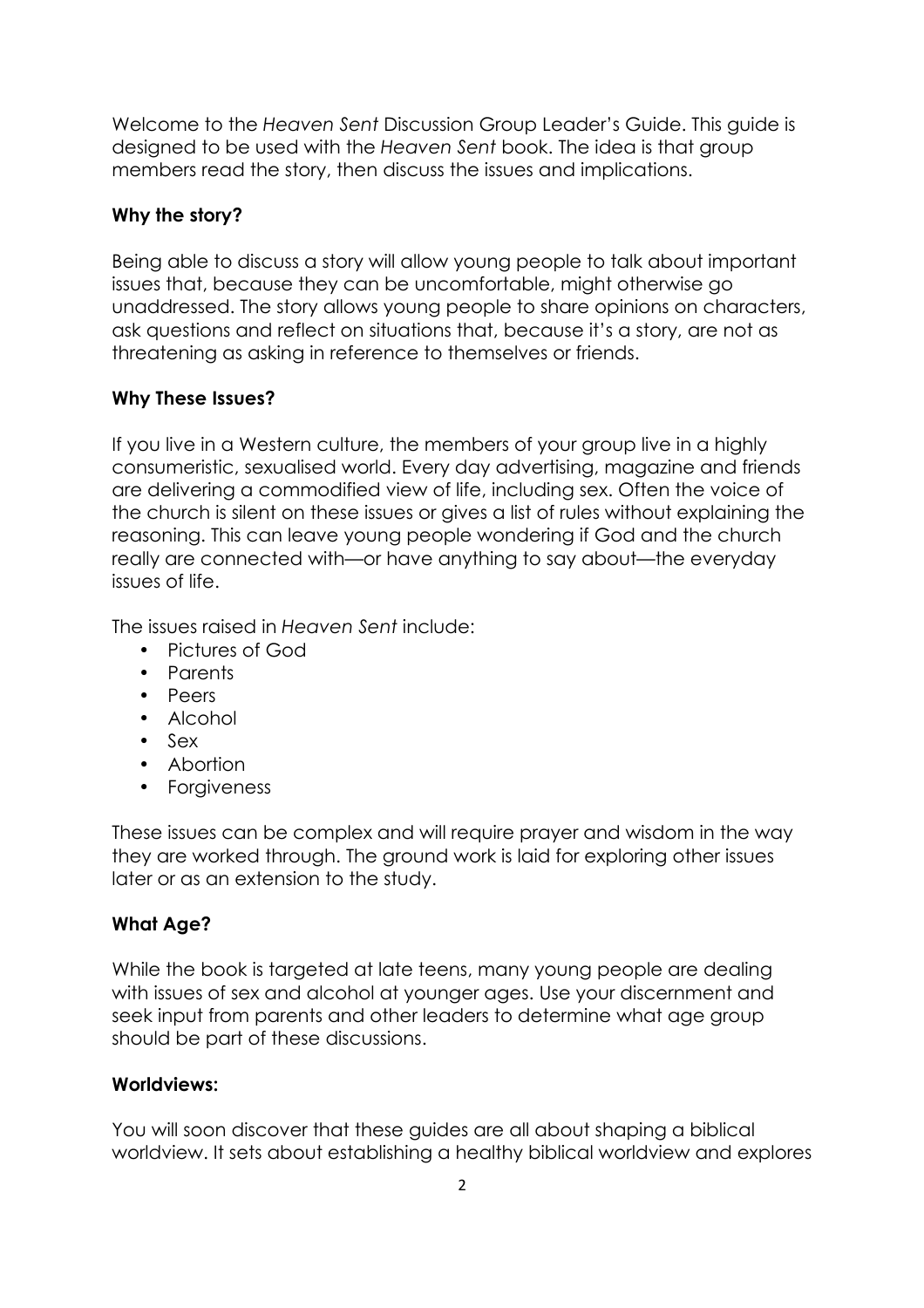Welcome to the *Heaven Sent* Discussion Group Leader's Guide. This guide is designed to be used with the *Heaven Sent* book. The idea is that group members read the story, then discuss the issues and implications.

**Why the story?**

Being able to discuss a story will allow young people to talk about important issues that, because they can be uncomfortable, might otherwise go unaddressed. The story allows young people to share opinions on characters, ask questions and reflect on situations that, because it's a story, are not as threatening as asking in reference to themselves or friends.

**Why These Issues?**

If you live in a Western culture, the members of your group live in a highly consumeristic, sexualised world. Every day advertising, magazine and friends are delivering a commodified view of life, including sex. Often the voice of the church is silent on these issues or gives a list of rules without explaining the reasoning. This can leave young people wondering if God and the church really are connected with—or have anything to say about—the everyday issues of life.

The issues raised in *Heaven Sent* include:

- Pictures of God
- Parents
- Peers
- Alcohol
- Sex
- Abortion
- Forgiveness

These issues can be complex and will require prayer and wisdom in the way they are worked through. The ground work is laid for exploring other issues later or as an extension to the study.

**What Age?**

While the book is targeted at late teens, many young people are dealing with issues of sex and alcohol at younger ages. Use your discernment and seek input from parents and other leaders to determine what age group should be part of these discussions.

**Worldviews:**

You will soon discover that these guides are all about shaping a biblical worldview. It sets about establishing a healthy biblical worldview and explores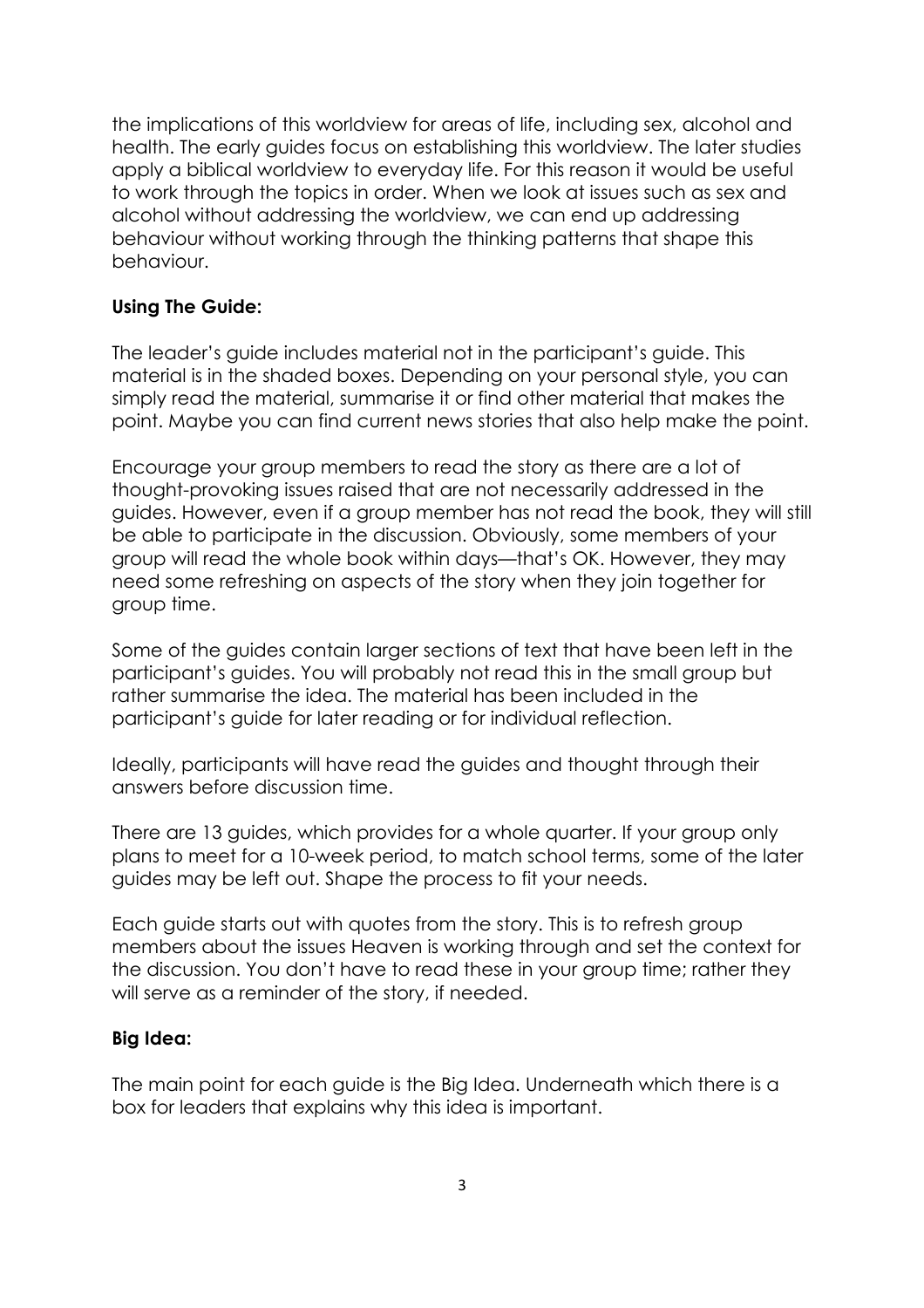the implications of this worldview for areas of life, including sex, alcohol and health. The early guides focus on establishing this worldview. The later studies apply a biblical worldview to everyday life. For this reason it would be useful to work through the topics in order. When we look at issues such as sex and alcohol without addressing the worldview, we can end up addressing behaviour without working through the thinking patterns that shape this behaviour.

**Using The Guide:**

The leader's guide includes material not in the participant's guide. This material is in the shaded boxes. Depending on your personal style, you can simply read the material, summarise it or find other material that makes the point. Maybe you can find current news stories that also help make the point.

Encourage your group members to read the story as there are a lot of thought-provoking issues raised that are not necessarily addressed in the guides. However, even if a group member has not read the book, they will still be able to participate in the discussion. Obviously, some members of your group will read the whole book within days—that's OK. However, they may need some refreshing on aspects of the story when they join together for group time.

Some of the guides contain larger sections of text that have been left in the participant's guides. You will probably not read this in the small group but rather summarise the idea. The material has been included in the participant's guide for later reading or for individual reflection.

Ideally, participants will have read the guides and thought through their answers before discussion time.

There are 13 guides, which provides for a whole quarter. If your group only plans to meet for a 10-week period, to match school terms, some of the later guides may be left out. Shape the process to fit your needs.

Each guide starts out with quotes from the story. This is to refresh group members about the issues Heaven is working through and set the context for the discussion. You don't have to read these in your group time; rather they will serve as a reminder of the story, if needed.

**Big Idea:**

The main point for each guide is the Big Idea. Underneath which there is a box for leaders that explains why this idea is important.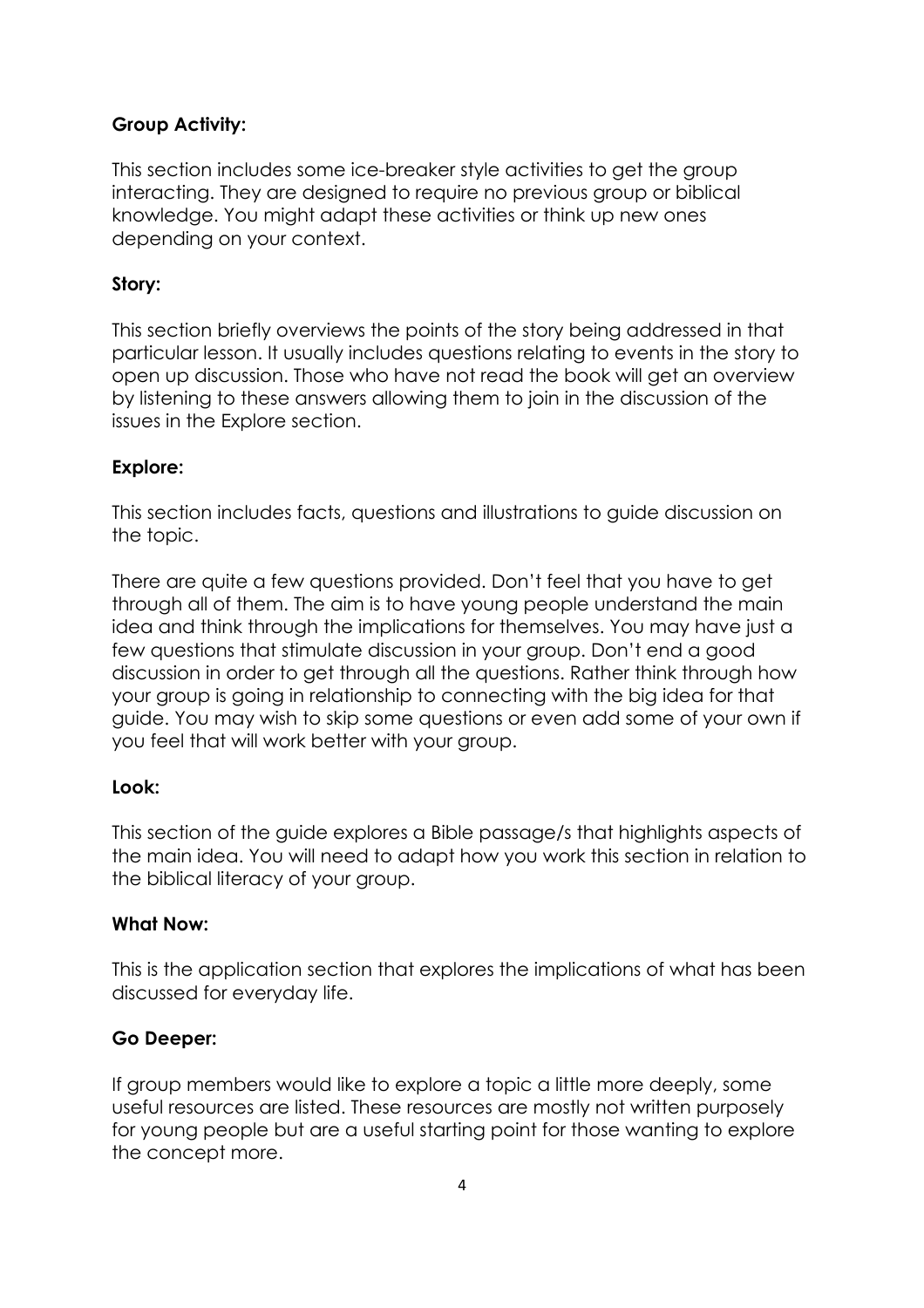**Group Activity:**

This section includes some ice-breaker style activities to get the group interacting. They are designed to require no previous group or biblical knowledge. You might adapt these activities or think up new ones depending on your context.

**Story:**

This section briefly overviews the points of the story being addressed in that particular lesson. It usually includes questions relating to events in the story to open up discussion. Those who have not read the book will get an overview by listening to these answers allowing them to join in the discussion of the issues in the Explore section.

**Explore:**

This section includes facts, questions and illustrations to guide discussion on the topic.

There are quite a few questions provided. Don't feel that you have to get through all of them. The aim is to have young people understand the main idea and think through the implications for themselves. You may have just a few questions that stimulate discussion in your group. Don't end a good discussion in order to get through all the questions. Rather think through how your group is going in relationship to connecting with the big idea for that guide. You may wish to skip some questions or even add some of your own if you feel that will work better with your group.

**Look:**

This section of the guide explores a Bible passage/s that highlights aspects of the main idea. You will need to adapt how you work this section in relation to the biblical literacy of your group.

**What Now:**

This is the application section that explores the implications of what has been discussed for everyday life.

**Go Deeper:**

If group members would like to explore a topic a little more deeply, some useful resources are listed. These resources are mostly not written purposely for young people but are a useful starting point for those wanting to explore the concept more.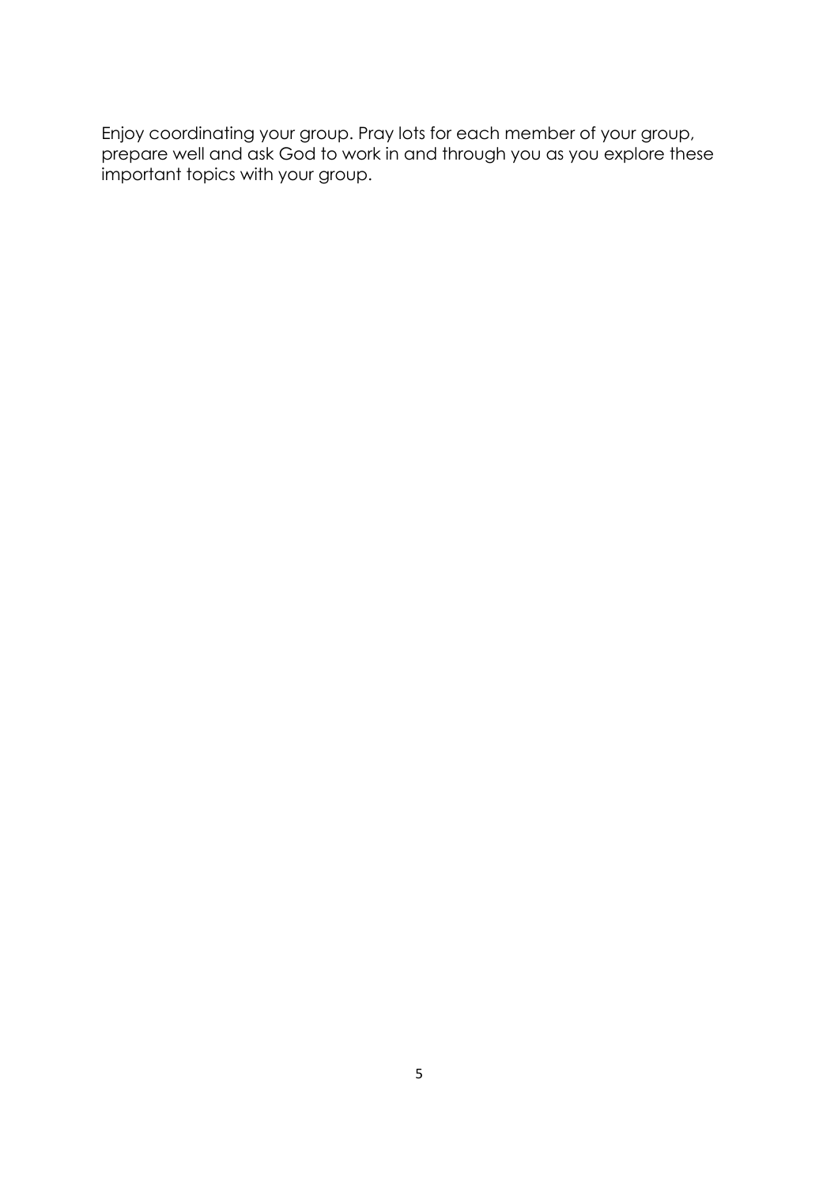Enjoy coordinating your group. Pray lots for each member of your group, prepare well and ask God to work in and through you as you explore these important topics with your group.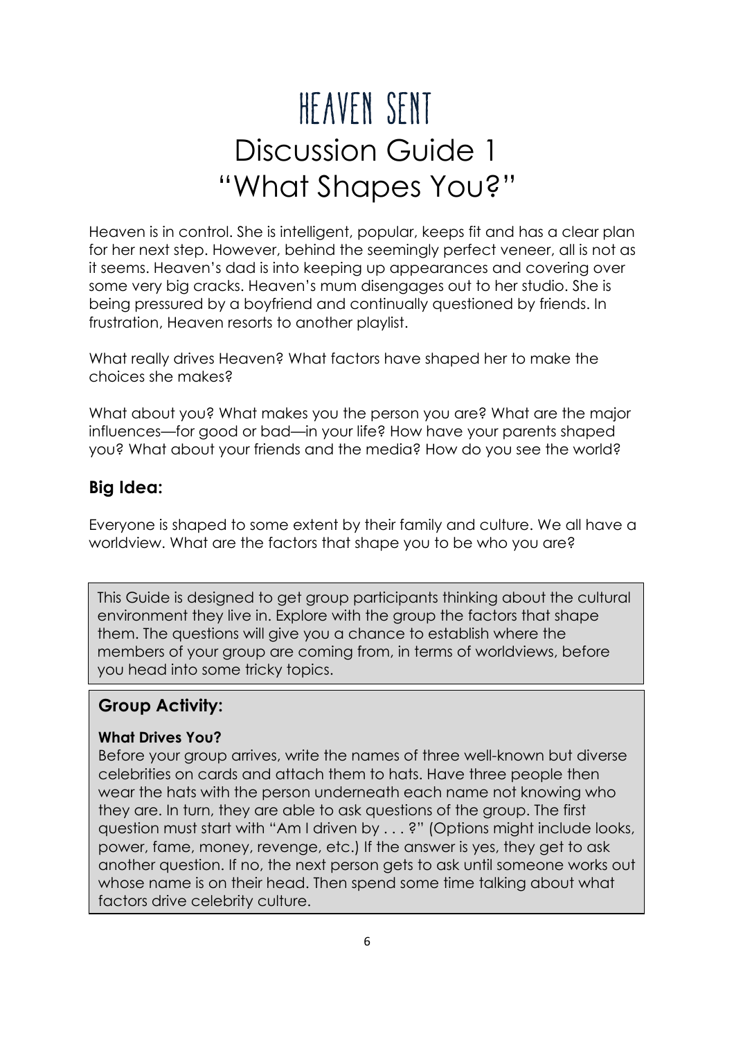# HEAVEN SENT

# Discussion Guide 1

# "What Shapes You?"

Heaven is in control. She is intelligent, popular, keeps fit and has a clear plan for her next step. However, behind the seemingly perfect veneer, all is not as it seems. Heaven's dad is into keeping up appearances and covering over some very big cracks. Heaven's mum disengages out to her studio. She is being pressured by a boyfriend and continually questioned by friends. In frustration, Heaven resorts to another playlist.

What really drives Heaven? What factors have shaped her to make the choices she makes?

What about you? What makes you the person you are? What are the major influences—for good or bad—in your life? How have your parents shaped you? What about your friends and the media? How do you see the world?

## Big Idea:

Everyone is shaped to some extent by their family and culture. We all have a worldview. What are the factors that shape you to be who you are?

This Guide is designed to get group participants thinking about the cultural environment they live in. Explore with the group the factors that shape them. The questions will give you a chance to establish where the members of your group are coming from, in terms of worldviews, before you head into some tricky topics.

## Group Activity:

**What Drives You?**

Before your group arrives, write the names of three well-known but diverse celebrities on cards and attach them to hats. Have three people then wear the hats with the person underneath each name not knowing who they are. In turn, they are able to ask questions of the group. The first question must start with "Am I driven by . . . ?" (Options might include looks, power, fame, money, revenge, etc.) If the answer is yes, they get to ask another question. If no, the next person gets to ask until someone works out whose name is on their head. Then spend some time talking about what factors drive celebrity culture.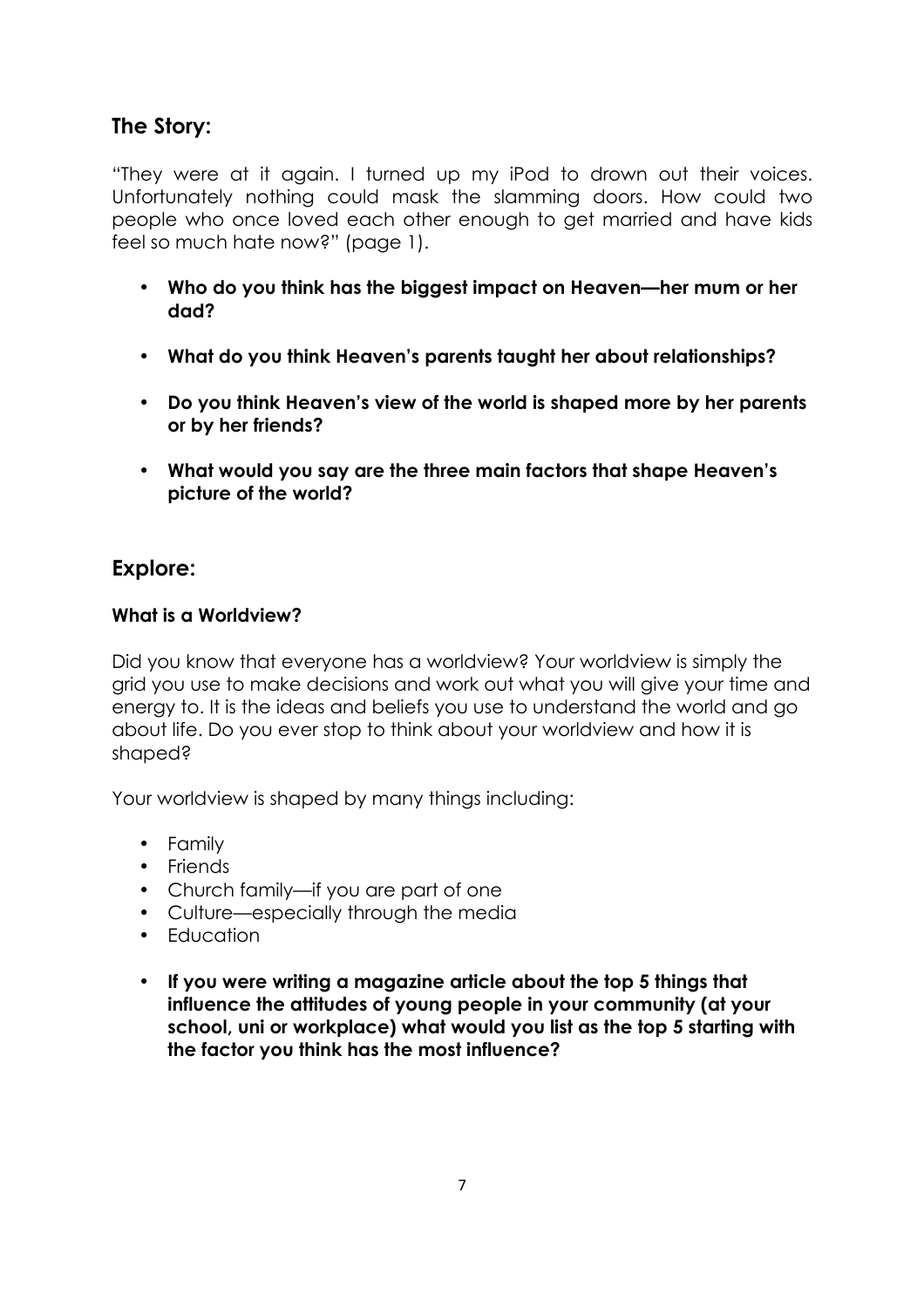## The Story:

"They were at it again. I turned up my iPod to drown out their voices. Unfortunately nothing could mask the slamming doors. How could two people who once loved each other enough to get married and have kids feel so much hate now?" (page 1).

- **Who do you think has the biggest impact on Heaven—her mum or her dad?**
- **What do you think Heaven's parents taught her about relationships?**
- **Do you think Heaven's view of the world is shaped more by her parents or by her friends?**
- **What would you say are the three main factors that shape Heaven's picture of the world?**

## Explore:

### What is a Worldview?

Did you know that everyone has a worldview? Your worldview is simply the grid you use to make decisions and work out what you will give your time and energy to. It is the ideas and beliefs you use to understand the world and go about life. Do you ever stop to think about your worldview and how it is shaped?

Your worldview is shaped by many things including:

- Family
- Friends
- Church family—if you are part of one
- Culture—especially through the media
- Education

- **If you were writing a magazine article about the top 5 things that influence the attitudes of young people in your community (at your school, uni or workplace) what would you list as the top 5 starting with the factor you think has the most influence?**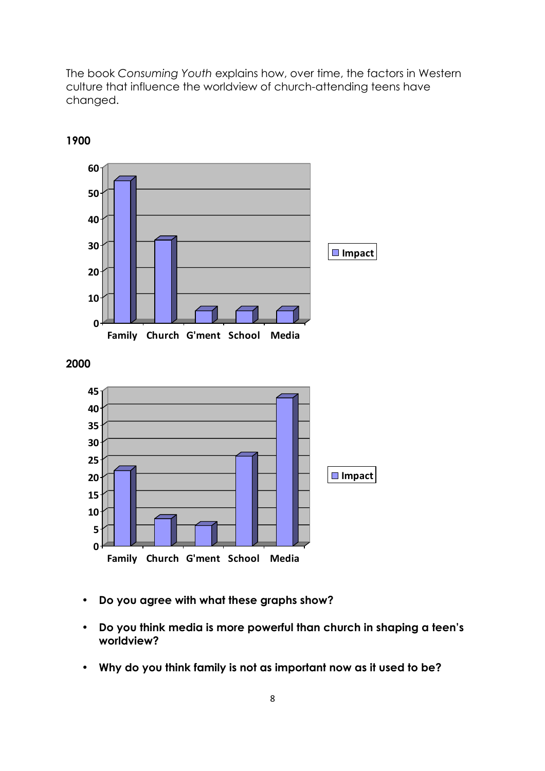The book *Consuming Youth* explains how, over time, the factors in Western culture that influence the worldview of church-attending teens have changed.

**1900**

| | Impact |
|---|---|
| Family | 55 |
| Church | 32 |
| G'ment | 5 |
| School | 5 |
| Media | 5 |

**2000**

| | Impact |
|---|---|
| Family | 22 |
| Church | 8 |
| G'ment | 6 |
| School | 26 |
| Media | 43 |

- **Do you agree with what these graphs show?**
- **Do you think media is more powerful than church in shaping a teen's worldview?**
- **Why do you think family is not as important now as it used to be?**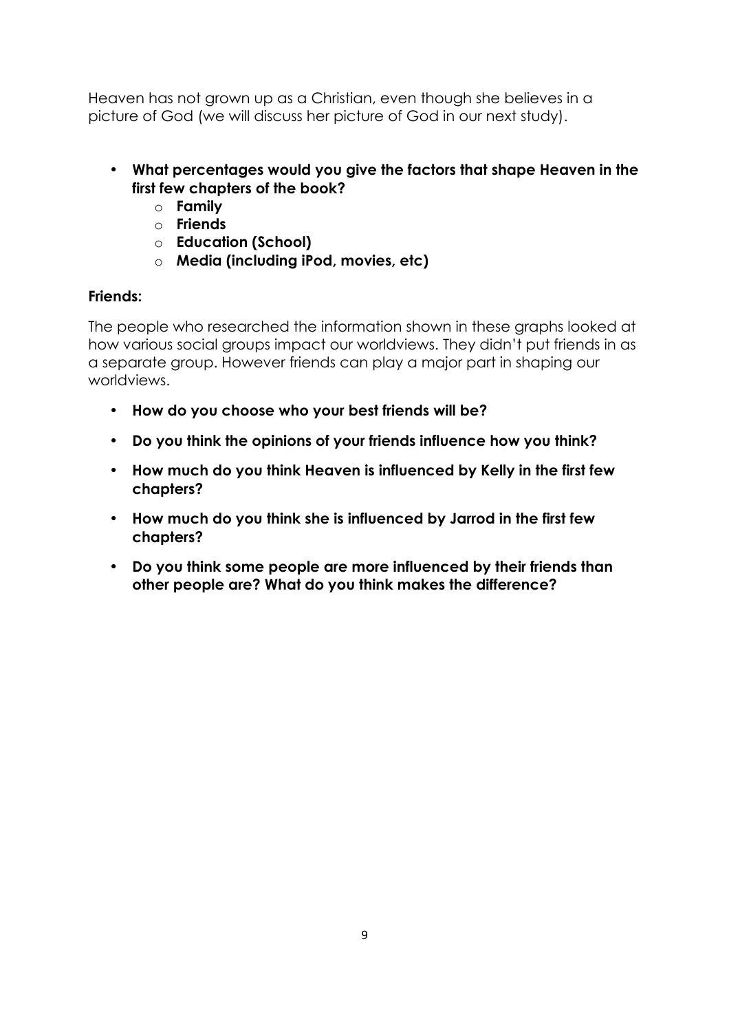Heaven has not grown up as a Christian, even though she believes in a picture of God (we will discuss her picture of God in our next study).

- **What percentages would you give the factors that shape Heaven in the first few chapters of the book?**
  - **Family**
  - **Friends**
  - **Education (School)**
  - **Media (including iPod, movies, etc)**

**Friends:**

The people who researched the information shown in these graphs looked at how various social groups impact our worldviews. They didn't put friends in as a separate group. However friends can play a major part in shaping our worldviews.

- **How do you choose who your best friends will be?**
- **Do you think the opinions of your friends influence how you think?**
- **How much do you think Heaven is influenced by Kelly in the first few chapters?**
- **How much do you think she is influenced by Jarrod in the first few chapters?**
- **Do you think some people are more influenced by their friends than other people are? What do you think makes the difference?**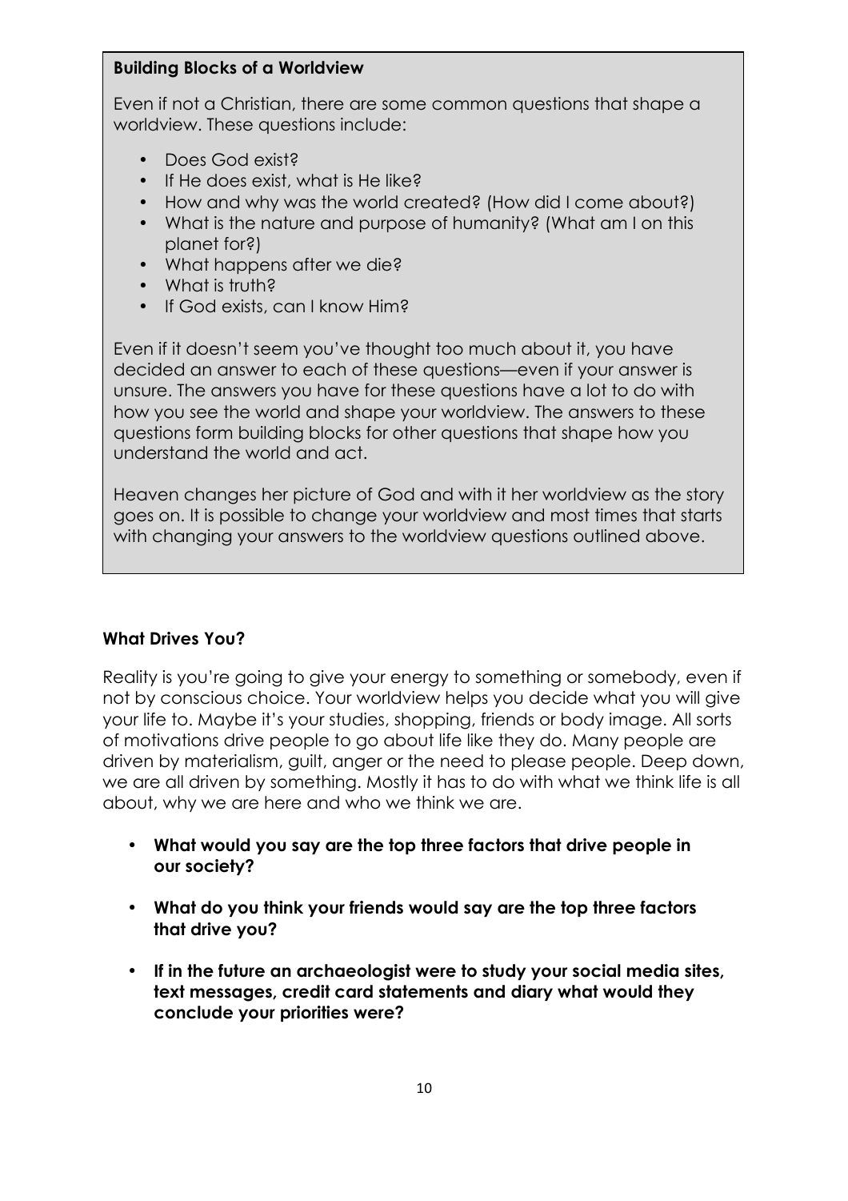**Building Blocks of a Worldview**

Even if not a Christian, there are some common questions that shape a worldview. These questions include:

- Does God exist?
- If He does exist, what is He like?
- How and why was the world created? (How did I come about?)
- What is the nature and purpose of humanity? (What am I on this planet for?)
- What happens after we die?
- What is truth?
- If God exists, can I know Him?

Even if it doesn't seem you've thought too much about it, you have decided an answer to each of these questions—even if your answer is unsure. The answers you have for these questions have a lot to do with how you see the world and shape your worldview. The answers to these questions form building blocks for other questions that shape how you understand the world and act.

Heaven changes her picture of God and with it her worldview as the story goes on. It is possible to change your worldview and most times that starts with changing your answers to the worldview questions outlined above.

**What Drives You?**

Reality is you're going to give your energy to something or somebody, even if not by conscious choice. Your worldview helps you decide what you will give your life to. Maybe it's your studies, shopping, friends or body image. All sorts of motivations drive people to go about life like they do. Many people are driven by materialism, guilt, anger or the need to please people. Deep down, we are all driven by something. Mostly it has to do with what we think life is all about, why we are here and who we think we are.

- **What would you say are the top three factors that drive people in our society?**
- **What do you think your friends would say are the top three factors that drive you?**
- **If in the future an archaeologist were to study your social media sites, text messages, credit card statements and diary what would they conclude your priorities were?**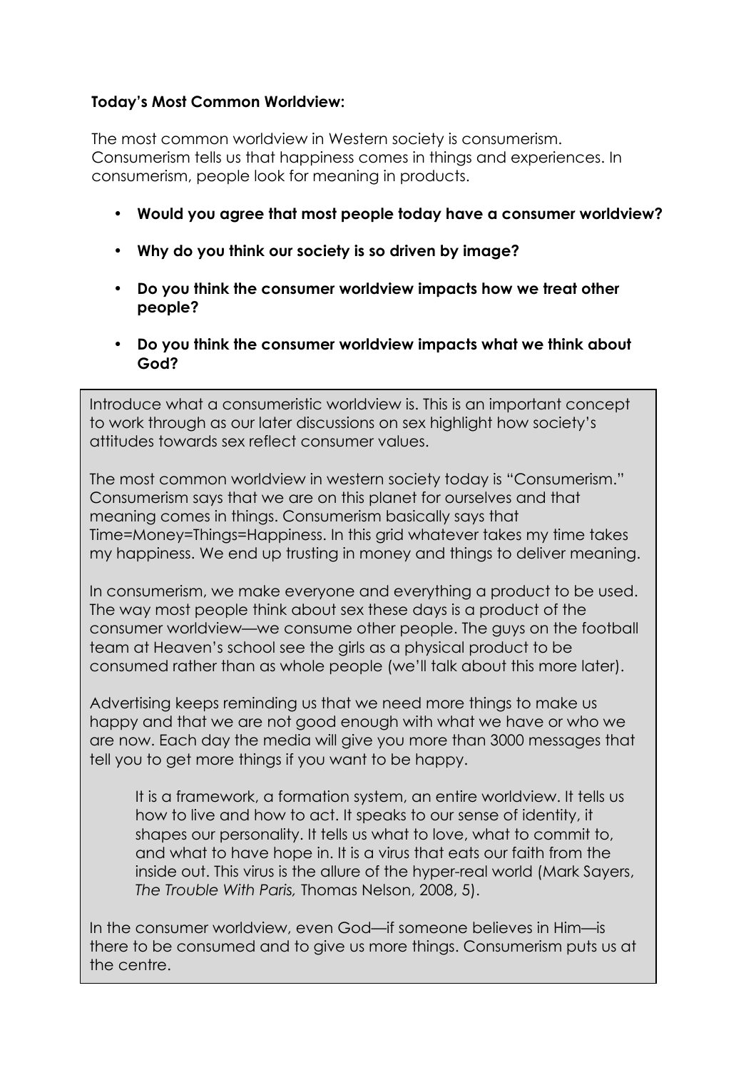**Today's Most Common Worldview:**

The most common worldview in Western society is consumerism. Consumerism tells us that happiness comes in things and experiences. In consumerism, people look for meaning in products.

- **Would you agree that most people today have a consumer worldview?**
- **Why do you think our society is so driven by image?**
- **Do you think the consumer worldview impacts how we treat other people?**
- **Do you think the consumer worldview impacts what we think about God?**

Introduce what a consumeristic worldview is. This is an important concept to work through as our later discussions on sex highlight how society's attitudes towards sex reflect consumer values.

The most common worldview in western society today is "Consumerism." Consumerism says that we are on this planet for ourselves and that meaning comes in things. Consumerism basically says that Time=Money=Things=Happiness. In this grid whatever takes my time takes my happiness. We end up trusting in money and things to deliver meaning.

In consumerism, we make everyone and everything a product to be used. The way most people think about sex these days is a product of the consumer worldview—we consume other people. The guys on the football team at Heaven's school see the girls as a physical product to be consumed rather than as whole people (we'll talk about this more later).

Advertising keeps reminding us that we need more things to make us happy and that we are not good enough with what we have or who we are now. Each day the media will give you more than 3000 messages that tell you to get more things if you want to be happy.

> It is a framework, a formation system, an entire worldview. It tells us how to live and how to act. It speaks to our sense of identity, it shapes our personality. It tells us what to love, what to commit to, and what to have hope in. It is a virus that eats our faith from the inside out. This virus is the allure of the hyper-real world (Mark Sayers, *The Trouble With Paris,* Thomas Nelson, 2008, 5).

In the consumer worldview, even God—if someone believes in Him—is there to be consumed and to give us more things. Consumerism puts us at the centre.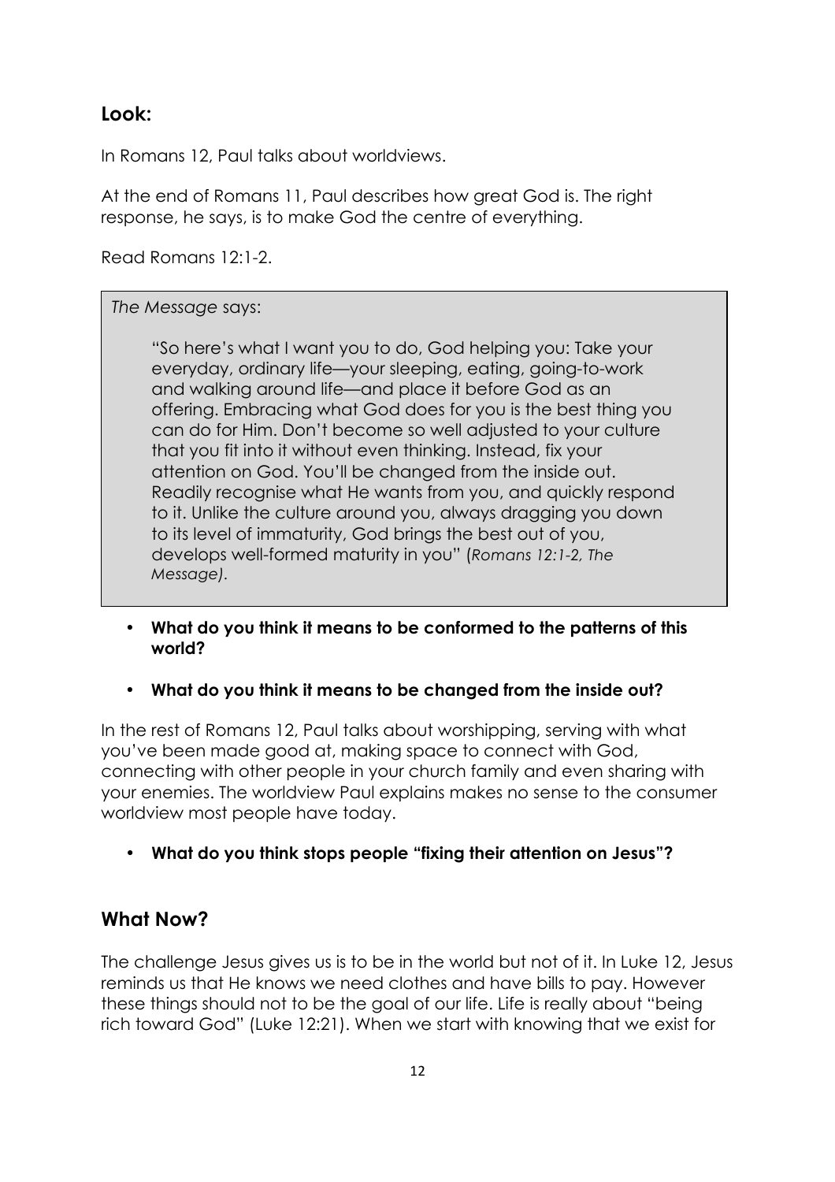## Look:

In Romans 12, Paul talks about worldviews.

At the end of Romans 11, Paul describes how great God is. The right response, he says, is to make God the centre of everything.

Read Romans 12:1-2.

> *The Message* says:
>
> "So here's what I want you to do, God helping you: Take your everyday, ordinary life—your sleeping, eating, going-to-work and walking around life—and place it before God as an offering. Embracing what God does for you is the best thing you can do for Him. Don't become so well adjusted to your culture that you fit into it without even thinking. Instead, fix your attention on God. You'll be changed from the inside out. Readily recognise what He wants from you, and quickly respond to it. Unlike the culture around you, always dragging you down to its level of immaturity, God brings the best out of you, develops well-formed maturity in you" (*Romans 12:1-2, The Message)*.

- **What do you think it means to be conformed to the patterns of this world?**
- **What do you think it means to be changed from the inside out?**

In the rest of Romans 12, Paul talks about worshipping, serving with what you've been made good at, making space to connect with God, connecting with other people in your church family and even sharing with your enemies. The worldview Paul explains makes no sense to the consumer worldview most people have today.

- **What do you think stops people "fixing their attention on Jesus"?**

## What Now?

The challenge Jesus gives us is to be in the world but not of it. In Luke 12, Jesus reminds us that He knows we need clothes and have bills to pay. However these things should not to be the goal of our life. Life is really about "being rich toward God" (Luke 12:21). When we start with knowing that we exist for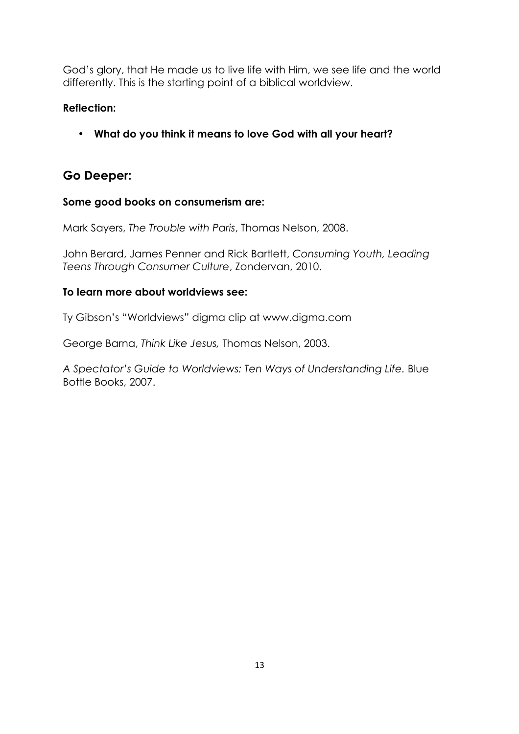God's glory, that He made us to live life with Him, we see life and the world differently. This is the starting point of a biblical worldview.

**Reflection:**

- **What do you think it means to love God with all your heart?**

## Go Deeper:

**Some good books on consumerism are:**

Mark Sayers, *The Trouble with Paris*, Thomas Nelson, 2008.

John Berard, James Penner and Rick Bartlett, *Consuming Youth, Leading Teens Through Consumer Culture*, Zondervan, 2010.

**To learn more about worldviews see:**

Ty Gibson's "Worldviews" digma clip at www.digma.com

George Barna, *Think Like Jesus,* Thomas Nelson, 2003.

*A Spectator's Guide to Worldviews: Ten Ways of Understanding Life.* Blue Bottle Books, 2007.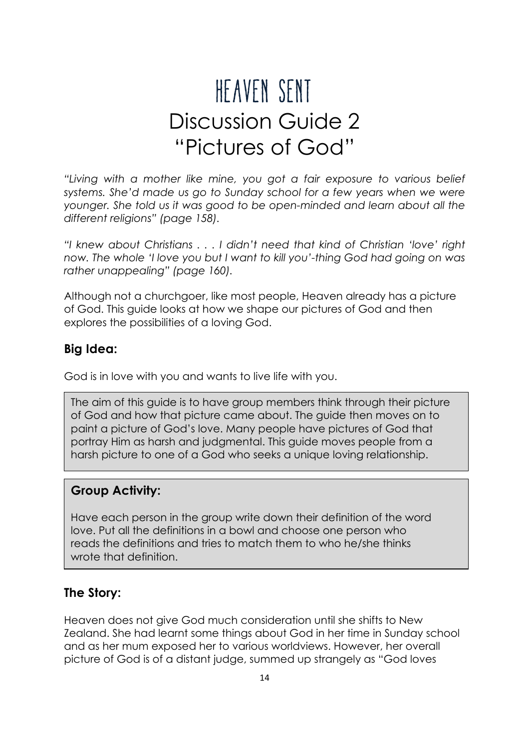# HEAVEN SENT

# Discussion Guide 2

# "Pictures of God"

*"Living with a mother like mine, you got a fair exposure to various belief systems. She'd made us go to Sunday school for a few years when we were younger. She told us it was good to be open-minded and learn about all the different religions" (page 158).*

*"I knew about Christians . . . I didn't need that kind of Christian 'love' right now. The whole 'I love you but I want to kill you'-thing God had going on was rather unappealing" (page 160).*

Although not a churchgoer, like most people, Heaven already has a picture of God. This guide looks at how we shape our pictures of God and then explores the possibilities of a loving God.

## Big Idea:

God is in love with you and wants to live life with you.

The aim of this guide is to have group members think through their picture of God and how that picture came about. The guide then moves on to paint a picture of God's love. Many people have pictures of God that portray Him as harsh and judgmental. This guide moves people from a harsh picture to one of a God who seeks a unique loving relationship.

## Group Activity:

Have each person in the group write down their definition of the word love. Put all the definitions in a bowl and choose one person who reads the definitions and tries to match them to who he/she thinks wrote that definition.

## The Story:

Heaven does not give God much consideration until she shifts to New Zealand. She had learnt some things about God in her time in Sunday school and as her mum exposed her to various worldviews. However, her overall picture of God is of a distant judge, summed up strangely as "God loves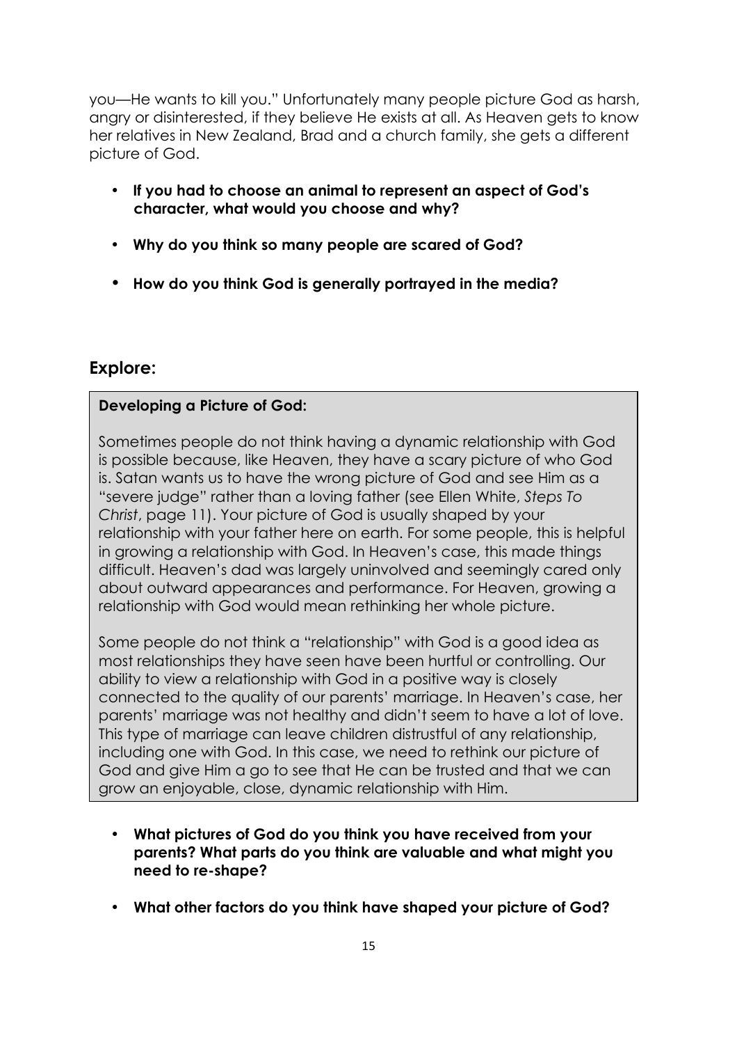you—He wants to kill you." Unfortunately many people picture God as harsh, angry or disinterested, if they believe He exists at all. As Heaven gets to know her relatives in New Zealand, Brad and a church family, she gets a different picture of God.

- **If you had to choose an animal to represent an aspect of God's character, what would you choose and why?**
- **Why do you think so many people are scared of God?**
- **How do you think God is generally portrayed in the media?**

## Explore:

**Developing a Picture of God:**

Sometimes people do not think having a dynamic relationship with God is possible because, like Heaven, they have a scary picture of who God is. Satan wants us to have the wrong picture of God and see Him as a "severe judge" rather than a loving father (see Ellen White, *Steps To Christ*, page 11). Your picture of God is usually shaped by your relationship with your father here on earth. For some people, this is helpful in growing a relationship with God. In Heaven's case, this made things difficult. Heaven's dad was largely uninvolved and seemingly cared only about outward appearances and performance. For Heaven, growing a relationship with God would mean rethinking her whole picture.

Some people do not think a "relationship" with God is a good idea as most relationships they have seen have been hurtful or controlling. Our ability to view a relationship with God in a positive way is closely connected to the quality of our parents' marriage. In Heaven's case, her parents' marriage was not healthy and didn't seem to have a lot of love. This type of marriage can leave children distrustful of any relationship, including one with God. In this case, we need to rethink our picture of God and give Him a go to see that He can be trusted and that we can grow an enjoyable, close, dynamic relationship with Him.

- **What pictures of God do you think you have received from your parents? What parts do you think are valuable and what might you need to re-shape?**
- **What other factors do you think have shaped your picture of God?**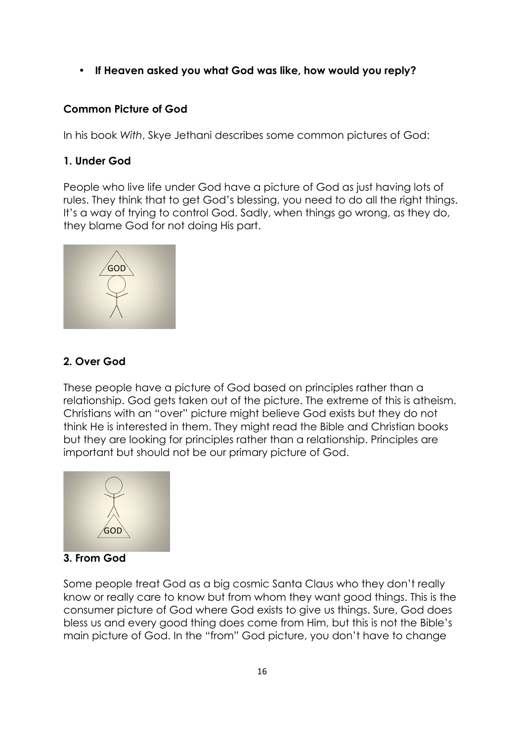- **If Heaven asked you what God was like, how would you reply?**

## Common Picture of God

In his book *With*, Skye Jethani describes some common pictures of God:

### 1. Under God

People who live life under God have a picture of God as just having lots of rules. They think that to get God's blessing, you need to do all the right things. It's a way of trying to control God. Sadly, when things go wrong, as they do, they blame God for not doing His part.

### 2. Over God

These people have a picture of God based on principles rather than a relationship. God gets taken out of the picture. The extreme of this is atheism. Christians with an "over" picture might believe God exists but they do not think He is interested in them. They might read the Bible and Christian books but they are looking for principles rather than a relationship. Principles are important but should not be our primary picture of God.

### 3. From God

Some people treat God as a big cosmic Santa Claus who they don't really know or really care to know but from whom they want good things. This is the consumer picture of God where God exists to give us things. Sure, God does bless us and every good thing does come from Him, but this is not the Bible's main picture of God. In the "from" God picture, you don't have to change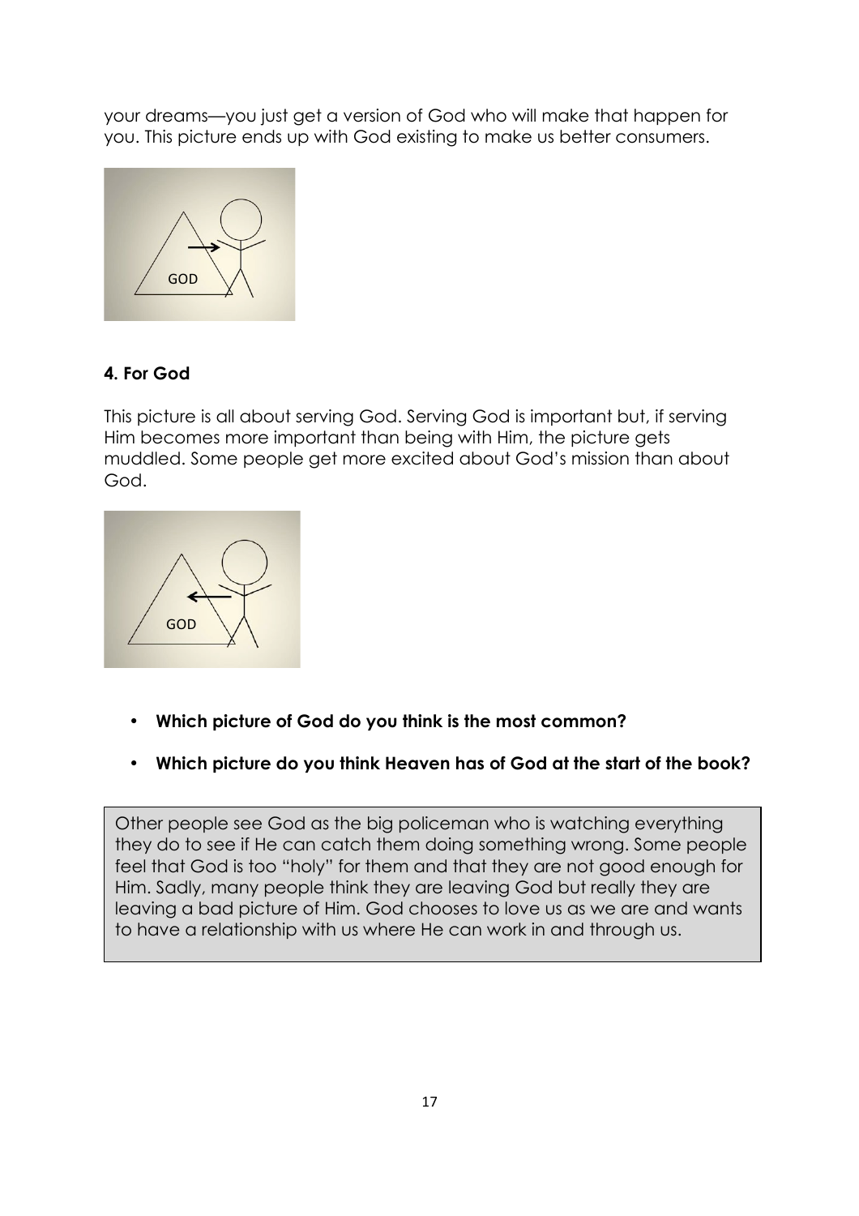your dreams—you just get a version of God who will make that happen for you. This picture ends up with God existing to make us better consumers.

**4. For God**

This picture is all about serving God. Serving God is important but, if serving Him becomes more important than being with Him, the picture gets muddled. Some people get more excited about God's mission than about God.

- **Which picture of God do you think is the most common?**
- **Which picture do you think Heaven has of God at the start of the book?**

Other people see God as the big policeman who is watching everything they do to see if He can catch them doing something wrong. Some people feel that God is too "holy" for them and that they are not good enough for Him. Sadly, many people think they are leaving God but really they are leaving a bad picture of Him. God chooses to love us as we are and wants to have a relationship with us where He can work in and through us.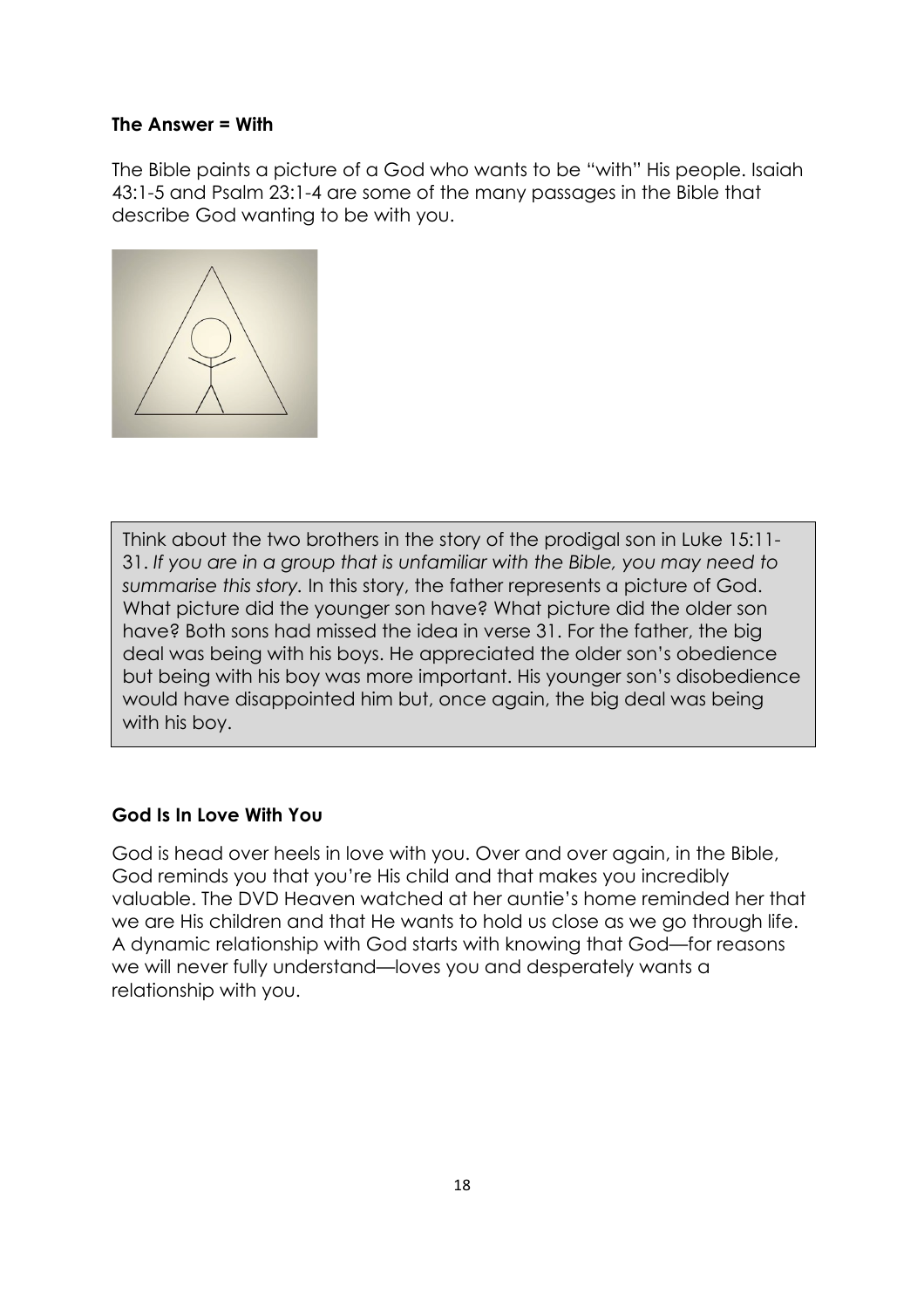**The Answer = With**

The Bible paints a picture of a God who wants to be "with" His people. Isaiah 43:1-5 and Psalm 23:1-4 are some of the many passages in the Bible that describe God wanting to be with you.

Think about the two brothers in the story of the prodigal son in Luke 15:11-31. *If you are in a group that is unfamiliar with the Bible, you may need to summarise this story.* In this story, the father represents a picture of God. What picture did the younger son have? What picture did the older son have? Both sons had missed the idea in verse 31. For the father, the big deal was being with his boys. He appreciated the older son's obedience but being with his boy was more important. His younger son's disobedience would have disappointed him but, once again, the big deal was being with his boy.

**God Is In Love With You**

God is head over heels in love with you. Over and over again, in the Bible, God reminds you that you're His child and that makes you incredibly valuable. The DVD Heaven watched at her auntie's home reminded her that we are His children and that He wants to hold us close as we go through life. A dynamic relationship with God starts with knowing that God—for reasons we will never fully understand—loves you and desperately wants a relationship with you.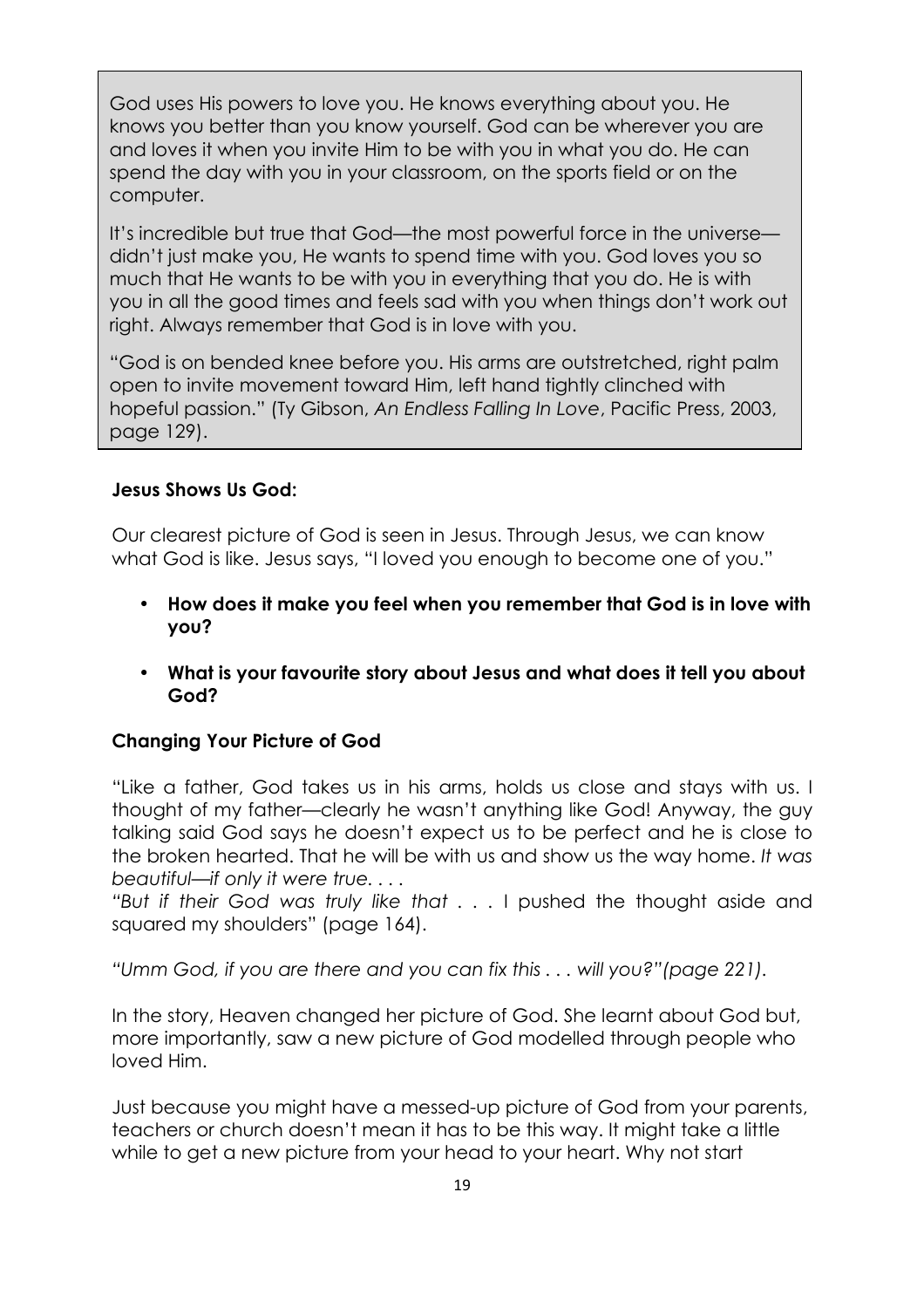God uses His powers to love you. He knows everything about you. He knows you better than you know yourself. God can be wherever you are and loves it when you invite Him to be with you in what you do. He can spend the day with you in your classroom, on the sports field or on the computer.

It's incredible but true that God—the most powerful force in the universe—didn't just make you, He wants to spend time with you. God loves you so much that He wants to be with you in everything that you do. He is with you in all the good times and feels sad with you when things don't work out right. Always remember that God is in love with you.

"God is on bended knee before you. His arms are outstretched, right palm open to invite movement toward Him, left hand tightly clinched with hopeful passion." (Ty Gibson, *An Endless Falling In Love*, Pacific Press, 2003, page 129).

**Jesus Shows Us God:**

Our clearest picture of God is seen in Jesus. Through Jesus, we can know what God is like. Jesus says, "I loved you enough to become one of you."

- **How does it make you feel when you remember that God is in love with you?**
- **What is your favourite story about Jesus and what does it tell you about God?**

**Changing Your Picture of God**

"Like a father, God takes us in his arms, holds us close and stays with us. I thought of my father—clearly he wasn't anything like God! Anyway, the guy talking said God says he doesn't expect us to be perfect and he is close to the broken hearted. That he will be with us and show us the way home. *It was beautiful—if only it were true. . . .*
*"But if their God was truly like that* . . . I pushed the thought aside and squared my shoulders" (page 164).

*"Umm God, if you are there and you can fix this . . . will you?"(page 221).*

In the story, Heaven changed her picture of God. She learnt about God but, more importantly, saw a new picture of God modelled through people who loved Him.

Just because you might have a messed-up picture of God from your parents, teachers or church doesn't mean it has to be this way. It might take a little while to get a new picture from your head to your heart. Why not start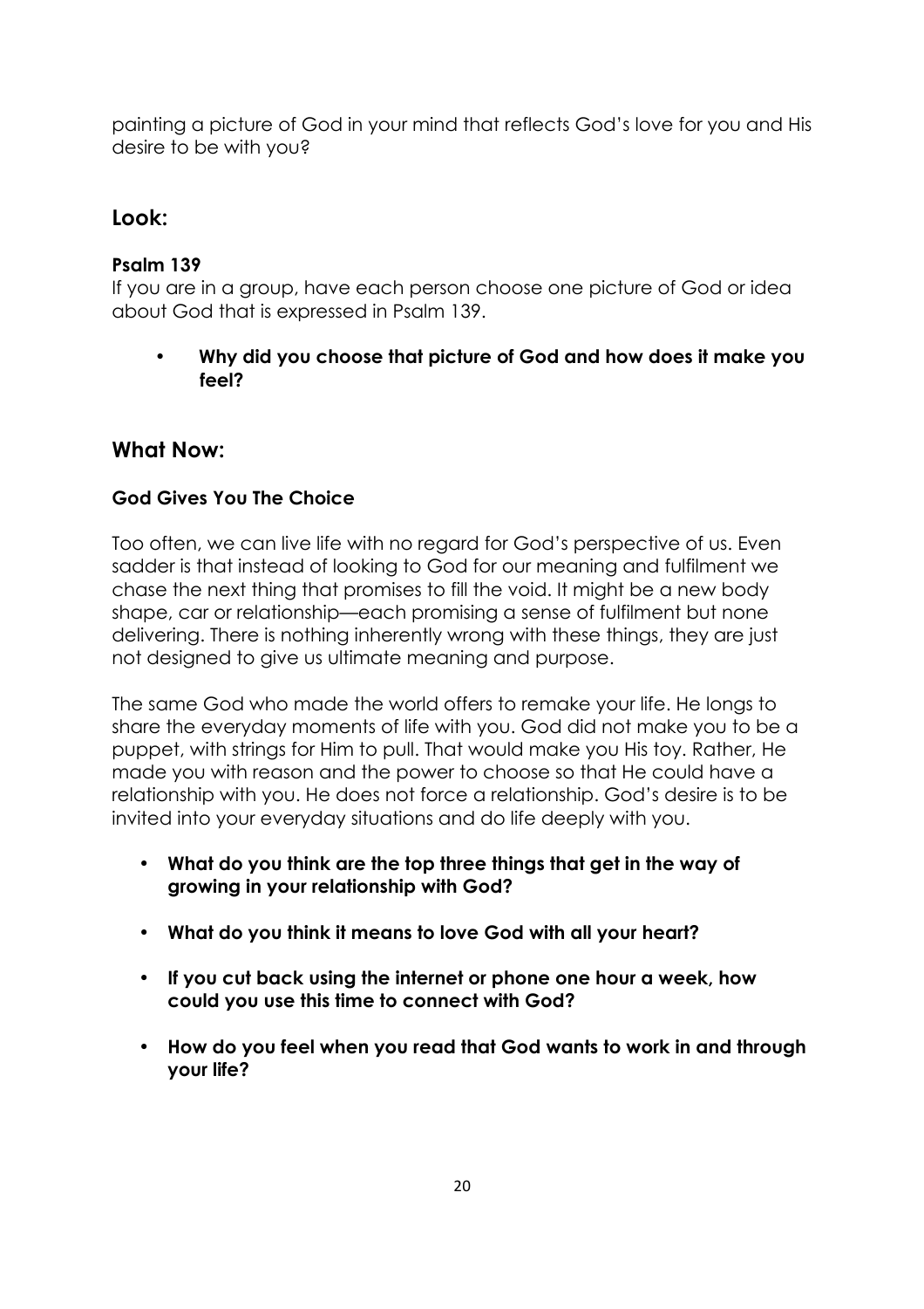painting a picture of God in your mind that reflects God's love for you and His desire to be with you?

## Look:

### Psalm 139

If you are in a group, have each person choose one picture of God or idea about God that is expressed in Psalm 139.

- **Why did you choose that picture of God and how does it make you feel?**

## What Now:

### God Gives You The Choice

Too often, we can live life with no regard for God's perspective of us. Even sadder is that instead of looking to God for our meaning and fulfilment we chase the next thing that promises to fill the void. It might be a new body shape, car or relationship—each promising a sense of fulfilment but none delivering. There is nothing inherently wrong with these things, they are just not designed to give us ultimate meaning and purpose.

The same God who made the world offers to remake your life. He longs to share the everyday moments of life with you. God did not make you to be a puppet, with strings for Him to pull. That would make you His toy. Rather, He made you with reason and the power to choose so that He could have a relationship with you. He does not force a relationship. God's desire is to be invited into your everyday situations and do life deeply with you.

- **What do you think are the top three things that get in the way of growing in your relationship with God?**
- **What do you think it means to love God with all your heart?**
- **If you cut back using the internet or phone one hour a week, how could you use this time to connect with God?**
- **How do you feel when you read that God wants to work in and through your life?**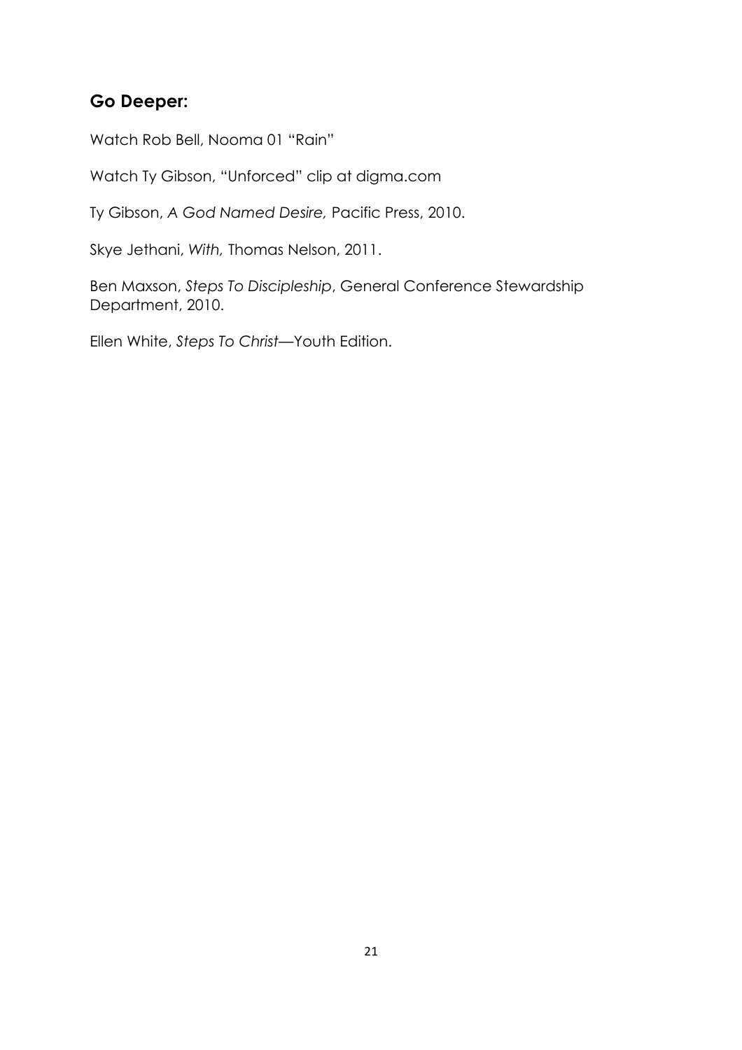## Go Deeper:

Watch Rob Bell, Nooma 01 "Rain"

Watch Ty Gibson, "Unforced" clip at digma.com

Ty Gibson, *A God Named Desire,* Pacific Press, 2010.

Skye Jethani, *With,* Thomas Nelson, 2011.

Ben Maxson, *Steps To Discipleship*, General Conference Stewardship Department, 2010.

Ellen White, *Steps To Christ*—Youth Edition.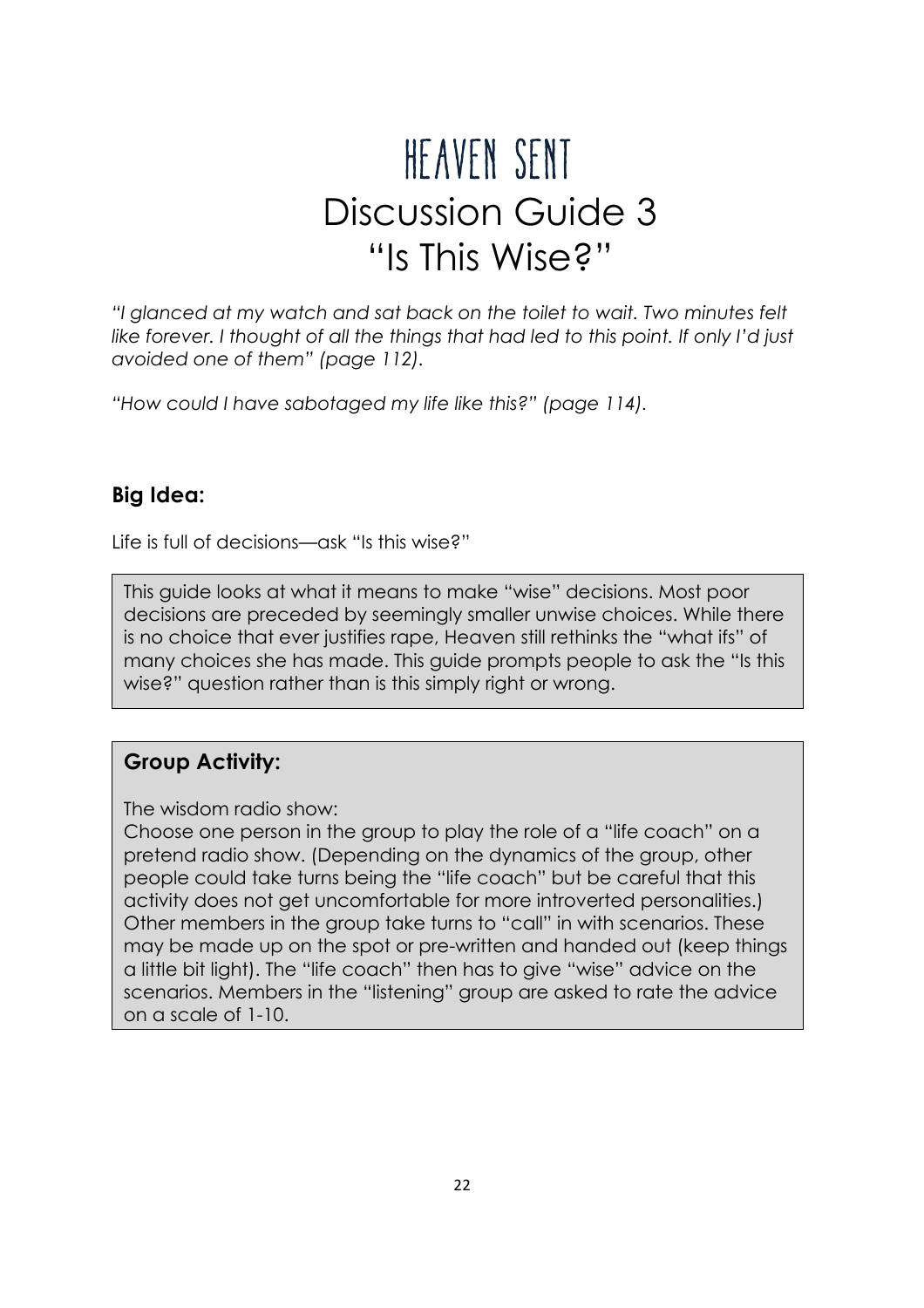# HEAVEN SENT

# Discussion Guide 3

# "Is This Wise?"

*"I glanced at my watch and sat back on the toilet to wait. Two minutes felt like forever. I thought of all the things that had led to this point. If only I'd just avoided one of them" (page 112).*

*"How could I have sabotaged my life like this?" (page 114).*

## Big Idea:

Life is full of decisions—ask "Is this wise?"

This guide looks at what it means to make "wise" decisions. Most poor decisions are preceded by seemingly smaller unwise choices. While there is no choice that ever justifies rape, Heaven still rethinks the "what ifs" of many choices she has made. This guide prompts people to ask the "Is this wise?" question rather than is this simply right or wrong.

## Group Activity:

The wisdom radio show:

Choose one person in the group to play the role of a "life coach" on a pretend radio show. (Depending on the dynamics of the group, other people could take turns being the "life coach" but be careful that this activity does not get uncomfortable for more introverted personalities.) Other members in the group take turns to "call" in with scenarios. These may be made up on the spot or pre-written and handed out (keep things a little bit light). The "life coach" then has to give "wise" advice on the scenarios. Members in the "listening" group are asked to rate the advice on a scale of 1-10.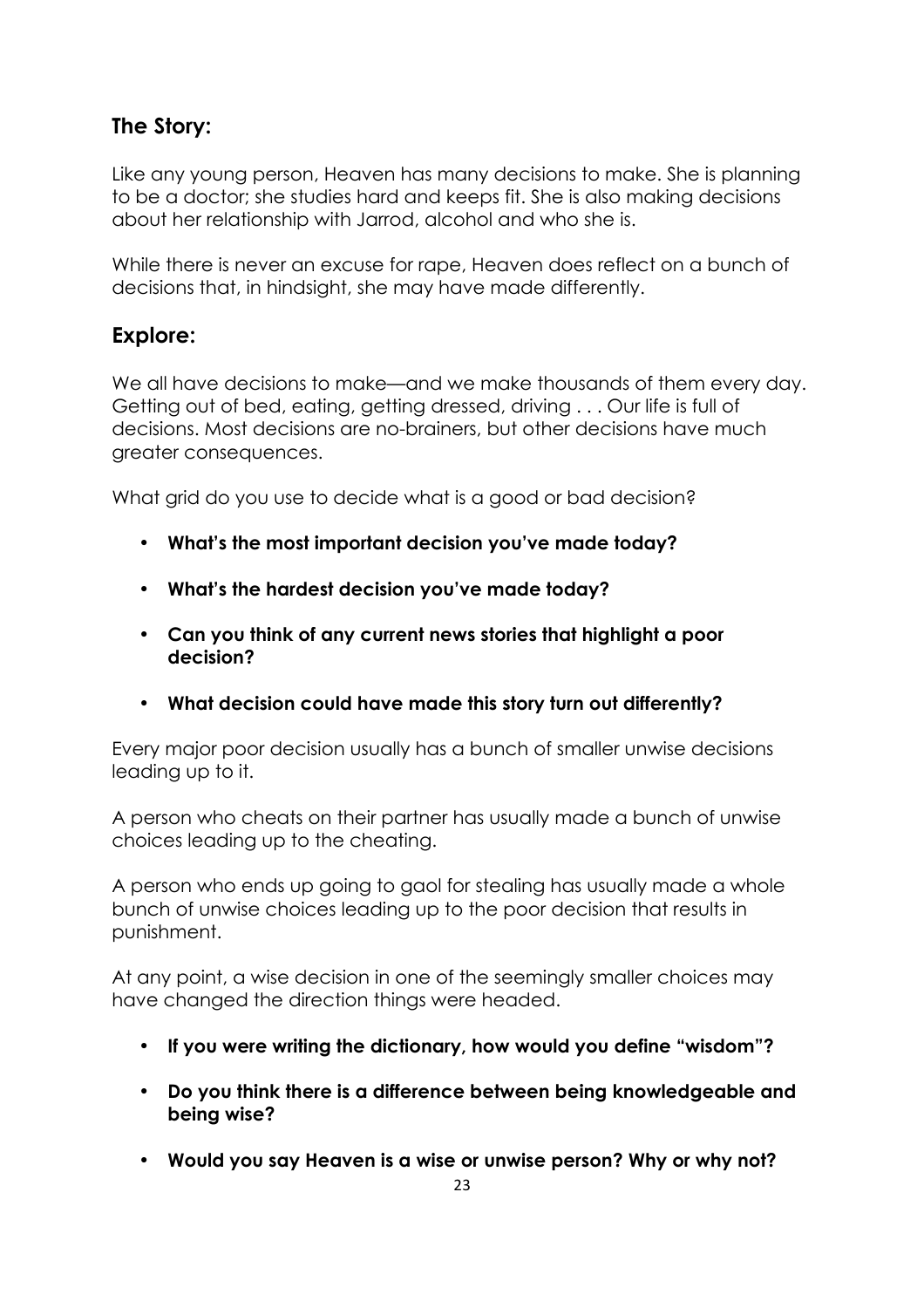## The Story:

Like any young person, Heaven has many decisions to make. She is planning to be a doctor; she studies hard and keeps fit. She is also making decisions about her relationship with Jarrod, alcohol and who she is.

While there is never an excuse for rape, Heaven does reflect on a bunch of decisions that, in hindsight, she may have made differently.

## Explore:

We all have decisions to make—and we make thousands of them every day. Getting out of bed, eating, getting dressed, driving . . . Our life is full of decisions. Most decisions are no-brainers, but other decisions have much greater consequences.

What grid do you use to decide what is a good or bad decision?

- **What's the most important decision you've made today?**
- **What's the hardest decision you've made today?**
- **Can you think of any current news stories that highlight a poor decision?**
- **What decision could have made this story turn out differently?**

Every major poor decision usually has a bunch of smaller unwise decisions leading up to it.

A person who cheats on their partner has usually made a bunch of unwise choices leading up to the cheating.

A person who ends up going to gaol for stealing has usually made a whole bunch of unwise choices leading up to the poor decision that results in punishment.

At any point, a wise decision in one of the seemingly smaller choices may have changed the direction things were headed.

- **If you were writing the dictionary, how would you define "wisdom"?**
- **Do you think there is a difference between being knowledgeable and being wise?**
- **Would you say Heaven is a wise or unwise person? Why or why not?**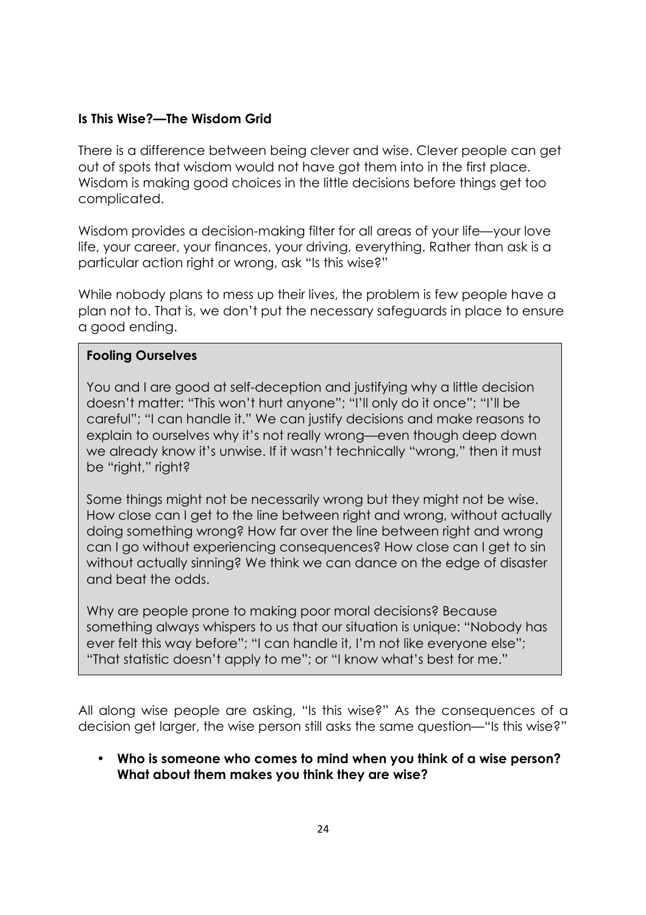**Is This Wise?—The Wisdom Grid**

There is a difference between being clever and wise. Clever people can get out of spots that wisdom would not have got them into in the first place. Wisdom is making good choices in the little decisions before things get too complicated.

Wisdom provides a decision-making filter for all areas of your life—your love life, your career, your finances, your driving, everything. Rather than ask is a particular action right or wrong, ask "Is this wise?"

While nobody plans to mess up their lives, the problem is few people have a plan not to. That is, we don't put the necessary safeguards in place to ensure a good ending.

> **Fooling Ourselves**
>
> You and I are good at self-deception and justifying why a little decision doesn't matter: "This won't hurt anyone"; "I'll only do it once"; "I'll be careful"; "I can handle it." We can justify decisions and make reasons to explain to ourselves why it's not really wrong—even though deep down we already know it's unwise. If it wasn't technically "wrong," then it must be "right," right?
>
> Some things might not be necessarily wrong but they might not be wise. How close can I get to the line between right and wrong, without actually doing something wrong? How far over the line between right and wrong can I go without experiencing consequences? How close can I get to sin without actually sinning? We think we can dance on the edge of disaster and beat the odds.
>
> Why are people prone to making poor moral decisions? Because something always whispers to us that our situation is unique: "Nobody has ever felt this way before"; "I can handle it, I'm not like everyone else"; "That statistic doesn't apply to me"; or "I know what's best for me."

All along wise people are asking, "Is this wise?" As the consequences of a decision get larger, the wise person still asks the same question—"Is this wise?"

- **Who is someone who comes to mind when you think of a wise person? What about them makes you think they are wise?**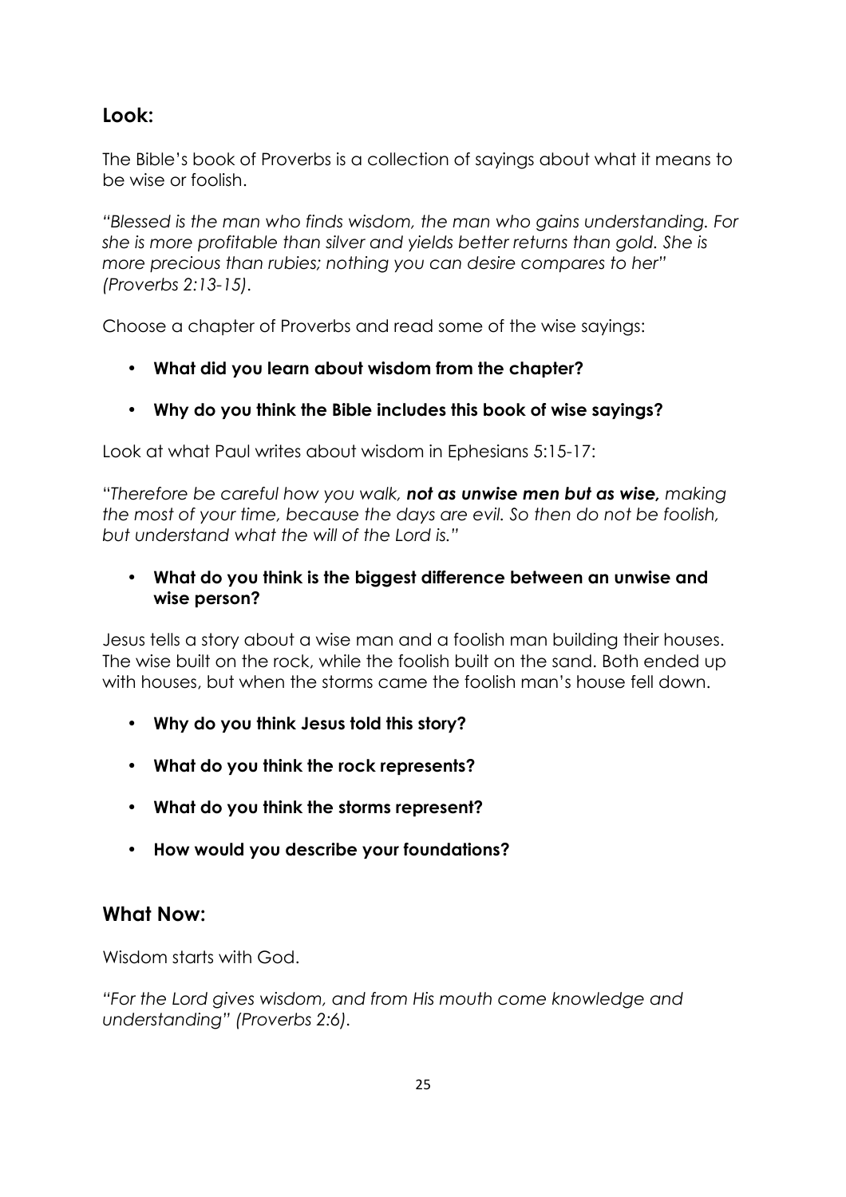## Look:

The Bible's book of Proverbs is a collection of sayings about what it means to be wise or foolish.

*"Blessed is the man who finds wisdom, the man who gains understanding. For she is more profitable than silver and yields better returns than gold. She is more precious than rubies; nothing you can desire compares to her" (Proverbs 2:13-15).*

Choose a chapter of Proverbs and read some of the wise sayings:

- **What did you learn about wisdom from the chapter?**
- **Why do you think the Bible includes this book of wise sayings?**

Look at what Paul writes about wisdom in Ephesians 5:15-17:

*"Therefore be careful how you walk, **not as unwise men but as wise,** making the most of your time, because the days are evil. So then do not be foolish, but understand what the will of the Lord is."*

- **What do you think is the biggest difference between an unwise and wise person?**

Jesus tells a story about a wise man and a foolish man building their houses. The wise built on the rock, while the foolish built on the sand. Both ended up with houses, but when the storms came the foolish man's house fell down.

- **Why do you think Jesus told this story?**
- **What do you think the rock represents?**
- **What do you think the storms represent?**
- **How would you describe your foundations?**

## What Now:

Wisdom starts with God.

*"For the Lord gives wisdom, and from His mouth come knowledge and understanding" (Proverbs 2:6).*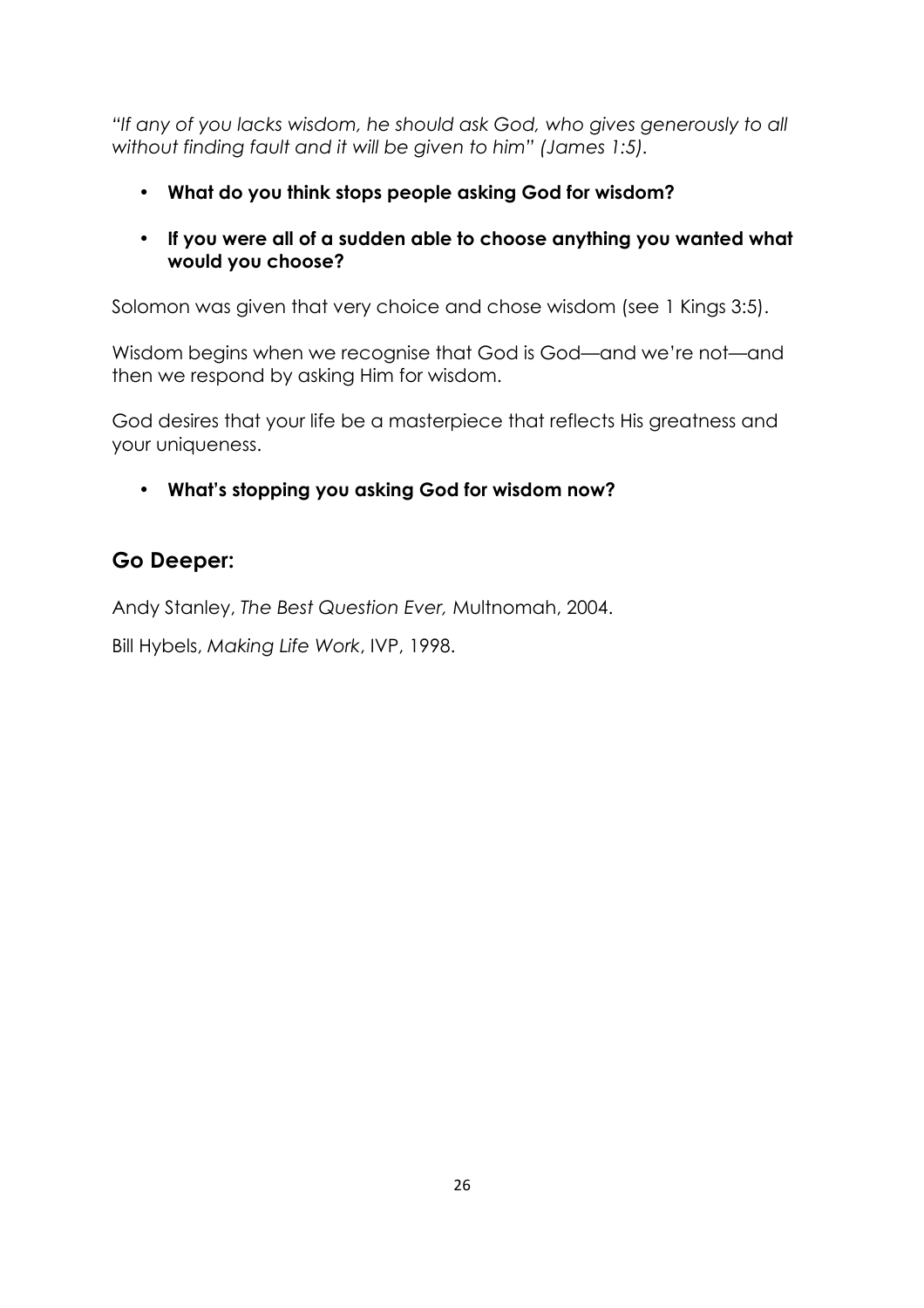*"If any of you lacks wisdom, he should ask God, who gives generously to all without finding fault and it will be given to him" (James 1:5).*

- **What do you think stops people asking God for wisdom?**
- **If you were all of a sudden able to choose anything you wanted what would you choose?**

Solomon was given that very choice and chose wisdom (see 1 Kings 3:5).

Wisdom begins when we recognise that God is God—and we're not—and then we respond by asking Him for wisdom.

God desires that your life be a masterpiece that reflects His greatness and your uniqueness.

- **What's stopping you asking God for wisdom now?**

## Go Deeper:

Andy Stanley, *The Best Question Ever,* Multnomah, 2004.

Bill Hybels, *Making Life Work*, IVP, 1998.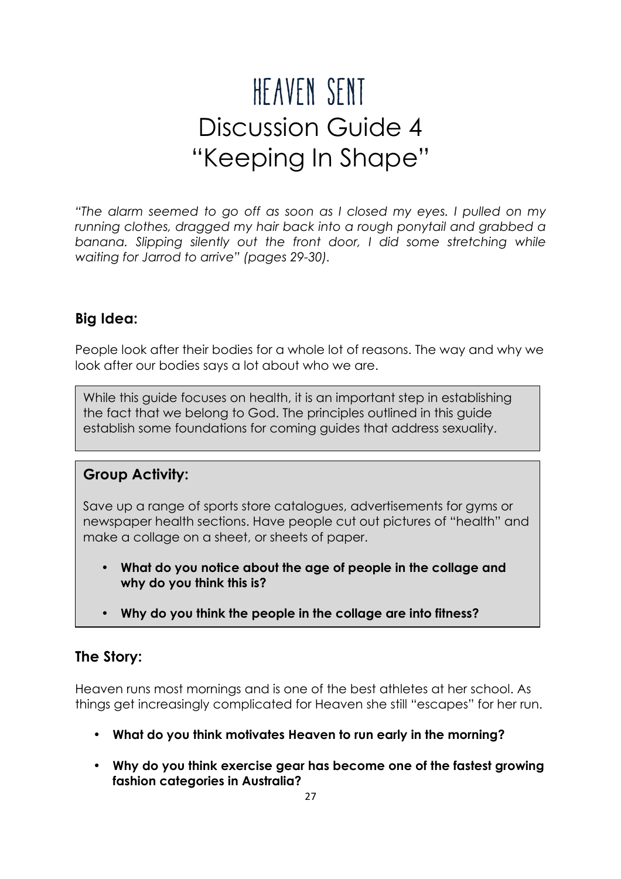# Heaven Sent

# Discussion Guide 4

# "Keeping In Shape"

*"The alarm seemed to go off as soon as I closed my eyes. I pulled on my running clothes, dragged my hair back into a rough ponytail and grabbed a banana. Slipping silently out the front door, I did some stretching while waiting for Jarrod to arrive" (pages 29-30).*

## Big Idea:

People look after their bodies for a whole lot of reasons. The way and why we look after our bodies says a lot about who we are.

While this guide focuses on health, it is an important step in establishing the fact that we belong to God. The principles outlined in this guide establish some foundations for coming guides that address sexuality.

## Group Activity:

Save up a range of sports store catalogues, advertisements for gyms or newspaper health sections. Have people cut out pictures of "health" and make a collage on a sheet, or sheets of paper.

- **What do you notice about the age of people in the collage and why do you think this is?**
- **Why do you think the people in the collage are into fitness?**

## The Story:

Heaven runs most mornings and is one of the best athletes at her school. As things get increasingly complicated for Heaven she still "escapes" for her run.

- **What do you think motivates Heaven to run early in the morning?**
- **Why do you think exercise gear has become one of the fastest growing fashion categories in Australia?**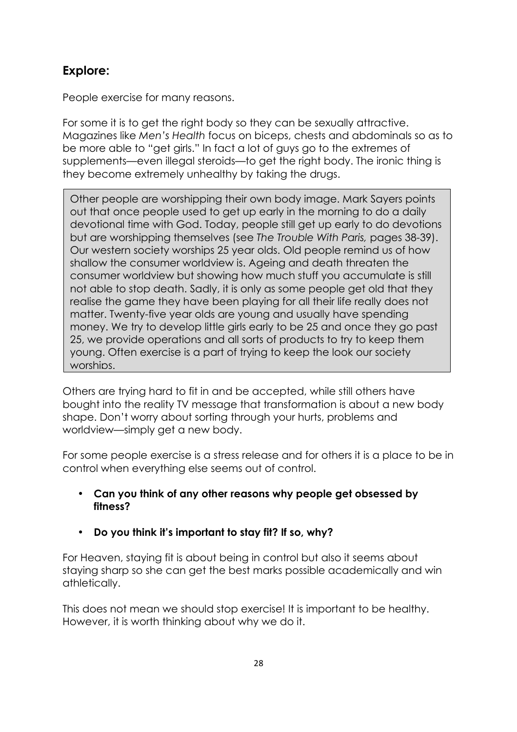## Explore:

People exercise for many reasons.

For some it is to get the right body so they can be sexually attractive. Magazines like *Men's Health* focus on biceps, chests and abdominals so as to be more able to "get girls." In fact a lot of guys go to the extremes of supplements—even illegal steroids—to get the right body. The ironic thing is they become extremely unhealthy by taking the drugs.

> Other people are worshipping their own body image. Mark Sayers points out that once people used to get up early in the morning to do a daily devotional time with God. Today, people still get up early to do devotions but are worshipping themselves (see *The Trouble With Paris,* pages 38-39). Our western society worships 25 year olds. Old people remind us of how shallow the consumer worldview is. Ageing and death threaten the consumer worldview but showing how much stuff you accumulate is still not able to stop death. Sadly, it is only as some people get old that they realise the game they have been playing for all their life really does not matter. Twenty-five year olds are young and usually have spending money. We try to develop little girls early to be 25 and once they go past 25, we provide operations and all sorts of products to try to keep them young. Often exercise is a part of trying to keep the look our society worships.

Others are trying hard to fit in and be accepted, while still others have bought into the reality TV message that transformation is about a new body shape. Don't worry about sorting through your hurts, problems and worldview—simply get a new body.

For some people exercise is a stress release and for others it is a place to be in control when everything else seems out of control.

- **Can you think of any other reasons why people get obsessed by fitness?**
- **Do you think it's important to stay fit? If so, why?**

For Heaven, staying fit is about being in control but also it seems about staying sharp so she can get the best marks possible academically and win athletically.

This does not mean we should stop exercise! It is important to be healthy. However, it is worth thinking about why we do it.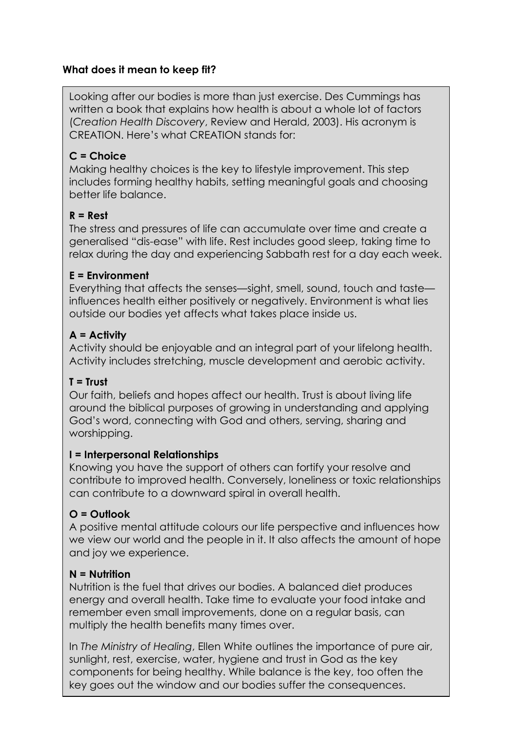**What does it mean to keep fit?**

Looking after our bodies is more than just exercise. Des Cummings has written a book that explains how health is about a whole lot of factors (*Creation Health Discovery*, Review and Herald, 2003). His acronym is CREATION. Here's what CREATION stands for:

**C = Choice**
Making healthy choices is the key to lifestyle improvement. This step includes forming healthy habits, setting meaningful goals and choosing better life balance.

**R = Rest**
The stress and pressures of life can accumulate over time and create a generalised "dis-ease" with life. Rest includes good sleep, taking time to relax during the day and experiencing Sabbath rest for a day each week.

**E = Environment**
Everything that affects the senses—sight, smell, sound, touch and taste—influences health either positively or negatively. Environment is what lies outside our bodies yet affects what takes place inside us.

**A = Activity**
Activity should be enjoyable and an integral part of your lifelong health. Activity includes stretching, muscle development and aerobic activity.

**T = Trust**
Our faith, beliefs and hopes affect our health. Trust is about living life around the biblical purposes of growing in understanding and applying God's word, connecting with God and others, serving, sharing and worshipping.

**I = Interpersonal Relationships**
Knowing you have the support of others can fortify your resolve and contribute to improved health. Conversely, loneliness or toxic relationships can contribute to a downward spiral in overall health.

**O = Outlook**
A positive mental attitude colours our life perspective and influences how we view our world and the people in it. It also affects the amount of hope and joy we experience.

**N = Nutrition**
Nutrition is the fuel that drives our bodies. A balanced diet produces energy and overall health. Take time to evaluate your food intake and remember even small improvements, done on a regular basis, can multiply the health benefits many times over.

In *The Ministry of Healing*, Ellen White outlines the importance of pure air, sunlight, rest, exercise, water, hygiene and trust in God as the key components for being healthy. While balance is the key, too often the key goes out the window and our bodies suffer the consequences.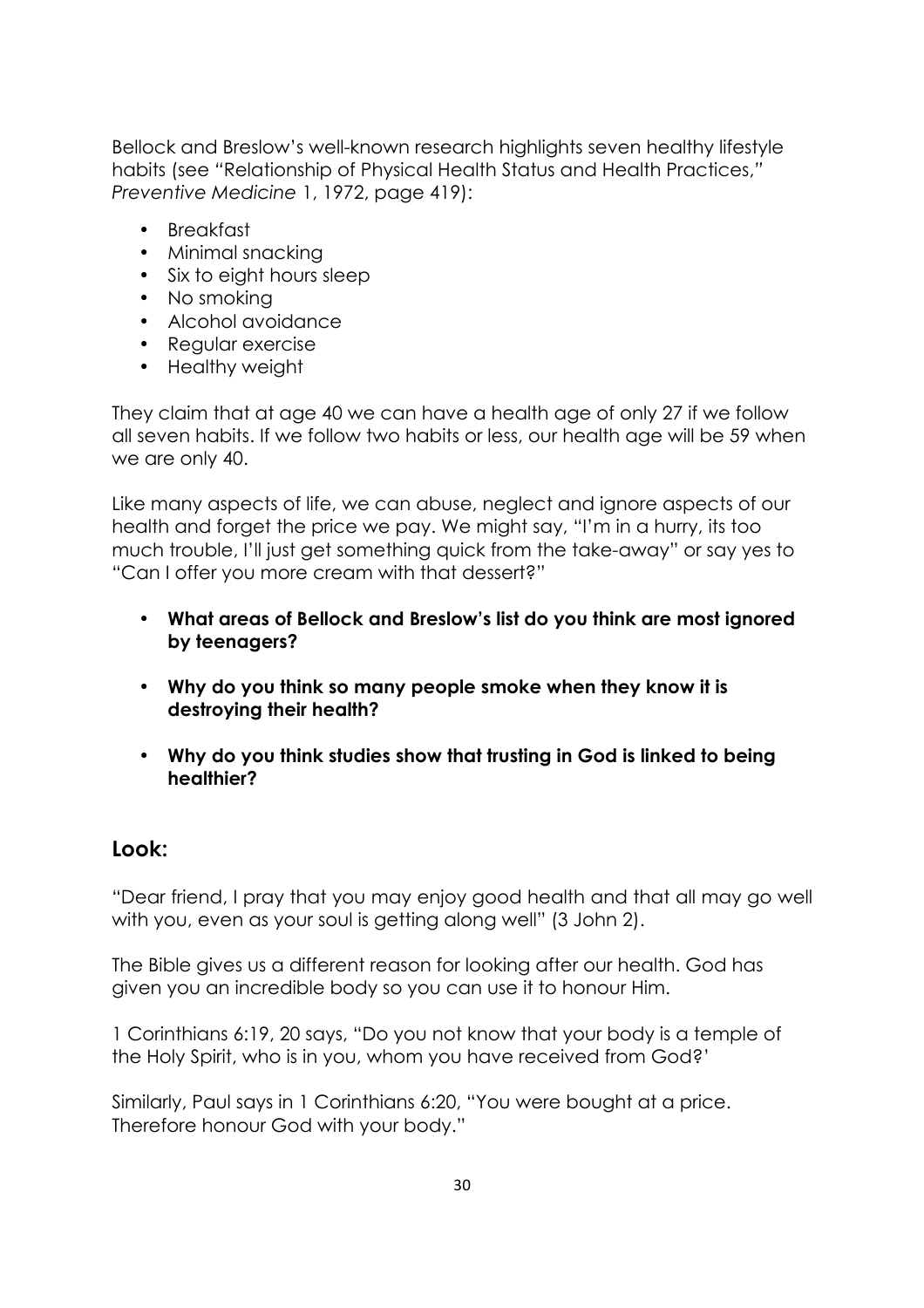Bellock and Breslow's well-known research highlights seven healthy lifestyle habits (see "Relationship of Physical Health Status and Health Practices," *Preventive Medicine* 1, 1972, page 419):

- Breakfast
- Minimal snacking
- Six to eight hours sleep
- No smoking
- Alcohol avoidance
- Regular exercise
- Healthy weight

They claim that at age 40 we can have a health age of only 27 if we follow all seven habits. If we follow two habits or less, our health age will be 59 when we are only 40.

Like many aspects of life, we can abuse, neglect and ignore aspects of our health and forget the price we pay. We might say, "I'm in a hurry, its too much trouble, I'll just get something quick from the take-away" or say yes to "Can I offer you more cream with that dessert?"

- **What areas of Bellock and Breslow's list do you think are most ignored by teenagers?**
- **Why do you think so many people smoke when they know it is destroying their health?**
- **Why do you think studies show that trusting in God is linked to being healthier?**

## Look:

"Dear friend, I pray that you may enjoy good health and that all may go well with you, even as your soul is getting along well" (3 John 2).

The Bible gives us a different reason for looking after our health. God has given you an incredible body so you can use it to honour Him.

1 Corinthians 6:19, 20 says, "Do you not know that your body is a temple of the Holy Spirit, who is in you, whom you have received from God?'

Similarly, Paul says in 1 Corinthians 6:20, "You were bought at a price. Therefore honour God with your body."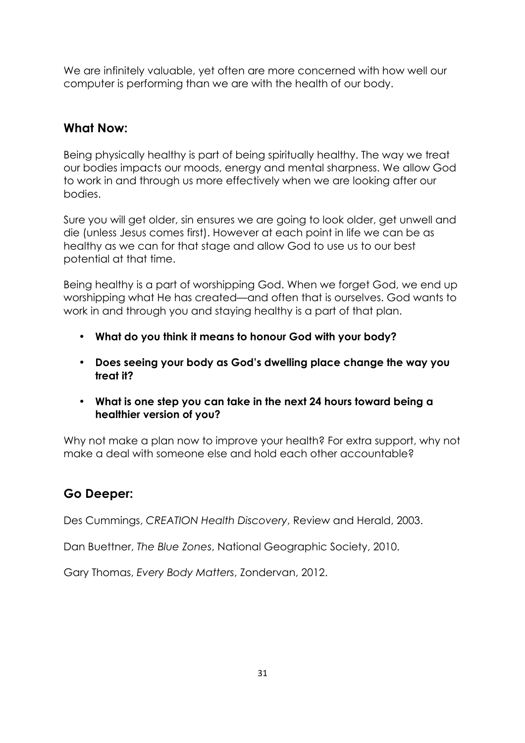We are infinitely valuable, yet often are more concerned with how well our computer is performing than we are with the health of our body.

## What Now:

Being physically healthy is part of being spiritually healthy. The way we treat our bodies impacts our moods, energy and mental sharpness. We allow God to work in and through us more effectively when we are looking after our bodies.

Sure you will get older, sin ensures we are going to look older, get unwell and die (unless Jesus comes first). However at each point in life we can be as healthy as we can for that stage and allow God to use us to our best potential at that time.

Being healthy is a part of worshipping God. When we forget God, we end up worshipping what He has created—and often that is ourselves. God wants to work in and through you and staying healthy is a part of that plan.

- **What do you think it means to honour God with your body?**
- **Does seeing your body as God's dwelling place change the way you treat it?**
- **What is one step you can take in the next 24 hours toward being a healthier version of you?**

Why not make a plan now to improve your health? For extra support, why not make a deal with someone else and hold each other accountable?

## Go Deeper:

Des Cummings, *CREATION Health Discovery*, Review and Herald, 2003.

Dan Buettner, *The Blue Zones*, National Geographic Society, 2010.

Gary Thomas, *Every Body Matters*, Zondervan, 2012.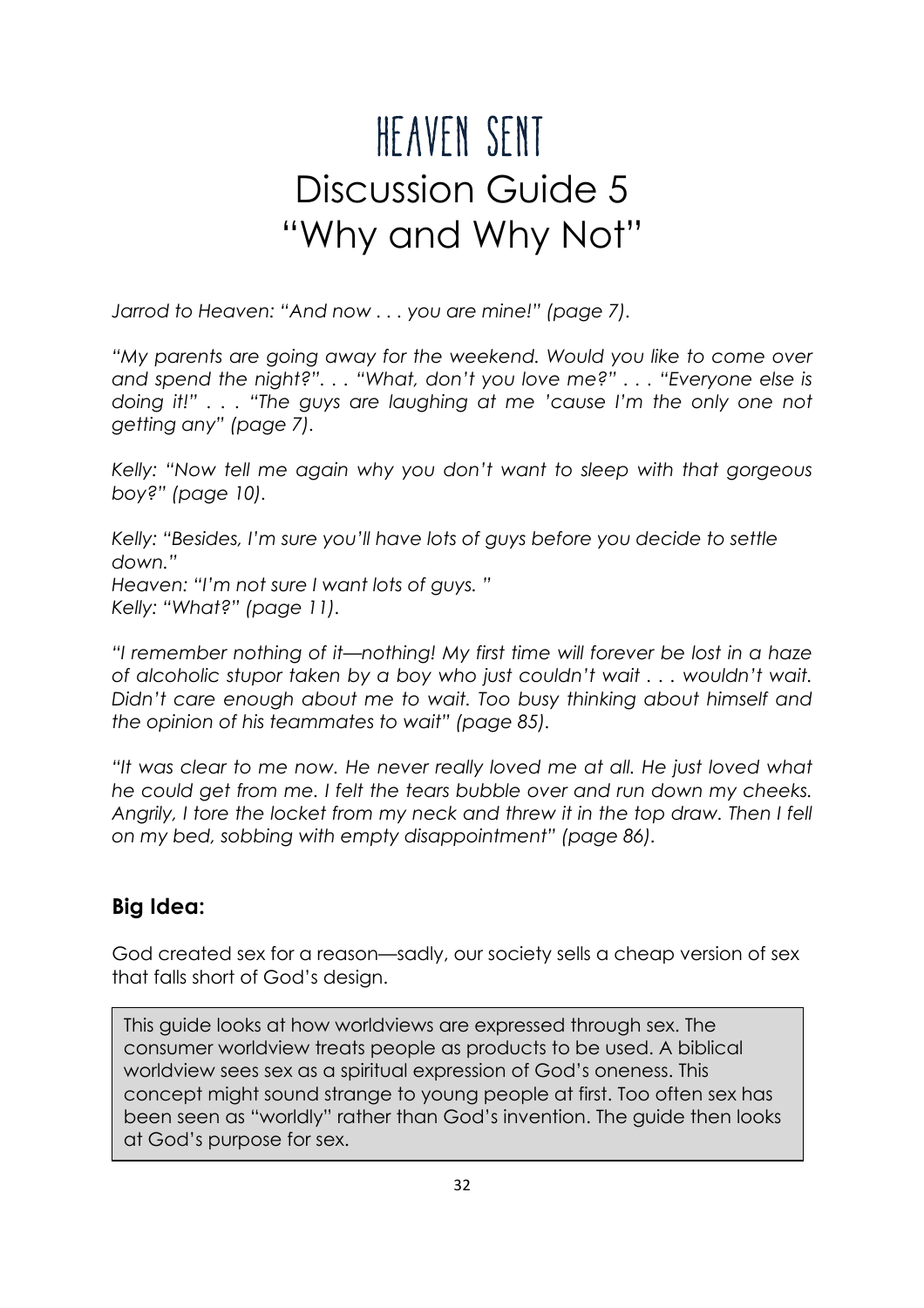# HEAVEN SENT

# Discussion Guide 5
# "Why and Why Not"

*Jarrod to Heaven: "And now . . . you are mine!" (page 7).*

*"My parents are going away for the weekend. Would you like to come over and spend the night?". . . "What, don't you love me?" . . . "Everyone else is doing it!" . . . "The guys are laughing at me 'cause I'm the only one not getting any" (page 7).*

*Kelly: "Now tell me again why you don't want to sleep with that gorgeous boy?" (page 10).*

*Kelly: "Besides, I'm sure you'll have lots of guys before you decide to settle down."*
*Heaven: "I'm not sure I want lots of guys. "*
*Kelly: "What?" (page 11).*

*"I remember nothing of it—nothing! My first time will forever be lost in a haze of alcoholic stupor taken by a boy who just couldn't wait . . . wouldn't wait. Didn't care enough about me to wait. Too busy thinking about himself and the opinion of his teammates to wait" (page 85).*

*"It was clear to me now. He never really loved me at all. He just loved what he could get from me. I felt the tears bubble over and run down my cheeks. Angrily, I tore the locket from my neck and threw it in the top draw. Then I fell on my bed, sobbing with empty disappointment" (page 86).*

## Big Idea:

God created sex for a reason—sadly, our society sells a cheap version of sex that falls short of God's design.

This guide looks at how worldviews are expressed through sex. The consumer worldview treats people as products to be used. A biblical worldview sees sex as a spiritual expression of God's oneness. This concept might sound strange to young people at first. Too often sex has been seen as "worldly" rather than God's invention. The guide then looks at God's purpose for sex.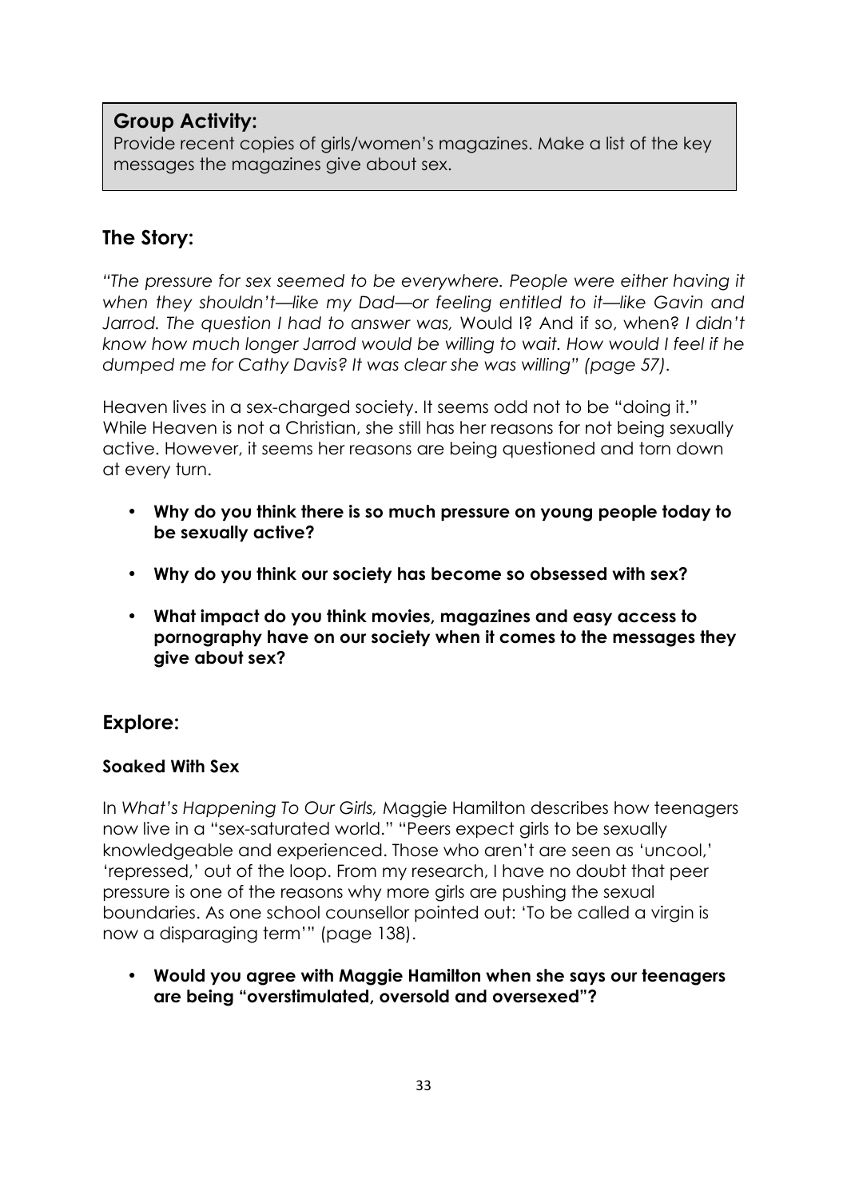**Group Activity:**
Provide recent copies of girls/women's magazines. Make a list of the key messages the magazines give about sex.

## The Story:

*"The pressure for sex seemed to be everywhere. People were either having it when they shouldn't—like my Dad—or feeling entitled to it—like Gavin and Jarrod. The question I had to answer was,* Would I? And if so, when? *I didn't know how much longer Jarrod would be willing to wait. How would I feel if he dumped me for Cathy Davis? It was clear she was willing" (page 57).*

Heaven lives in a sex-charged society. It seems odd not to be "doing it." While Heaven is not a Christian, she still has her reasons for not being sexually active. However, it seems her reasons are being questioned and torn down at every turn.

- **Why do you think there is so much pressure on young people today to be sexually active?**
- **Why do you think our society has become so obsessed with sex?**
- **What impact do you think movies, magazines and easy access to pornography have on our society when it comes to the messages they give about sex?**

## Explore:

### Soaked With Sex

In *What's Happening To Our Girls,* Maggie Hamilton describes how teenagers now live in a "sex-saturated world." "Peers expect girls to be sexually knowledgeable and experienced. Those who aren't are seen as 'uncool,' 'repressed,' out of the loop. From my research, I have no doubt that peer pressure is one of the reasons why more girls are pushing the sexual boundaries. As one school counsellor pointed out: 'To be called a virgin is now a disparaging term'" (page 138).

- **Would you agree with Maggie Hamilton when she says our teenagers are being "overstimulated, oversold and oversexed"?**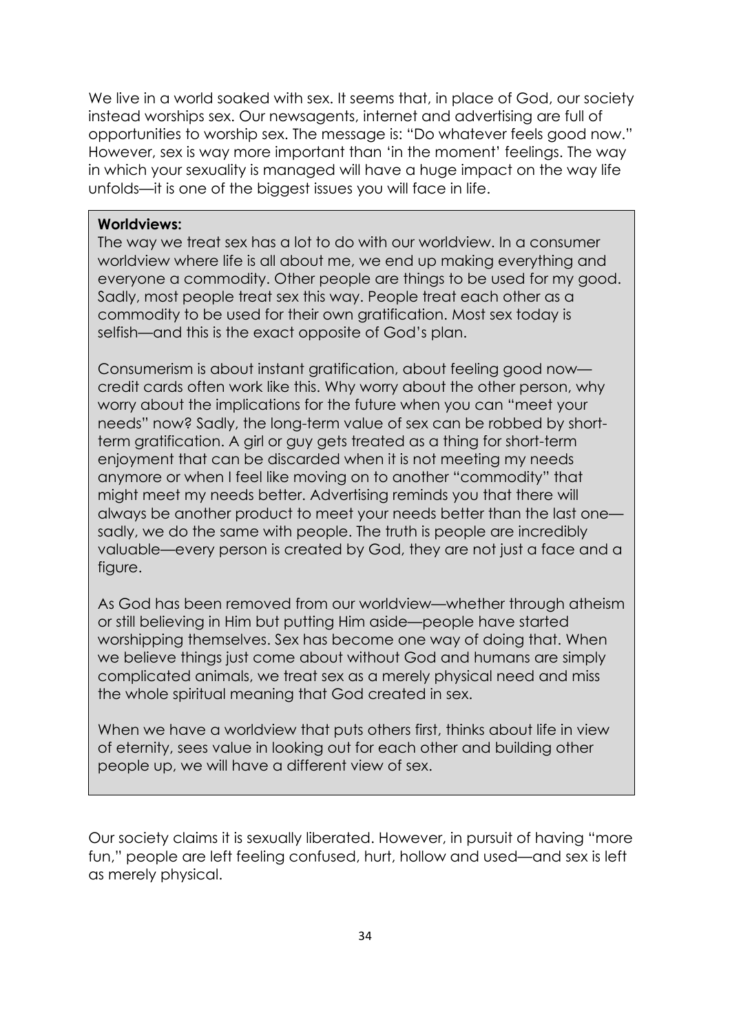We live in a world soaked with sex. It seems that, in place of God, our society instead worships sex. Our newsagents, internet and advertising are full of opportunities to worship sex. The message is: "Do whatever feels good now." However, sex is way more important than 'in the moment' feelings. The way in which your sexuality is managed will have a huge impact on the way life unfolds—it is one of the biggest issues you will face in life.

> **Worldviews:**
>
> The way we treat sex has a lot to do with our worldview. In a consumer worldview where life is all about me, we end up making everything and everyone a commodity. Other people are things to be used for my good. Sadly, most people treat sex this way. People treat each other as a commodity to be used for their own gratification. Most sex today is selfish—and this is the exact opposite of God's plan.
>
> Consumerism is about instant gratification, about feeling good now—credit cards often work like this. Why worry about the other person, why worry about the implications for the future when you can "meet your needs" now? Sadly, the long-term value of sex can be robbed by short-term gratification. A girl or guy gets treated as a thing for short-term enjoyment that can be discarded when it is not meeting my needs anymore or when I feel like moving on to another "commodity" that might meet my needs better. Advertising reminds you that there will always be another product to meet your needs better than the last one—sadly, we do the same with people. The truth is people are incredibly valuable—every person is created by God, they are not just a face and a figure.
>
> As God has been removed from our worldview—whether through atheism or still believing in Him but putting Him aside—people have started worshipping themselves. Sex has become one way of doing that. When we believe things just come about without God and humans are simply complicated animals, we treat sex as a merely physical need and miss the whole spiritual meaning that God created in sex.
>
> When we have a worldview that puts others first, thinks about life in view of eternity, sees value in looking out for each other and building other people up, we will have a different view of sex.

Our society claims it is sexually liberated. However, in pursuit of having "more fun," people are left feeling confused, hurt, hollow and used—and sex is left as merely physical.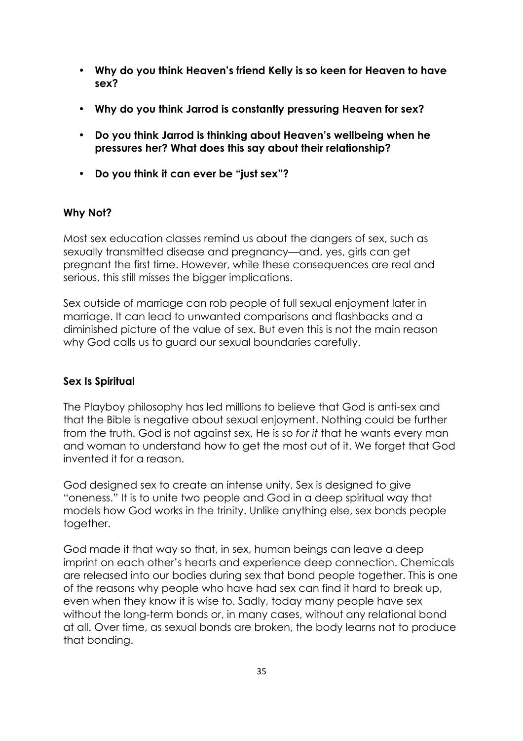- **Why do you think Heaven's friend Kelly is so keen for Heaven to have sex?**
- **Why do you think Jarrod is constantly pressuring Heaven for sex?**
- **Do you think Jarrod is thinking about Heaven's wellbeing when he pressures her? What does this say about their relationship?**
- **Do you think it can ever be "just sex"?**

### Why Not?

Most sex education classes remind us about the dangers of sex, such as sexually transmitted disease and pregnancy—and, yes, girls can get pregnant the first time. However, while these consequences are real and serious, this still misses the bigger implications.

Sex outside of marriage can rob people of full sexual enjoyment later in marriage. It can lead to unwanted comparisons and flashbacks and a diminished picture of the value of sex. But even this is not the main reason why God calls us to guard our sexual boundaries carefully.

### Sex Is Spiritual

The Playboy philosophy has led millions to believe that God is anti-sex and that the Bible is negative about sexual enjoyment. Nothing could be further from the truth. God is not against sex, He is so *for it* that he wants every man and woman to understand how to get the most out of it. We forget that God invented it for a reason.

God designed sex to create an intense unity. Sex is designed to give "oneness." It is to unite two people and God in a deep spiritual way that models how God works in the trinity. Unlike anything else, sex bonds people together.

God made it that way so that, in sex, human beings can leave a deep imprint on each other's hearts and experience deep connection. Chemicals are released into our bodies during sex that bond people together. This is one of the reasons why people who have had sex can find it hard to break up, even when they know it is wise to. Sadly, today many people have sex without the long-term bonds or, in many cases, without any relational bond at all. Over time, as sexual bonds are broken, the body learns not to produce that bonding.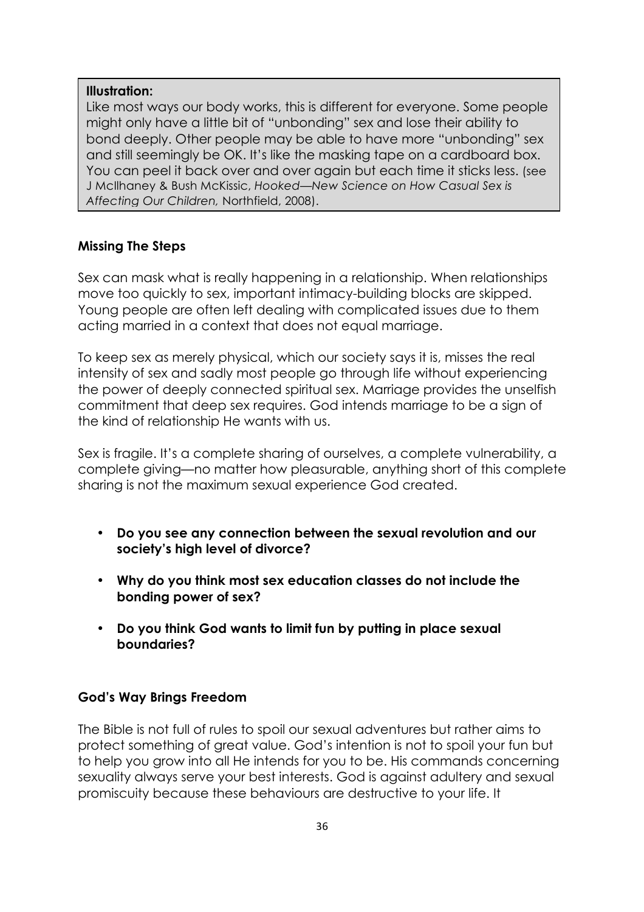**Illustration:**
Like most ways our body works, this is different for everyone. Some people might only have a little bit of "unbonding" sex and lose their ability to bond deeply. Other people may be able to have more "unbonding" sex and still seemingly be OK. It's like the masking tape on a cardboard box. You can peel it back over and over again but each time it sticks less. (see J McIlhaney & Bush McKissic, *Hooked—New Science on How Casual Sex is Affecting Our Children,* Northfield, 2008).

### Missing The Steps

Sex can mask what is really happening in a relationship. When relationships move too quickly to sex, important intimacy-building blocks are skipped. Young people are often left dealing with complicated issues due to them acting married in a context that does not equal marriage.

To keep sex as merely physical, which our society says it is, misses the real intensity of sex and sadly most people go through life without experiencing the power of deeply connected spiritual sex. Marriage provides the unselfish commitment that deep sex requires. God intends marriage to be a sign of the kind of relationship He wants with us.

Sex is fragile. It's a complete sharing of ourselves, a complete vulnerability, a complete giving—no matter how pleasurable, anything short of this complete sharing is not the maximum sexual experience God created.

- **Do you see any connection between the sexual revolution and our society's high level of divorce?**
- **Why do you think most sex education classes do not include the bonding power of sex?**
- **Do you think God wants to limit fun by putting in place sexual boundaries?**

### God's Way Brings Freedom

The Bible is not full of rules to spoil our sexual adventures but rather aims to protect something of great value. God's intention is not to spoil your fun but to help you grow into all He intends for you to be. His commands concerning sexuality always serve your best interests. God is against adultery and sexual promiscuity because these behaviours are destructive to your life. It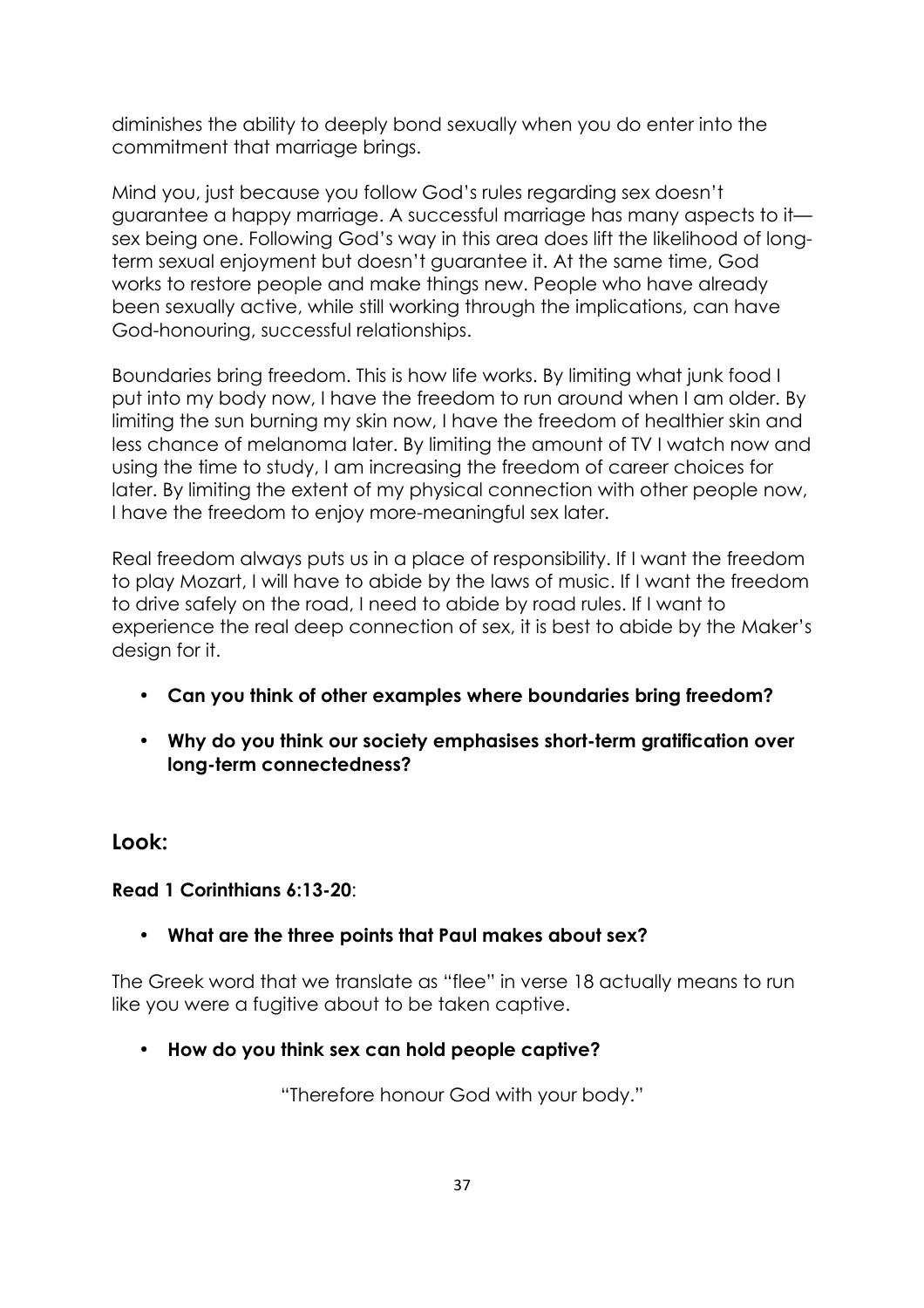diminishes the ability to deeply bond sexually when you do enter into the commitment that marriage brings.

Mind you, just because you follow God's rules regarding sex doesn't guarantee a happy marriage. A successful marriage has many aspects to it—sex being one. Following God's way in this area does lift the likelihood of long-term sexual enjoyment but doesn't guarantee it. At the same time, God works to restore people and make things new. People who have already been sexually active, while still working through the implications, can have God-honouring, successful relationships.

Boundaries bring freedom. This is how life works. By limiting what junk food I put into my body now, I have the freedom to run around when I am older. By limiting the sun burning my skin now, I have the freedom of healthier skin and less chance of melanoma later. By limiting the amount of TV I watch now and using the time to study, I am increasing the freedom of career choices for later. By limiting the extent of my physical connection with other people now, I have the freedom to enjoy more-meaningful sex later.

Real freedom always puts us in a place of responsibility. If I want the freedom to play Mozart, I will have to abide by the laws of music. If I want the freedom to drive safely on the road, I need to abide by road rules. If I want to experience the real deep connection of sex, it is best to abide by the Maker's design for it.

- **Can you think of other examples where boundaries bring freedom?**
- **Why do you think our society emphasises short-term gratification over long-term connectedness?**

## Look:

**Read 1 Corinthians 6:13-20**:

- **What are the three points that Paul makes about sex?**

The Greek word that we translate as "flee" in verse 18 actually means to run like you were a fugitive about to be taken captive.

- **How do you think sex can hold people captive?**

"Therefore honour God with your body."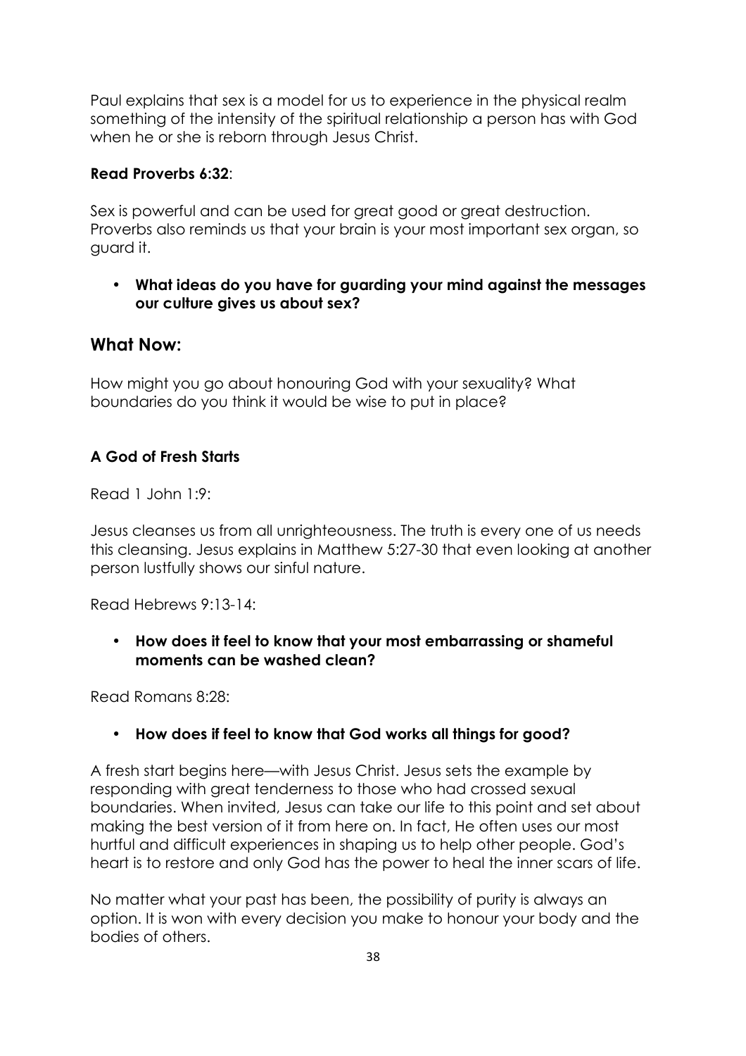Paul explains that sex is a model for us to experience in the physical realm something of the intensity of the spiritual relationship a person has with God when he or she is reborn through Jesus Christ.

**Read Proverbs 6:32**:

Sex is powerful and can be used for great good or great destruction. Proverbs also reminds us that your brain is your most important sex organ, so guard it.

- **What ideas do you have for guarding your mind against the messages our culture gives us about sex?**

## What Now:

How might you go about honouring God with your sexuality? What boundaries do you think it would be wise to put in place?

**A God of Fresh Starts**

Read 1 John 1:9:

Jesus cleanses us from all unrighteousness. The truth is every one of us needs this cleansing. Jesus explains in Matthew 5:27-30 that even looking at another person lustfully shows our sinful nature.

Read Hebrews 9:13-14:

- **How does it feel to know that your most embarrassing or shameful moments can be washed clean?**

Read Romans 8:28:

- **How does if feel to know that God works all things for good?**

A fresh start begins here—with Jesus Christ. Jesus sets the example by responding with great tenderness to those who had crossed sexual boundaries. When invited, Jesus can take our life to this point and set about making the best version of it from here on. In fact, He often uses our most hurtful and difficult experiences in shaping us to help other people. God's heart is to restore and only God has the power to heal the inner scars of life.

No matter what your past has been, the possibility of purity is always an option. It is won with every decision you make to honour your body and the bodies of others.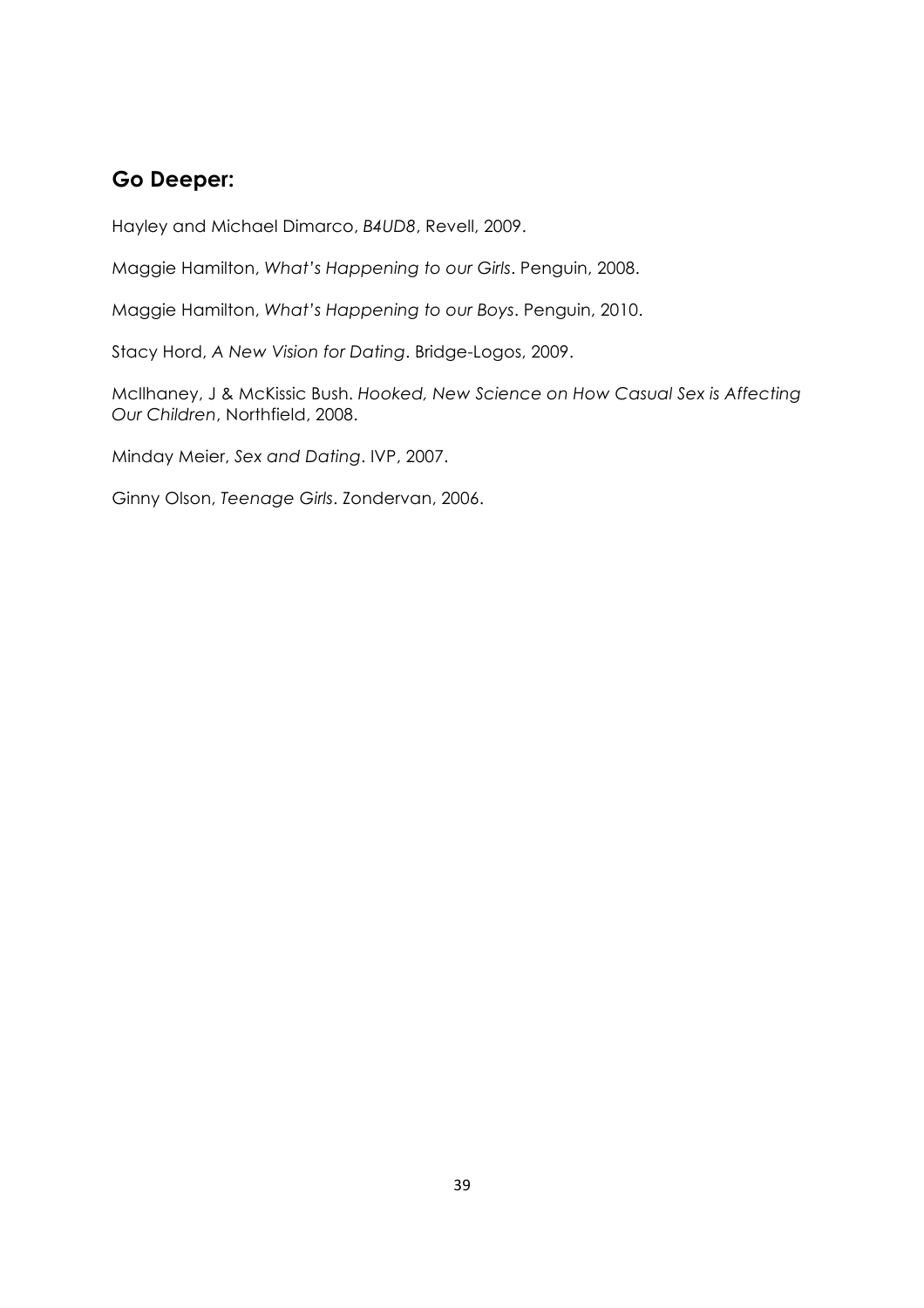## Go Deeper:

Hayley and Michael Dimarco, *B4UD8*, Revell, 2009.

Maggie Hamilton, *What's Happening to our Girls*. Penguin, 2008.

Maggie Hamilton, *What's Happening to our Boys*. Penguin, 2010.

Stacy Hord, *A New Vision for Dating*. Bridge-Logos, 2009.

McIlhaney, J & McKissic Bush. *Hooked, New Science on How Casual Sex is Affecting Our Children*, Northfield, 2008.

Minday Meier, *Sex and Dating*. IVP, 2007.

Ginny Olson, *Teenage Girls*. Zondervan, 2006.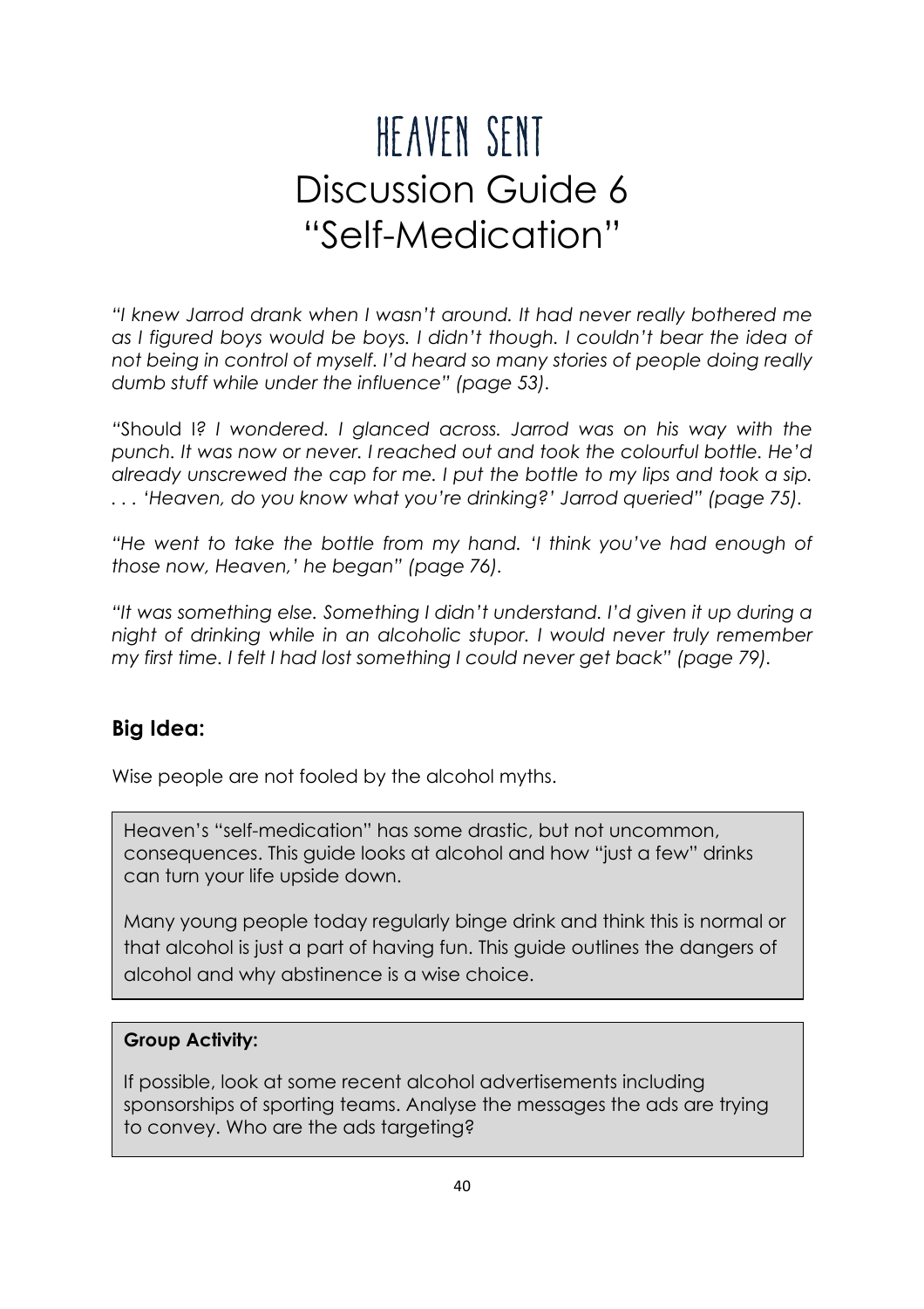# HEAVEN SENT
# Discussion Guide 6
# "Self-Medication"

*"I knew Jarrod drank when I wasn't around. It had never really bothered me as I figured boys would be boys. I didn't though. I couldn't bear the idea of not being in control of myself. I'd heard so many stories of people doing really dumb stuff while under the influence" (page 53).*

*"*Should I*? I wondered. I glanced across. Jarrod was on his way with the punch. It was now or never. I reached out and took the colourful bottle. He'd already unscrewed the cap for me. I put the bottle to my lips and took a sip. . . . 'Heaven, do you know what you're drinking?' Jarrod queried" (page 75).*

*"He went to take the bottle from my hand. 'I think you've had enough of those now, Heaven,' he began" (page 76).*

*"It was something else. Something I didn't understand. I'd given it up during a night of drinking while in an alcoholic stupor. I would never truly remember my first time. I felt I had lost something I could never get back" (page 79).*

## Big Idea:

Wise people are not fooled by the alcohol myths.

Heaven's "self-medication" has some drastic, but not uncommon, consequences. This guide looks at alcohol and how "just a few" drinks can turn your life upside down.

Many young people today regularly binge drink and think this is normal or that alcohol is just a part of having fun. This guide outlines the dangers of alcohol and why abstinence is a wise choice.

**Group Activity:**

If possible, look at some recent alcohol advertisements including sponsorships of sporting teams. Analyse the messages the ads are trying to convey. Who are the ads targeting?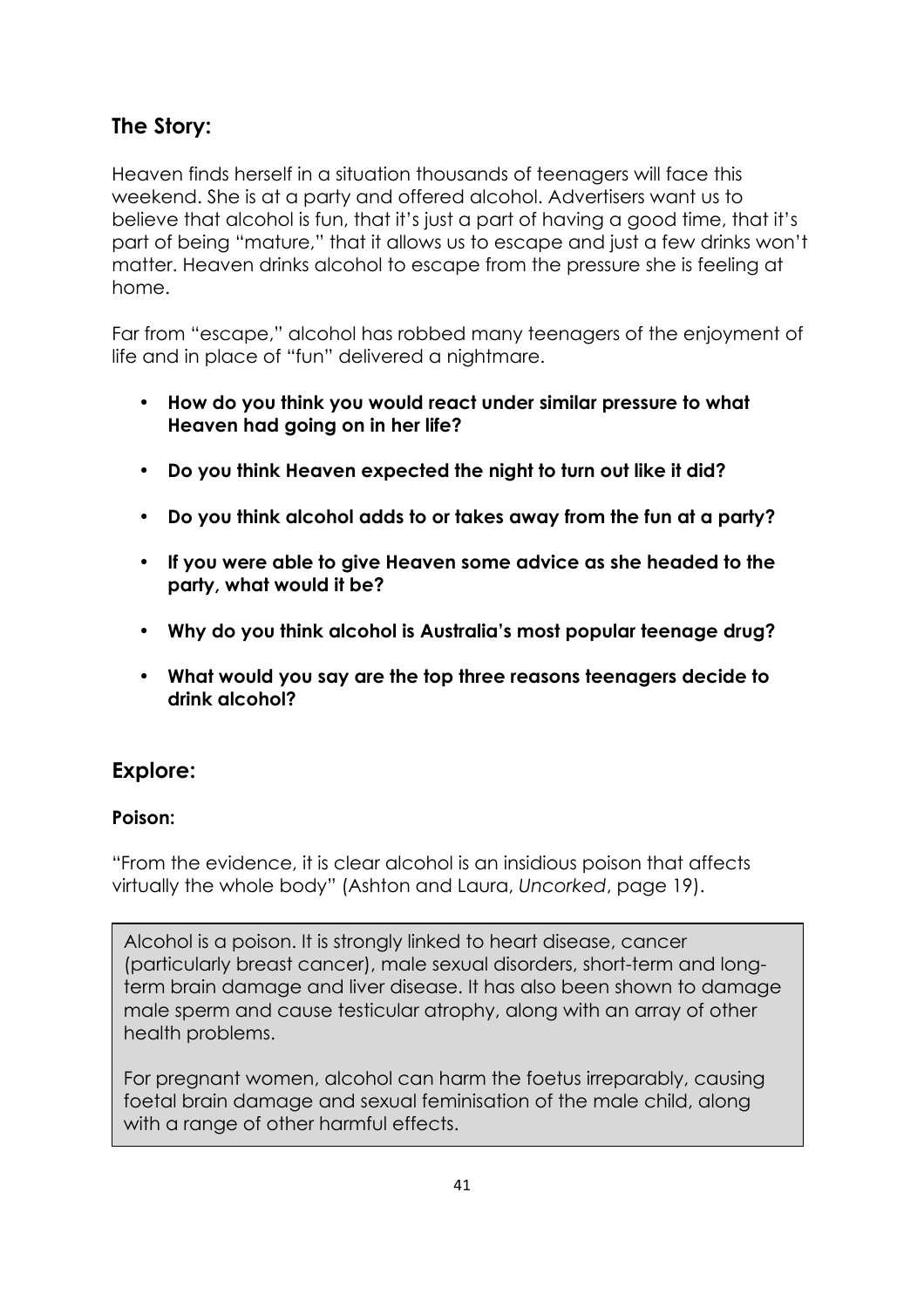## The Story:

Heaven finds herself in a situation thousands of teenagers will face this weekend. She is at a party and offered alcohol. Advertisers want us to believe that alcohol is fun, that it's just a part of having a good time, that it's part of being "mature," that it allows us to escape and just a few drinks won't matter. Heaven drinks alcohol to escape from the pressure she is feeling at home.

Far from "escape," alcohol has robbed many teenagers of the enjoyment of life and in place of "fun" delivered a nightmare.

- **How do you think you would react under similar pressure to what Heaven had going on in her life?**
- **Do you think Heaven expected the night to turn out like it did?**
- **Do you think alcohol adds to or takes away from the fun at a party?**
- **If you were able to give Heaven some advice as she headed to the party, what would it be?**
- **Why do you think alcohol is Australia's most popular teenage drug?**
- **What would you say are the top three reasons teenagers decide to drink alcohol?**

## Explore:

### Poison:

"From the evidence, it is clear alcohol is an insidious poison that affects virtually the whole body" (Ashton and Laura, *Uncorked*, page 19).

Alcohol is a poison. It is strongly linked to heart disease, cancer (particularly breast cancer), male sexual disorders, short-term and long-term brain damage and liver disease. It has also been shown to damage male sperm and cause testicular atrophy, along with an array of other health problems.

For pregnant women, alcohol can harm the foetus irreparably, causing foetal brain damage and sexual feminisation of the male child, along with a range of other harmful effects.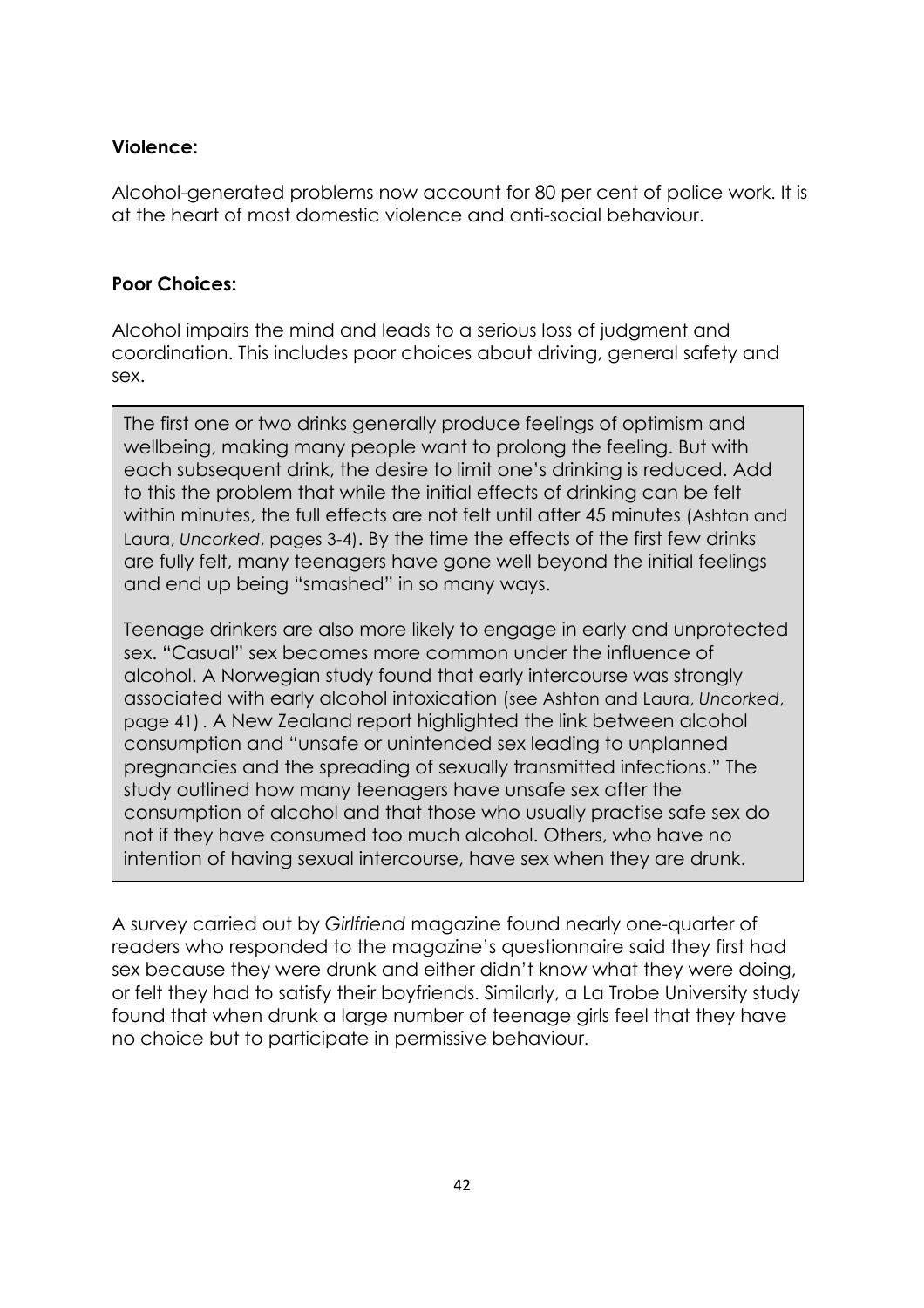**Violence:**

Alcohol-generated problems now account for 80 per cent of police work. It is at the heart of most domestic violence and anti-social behaviour.

**Poor Choices:**

Alcohol impairs the mind and leads to a serious loss of judgment and coordination. This includes poor choices about driving, general safety and sex.

> The first one or two drinks generally produce feelings of optimism and wellbeing, making many people want to prolong the feeling. But with each subsequent drink, the desire to limit one's drinking is reduced. Add to this the problem that while the initial effects of drinking can be felt within minutes, the full effects are not felt until after 45 minutes (Ashton and Laura, *Uncorked*, pages 3-4). By the time the effects of the first few drinks are fully felt, many teenagers have gone well beyond the initial feelings and end up being "smashed" in so many ways.
>
> Teenage drinkers are also more likely to engage in early and unprotected sex. "Casual" sex becomes more common under the influence of alcohol. A Norwegian study found that early intercourse was strongly associated with early alcohol intoxication (see Ashton and Laura, *Uncorked*, page 41) . A New Zealand report highlighted the link between alcohol consumption and "unsafe or unintended sex leading to unplanned pregnancies and the spreading of sexually transmitted infections." The study outlined how many teenagers have unsafe sex after the consumption of alcohol and that those who usually practise safe sex do not if they have consumed too much alcohol. Others, who have no intention of having sexual intercourse, have sex when they are drunk.

A survey carried out by *Girlfriend* magazine found nearly one-quarter of readers who responded to the magazine's questionnaire said they first had sex because they were drunk and either didn't know what they were doing, or felt they had to satisfy their boyfriends. Similarly, a La Trobe University study found that when drunk a large number of teenage girls feel that they have no choice but to participate in permissive behaviour.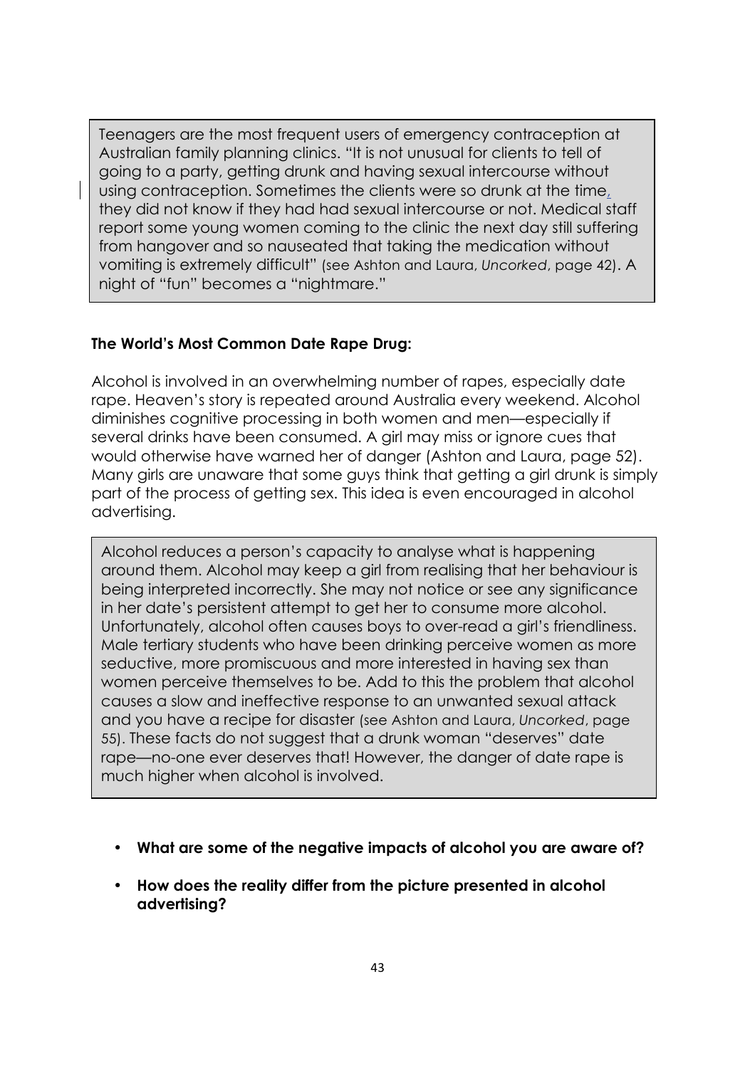Teenagers are the most frequent users of emergency contraception at Australian family planning clinics. "It is not unusual for clients to tell of going to a party, getting drunk and having sexual intercourse without using contraception. Sometimes the clients were so drunk at the time, they did not know if they had had sexual intercourse or not. Medical staff report some young women coming to the clinic the next day still suffering from hangover and so nauseated that taking the medication without vomiting is extremely difficult" (see Ashton and Laura, *Uncorked*, page 42). A night of "fun" becomes a "nightmare."

**The World's Most Common Date Rape Drug:**

Alcohol is involved in an overwhelming number of rapes, especially date rape. Heaven's story is repeated around Australia every weekend. Alcohol diminishes cognitive processing in both women and men—especially if several drinks have been consumed. A girl may miss or ignore cues that would otherwise have warned her of danger (Ashton and Laura, page 52). Many girls are unaware that some guys think that getting a girl drunk is simply part of the process of getting sex. This idea is even encouraged in alcohol advertising.

Alcohol reduces a person's capacity to analyse what is happening around them. Alcohol may keep a girl from realising that her behaviour is being interpreted incorrectly. She may not notice or see any significance in her date's persistent attempt to get her to consume more alcohol. Unfortunately, alcohol often causes boys to over-read a girl's friendliness. Male tertiary students who have been drinking perceive women as more seductive, more promiscuous and more interested in having sex than women perceive themselves to be. Add to this the problem that alcohol causes a slow and ineffective response to an unwanted sexual attack and you have a recipe for disaster (see Ashton and Laura, *Uncorked*, page 55). These facts do not suggest that a drunk woman "deserves" date rape—no-one ever deserves that! However, the danger of date rape is much higher when alcohol is involved.

- **What are some of the negative impacts of alcohol you are aware of?**
- **How does the reality differ from the picture presented in alcohol advertising?**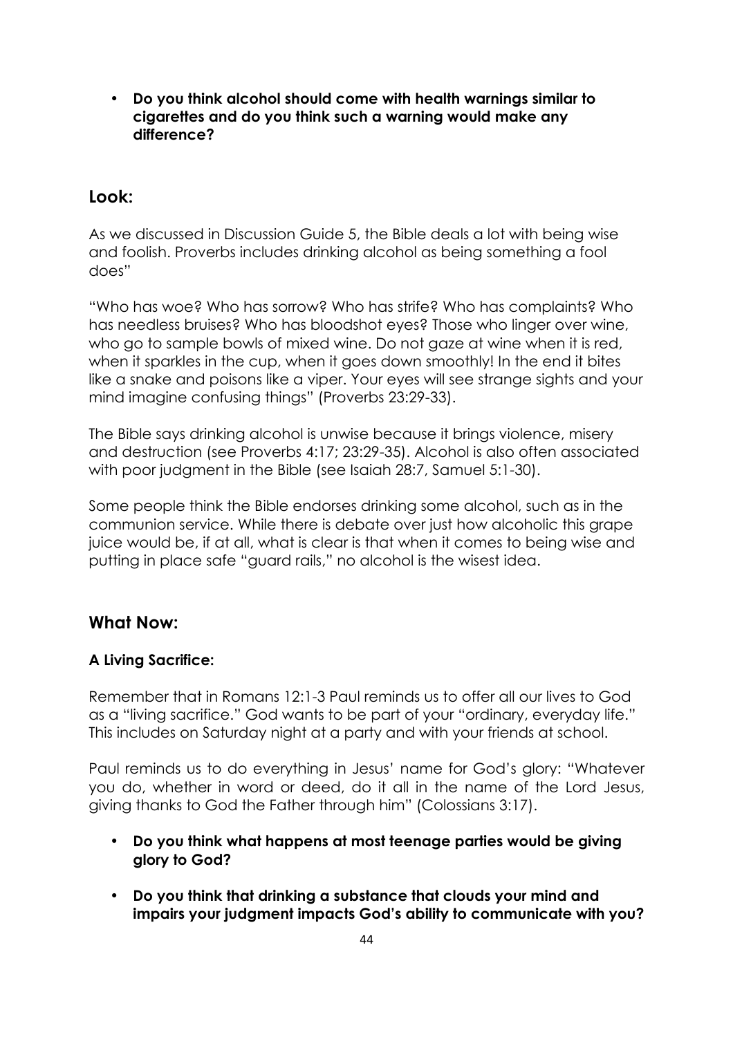- **Do you think alcohol should come with health warnings similar to cigarettes and do you think such a warning would make any difference?**

## Look:

As we discussed in Discussion Guide 5, the Bible deals a lot with being wise and foolish. Proverbs includes drinking alcohol as being something a fool does"

"Who has woe? Who has sorrow? Who has strife? Who has complaints? Who has needless bruises? Who has bloodshot eyes? Those who linger over wine, who go to sample bowls of mixed wine. Do not gaze at wine when it is red, when it sparkles in the cup, when it goes down smoothly! In the end it bites like a snake and poisons like a viper. Your eyes will see strange sights and your mind imagine confusing things" (Proverbs 23:29-33).

The Bible says drinking alcohol is unwise because it brings violence, misery and destruction (see Proverbs 4:17; 23:29-35). Alcohol is also often associated with poor judgment in the Bible (see Isaiah 28:7, Samuel 5:1-30).

Some people think the Bible endorses drinking some alcohol, such as in the communion service. While there is debate over just how alcoholic this grape juice would be, if at all, what is clear is that when it comes to being wise and putting in place safe "guard rails," no alcohol is the wisest idea.

## What Now:

### A Living Sacrifice:

Remember that in Romans 12:1-3 Paul reminds us to offer all our lives to God as a "living sacrifice." God wants to be part of your "ordinary, everyday life." This includes on Saturday night at a party and with your friends at school.

Paul reminds us to do everything in Jesus' name for God's glory: "Whatever you do, whether in word or deed, do it all in the name of the Lord Jesus, giving thanks to God the Father through him" (Colossians 3:17).

- **Do you think what happens at most teenage parties would be giving glory to God?**
- **Do you think that drinking a substance that clouds your mind and impairs your judgment impacts God's ability to communicate with you?**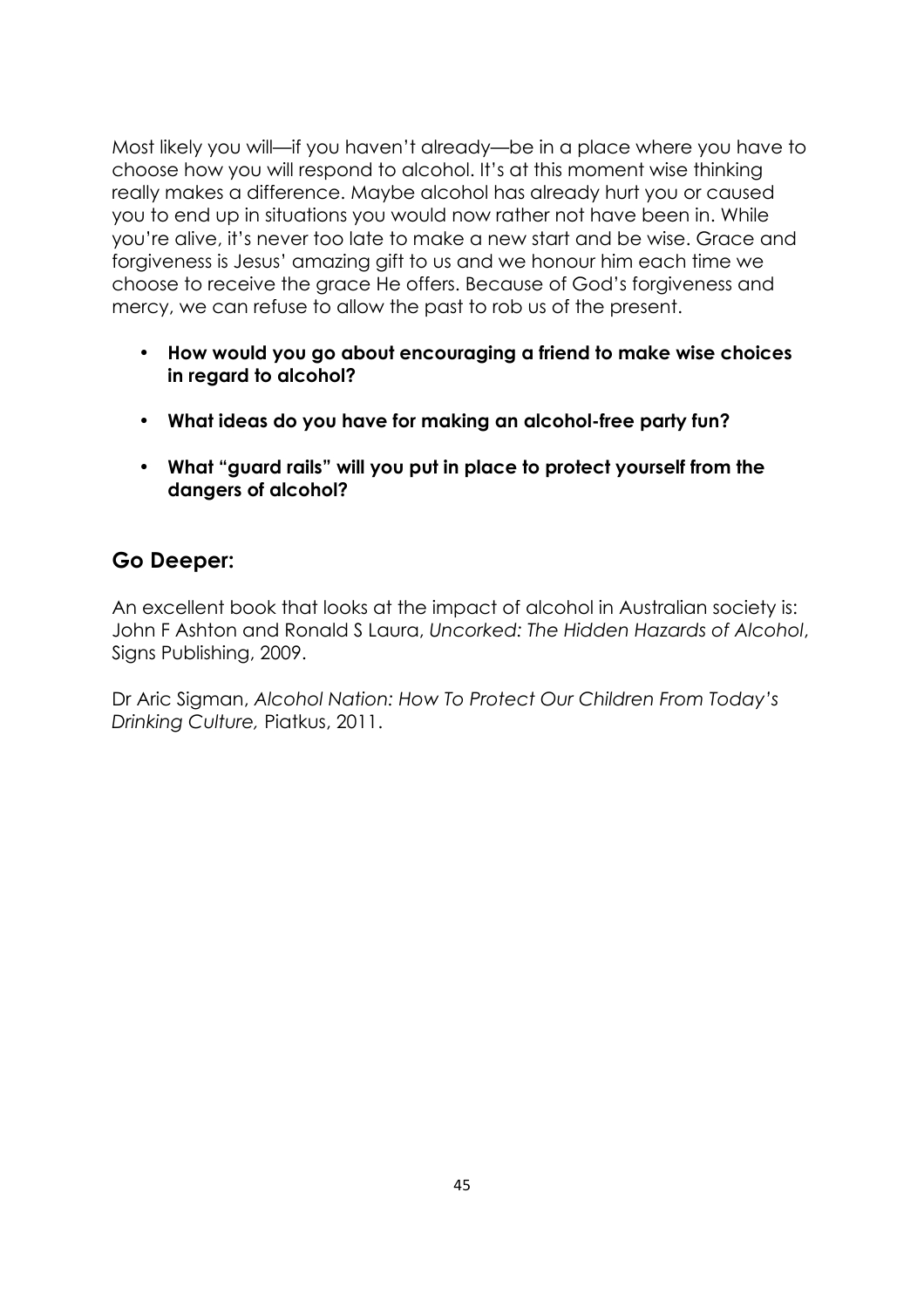Most likely you will—if you haven't already—be in a place where you have to choose how you will respond to alcohol. It's at this moment wise thinking really makes a difference. Maybe alcohol has already hurt you or caused you to end up in situations you would now rather not have been in. While you're alive, it's never too late to make a new start and be wise. Grace and forgiveness is Jesus' amazing gift to us and we honour him each time we choose to receive the grace He offers. Because of God's forgiveness and mercy, we can refuse to allow the past to rob us of the present.

- **How would you go about encouraging a friend to make wise choices in regard to alcohol?**
- **What ideas do you have for making an alcohol-free party fun?**
- **What "guard rails" will you put in place to protect yourself from the dangers of alcohol?**

## Go Deeper:

An excellent book that looks at the impact of alcohol in Australian society is: John F Ashton and Ronald S Laura, *Uncorked: The Hidden Hazards of Alcohol*, Signs Publishing, 2009.

Dr Aric Sigman, *Alcohol Nation: How To Protect Our Children From Today's Drinking Culture,* Piatkus, 2011.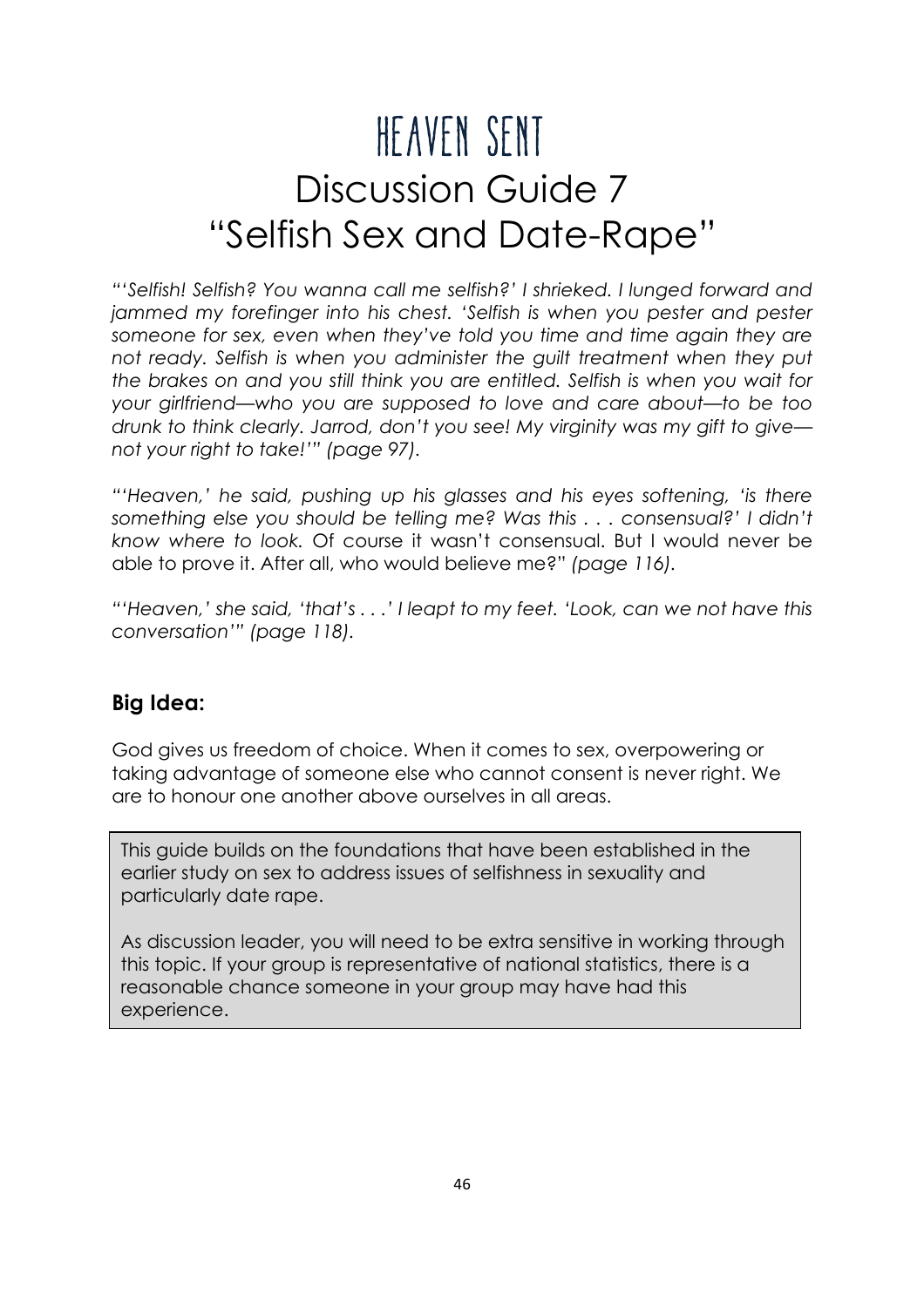# HEAVEN SENT

# Discussion Guide 7

# "Selfish Sex and Date-Rape"

*"'Selfish! Selfish? You wanna call me selfish?' I shrieked. I lunged forward and jammed my forefinger into his chest. 'Selfish is when you pester and pester someone for sex, even when they've told you time and time again they are not ready. Selfish is when you administer the guilt treatment when they put the brakes on and you still think you are entitled. Selfish is when you wait for your girlfriend—who you are supposed to love and care about—to be too drunk to think clearly. Jarrod, don't you see! My virginity was my gift to give—not your right to take!'" (page 97).*

*"'Heaven,' he said, pushing up his glasses and his eyes softening, 'is there something else you should be telling me? Was this . . . consensual?' I didn't know where to look.* Of course it wasn't consensual. But I would never be able to prove it. After all, who would believe me?" *(page 116).*

*"'Heaven,' she said, 'that's . . .' I leapt to my feet. 'Look, can we not have this conversation'" (page 118).*

## Big Idea:

God gives us freedom of choice. When it comes to sex, overpowering or taking advantage of someone else who cannot consent is never right. We are to honour one another above ourselves in all areas.

> This guide builds on the foundations that have been established in the earlier study on sex to address issues of selfishness in sexuality and particularly date rape.
>
> As discussion leader, you will need to be extra sensitive in working through this topic. If your group is representative of national statistics, there is a reasonable chance someone in your group may have had this experience.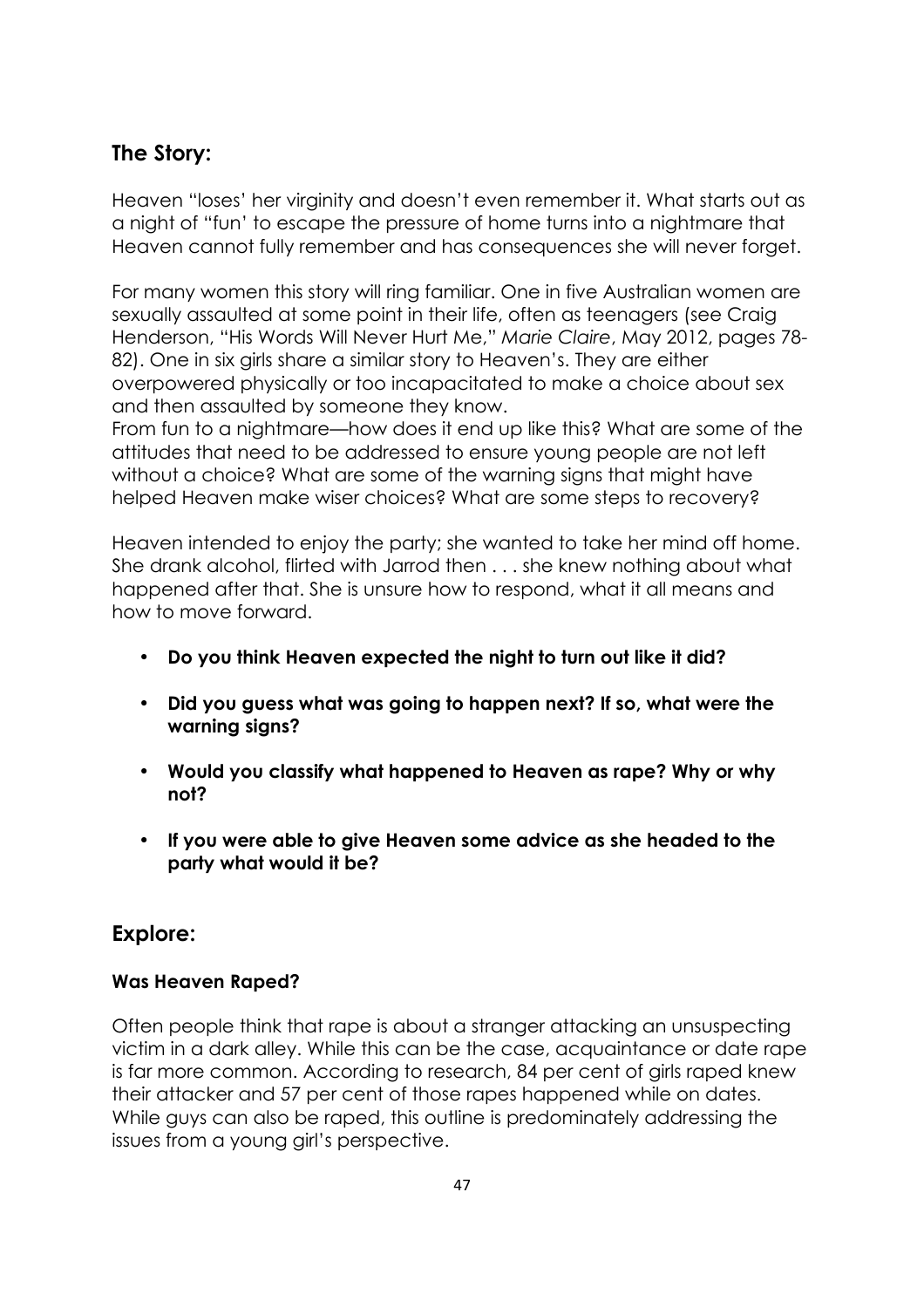## The Story:

Heaven "loses' her virginity and doesn't even remember it. What starts out as a night of "fun' to escape the pressure of home turns into a nightmare that Heaven cannot fully remember and has consequences she will never forget.

For many women this story will ring familiar. One in five Australian women are sexually assaulted at some point in their life, often as teenagers (see Craig Henderson, "His Words Will Never Hurt Me," *Marie Claire*, May 2012, pages 78-82). One in six girls share a similar story to Heaven's. They are either overpowered physically or too incapacitated to make a choice about sex and then assaulted by someone they know.
From fun to a nightmare—how does it end up like this? What are some of the attitudes that need to be addressed to ensure young people are not left without a choice? What are some of the warning signs that might have helped Heaven make wiser choices? What are some steps to recovery?

Heaven intended to enjoy the party; she wanted to take her mind off home. She drank alcohol, flirted with Jarrod then . . . she knew nothing about what happened after that. She is unsure how to respond, what it all means and how to move forward.

- **Do you think Heaven expected the night to turn out like it did?**
- **Did you guess what was going to happen next? If so, what were the warning signs?**
- **Would you classify what happened to Heaven as rape? Why or why not?**
- **If you were able to give Heaven some advice as she headed to the party what would it be?**

## Explore:

### Was Heaven Raped?

Often people think that rape is about a stranger attacking an unsuspecting victim in a dark alley. While this can be the case, acquaintance or date rape is far more common. According to research, 84 per cent of girls raped knew their attacker and 57 per cent of those rapes happened while on dates. While guys can also be raped, this outline is predominately addressing the issues from a young girl's perspective.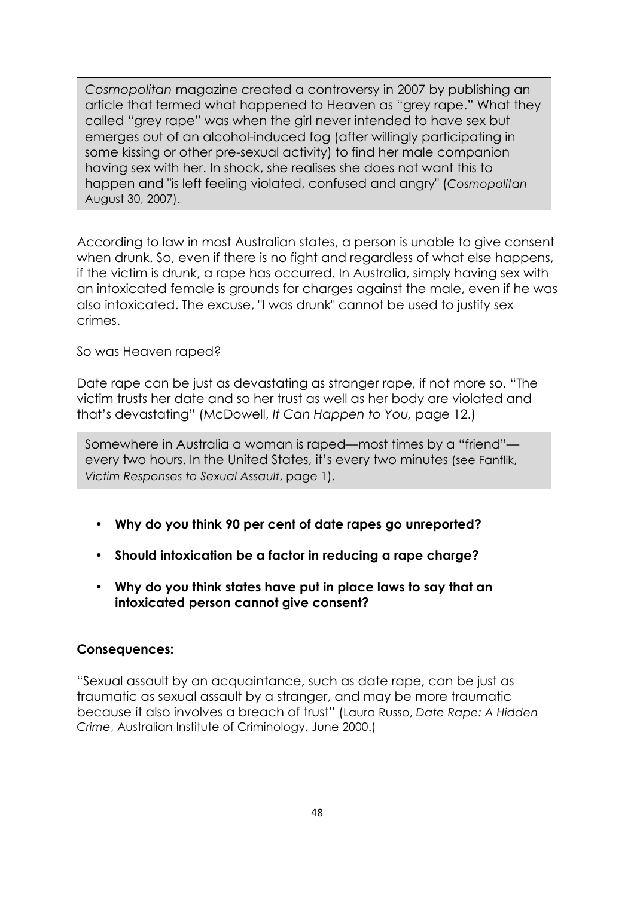> *Cosmopolitan* magazine created a controversy in 2007 by publishing an article that termed what happened to Heaven as "grey rape." What they called "grey rape" was when the girl never intended to have sex but emerges out of an alcohol-induced fog (after willingly participating in some kissing or other pre-sexual activity) to find her male companion having sex with her. In shock, she realises she does not want this to happen and "is left feeling violated, confused and angry" (*Cosmopolitan* August 30, 2007).

According to law in most Australian states, a person is unable to give consent when drunk. So, even if there is no fight and regardless of what else happens, if the victim is drunk, a rape has occurred. In Australia, simply having sex with an intoxicated female is grounds for charges against the male, even if he was also intoxicated. The excuse, "I was drunk" cannot be used to justify sex crimes.

So was Heaven raped?

Date rape can be just as devastating as stranger rape, if not more so. "The victim trusts her date and so her trust as well as her body are violated and that's devastating" (McDowell, *It Can Happen to You,* page 12.)

> Somewhere in Australia a woman is raped—most times by a "friend"—every two hours. In the United States, it's every two minutes (see Fanflik, *Victim Responses to Sexual Assault*, page 1).

- **Why do you think 90 per cent of date rapes go unreported?**
- **Should intoxication be a factor in reducing a rape charge?**
- **Why do you think states have put in place laws to say that an intoxicated person cannot give consent?**

**Consequences:**

"Sexual assault by an acquaintance, such as date rape, can be just as traumatic as sexual assault by a stranger, and may be more traumatic because it also involves a breach of trust" (Laura Russo, *Date Rape: A Hidden Crime*, Australian Institute of Criminology, June 2000.)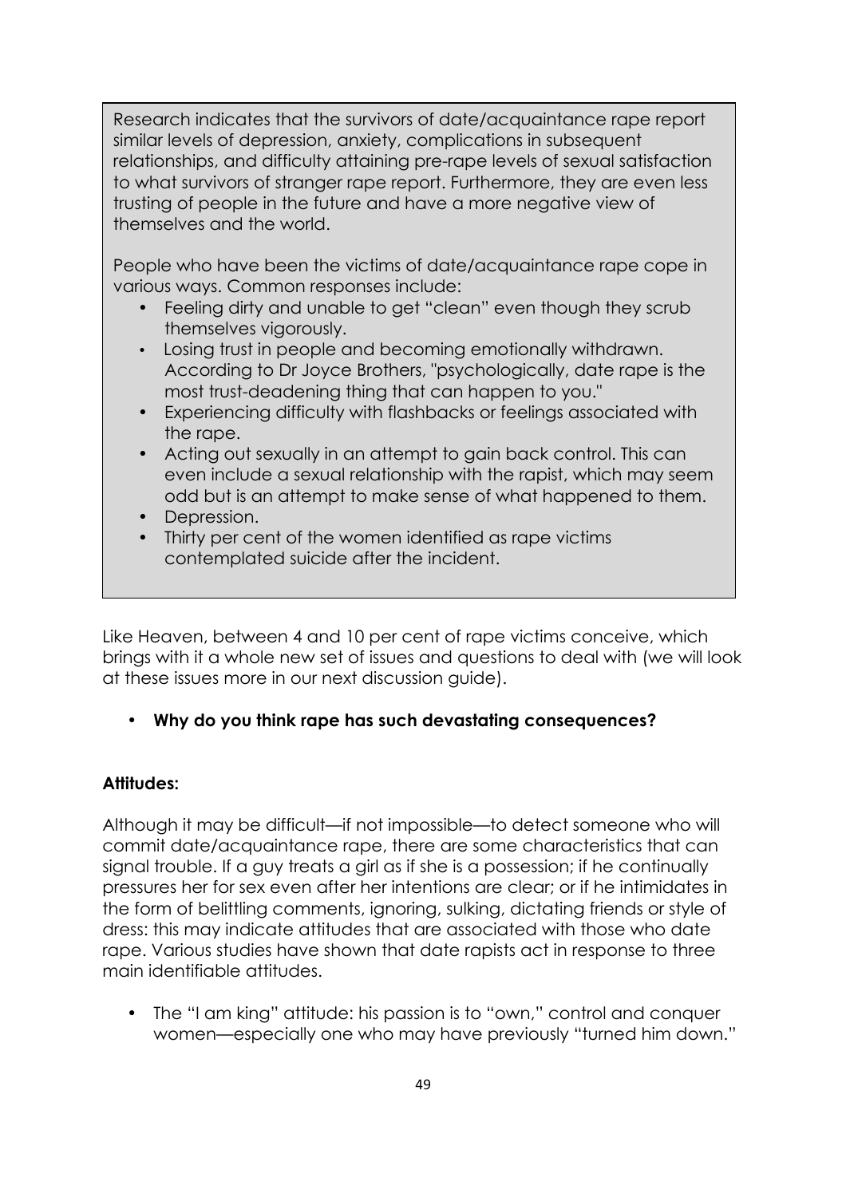Research indicates that the survivors of date/acquaintance rape report similar levels of depression, anxiety, complications in subsequent relationships, and difficulty attaining pre-rape levels of sexual satisfaction to what survivors of stranger rape report. Furthermore, they are even less trusting of people in the future and have a more negative view of themselves and the world.

People who have been the victims of date/acquaintance rape cope in various ways. Common responses include:

- Feeling dirty and unable to get "clean" even though they scrub themselves vigorously.
- Losing trust in people and becoming emotionally withdrawn. According to Dr Joyce Brothers, "psychologically, date rape is the most trust-deadening thing that can happen to you."
- Experiencing difficulty with flashbacks or feelings associated with the rape.
- Acting out sexually in an attempt to gain back control. This can even include a sexual relationship with the rapist, which may seem odd but is an attempt to make sense of what happened to them.
- Depression.
- Thirty per cent of the women identified as rape victims contemplated suicide after the incident.

Like Heaven, between 4 and 10 per cent of rape victims conceive, which brings with it a whole new set of issues and questions to deal with (we will look at these issues more in our next discussion guide).

- **Why do you think rape has such devastating consequences?**

**Attitudes:**

Although it may be difficult—if not impossible—to detect someone who will commit date/acquaintance rape, there are some characteristics that can signal trouble. If a guy treats a girl as if she is a possession; if he continually pressures her for sex even after her intentions are clear; or if he intimidates in the form of belittling comments, ignoring, sulking, dictating friends or style of dress: this may indicate attitudes that are associated with those who date rape. Various studies have shown that date rapists act in response to three main identifiable attitudes.

- The "I am king" attitude: his passion is to "own," control and conquer women—especially one who may have previously "turned him down."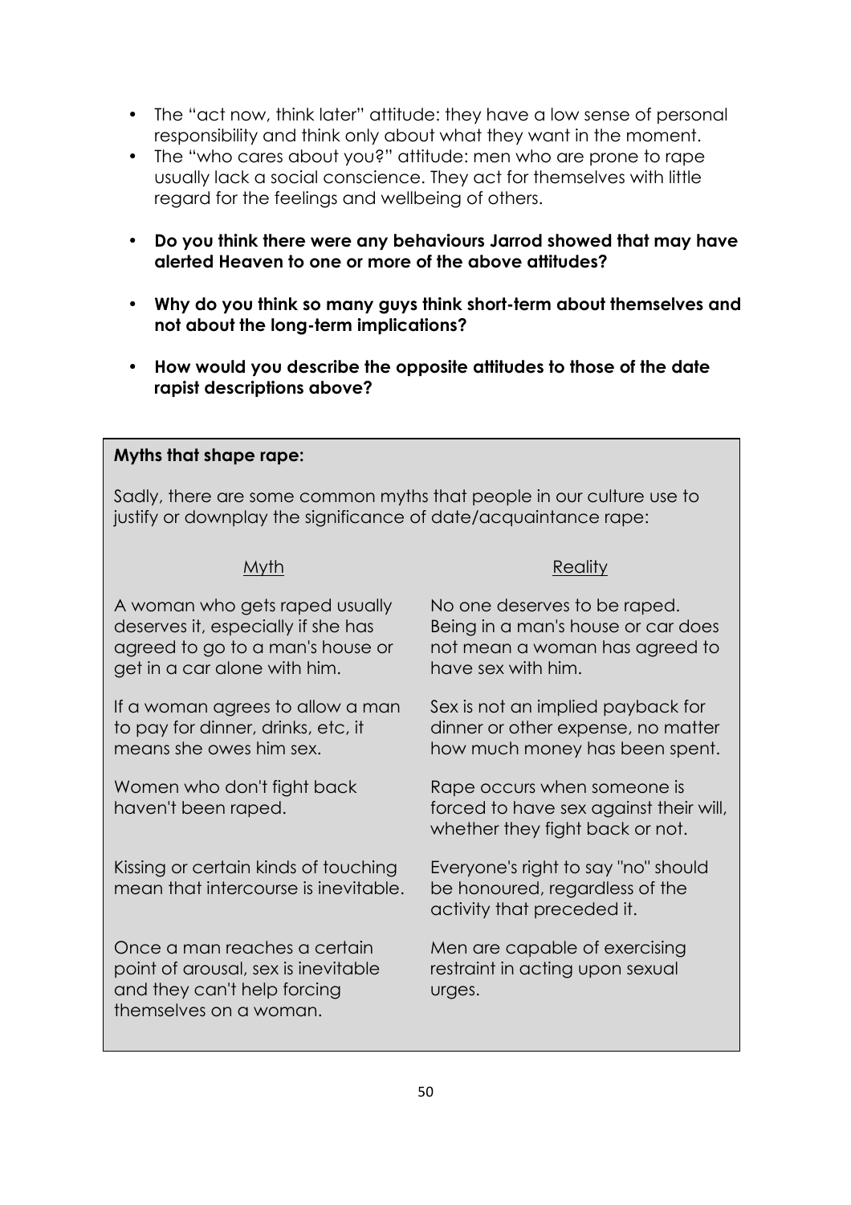- The "act now, think later" attitude: they have a low sense of personal responsibility and think only about what they want in the moment.
- The "who cares about you?" attitude: men who are prone to rape usually lack a social conscience. They act for themselves with little regard for the feelings and wellbeing of others.

- **Do you think there were any behaviours Jarrod showed that may have alerted Heaven to one or more of the above attitudes?**

- **Why do you think so many guys think short-term about themselves and not about the long-term implications?**

- **How would you describe the opposite attitudes to those of the date rapist descriptions above?**

**Myths that shape rape:**

Sadly, there are some common myths that people in our culture use to justify or downplay the significance of date/acquaintance rape:

| Myth | Reality |
| --- | --- |
| A woman who gets raped usually deserves it, especially if she has agreed to go to a man's house or get in a car alone with him. | No one deserves to be raped. Being in a man's house or car does not mean a woman has agreed to have sex with him. |
| If a woman agrees to allow a man to pay for dinner, drinks, etc, it means she owes him sex. | Sex is not an implied payback for dinner or other expense, no matter how much money has been spent. |
| Women who don't fight back haven't been raped. | Rape occurs when someone is forced to have sex against their will, whether they fight back or not. |
| Kissing or certain kinds of touching mean that intercourse is inevitable. | Everyone's right to say "no" should be honoured, regardless of the activity that preceded it. |
| Once a man reaches a certain point of arousal, sex is inevitable and they can't help forcing themselves on a woman. | Men are capable of exercising restraint in acting upon sexual urges. |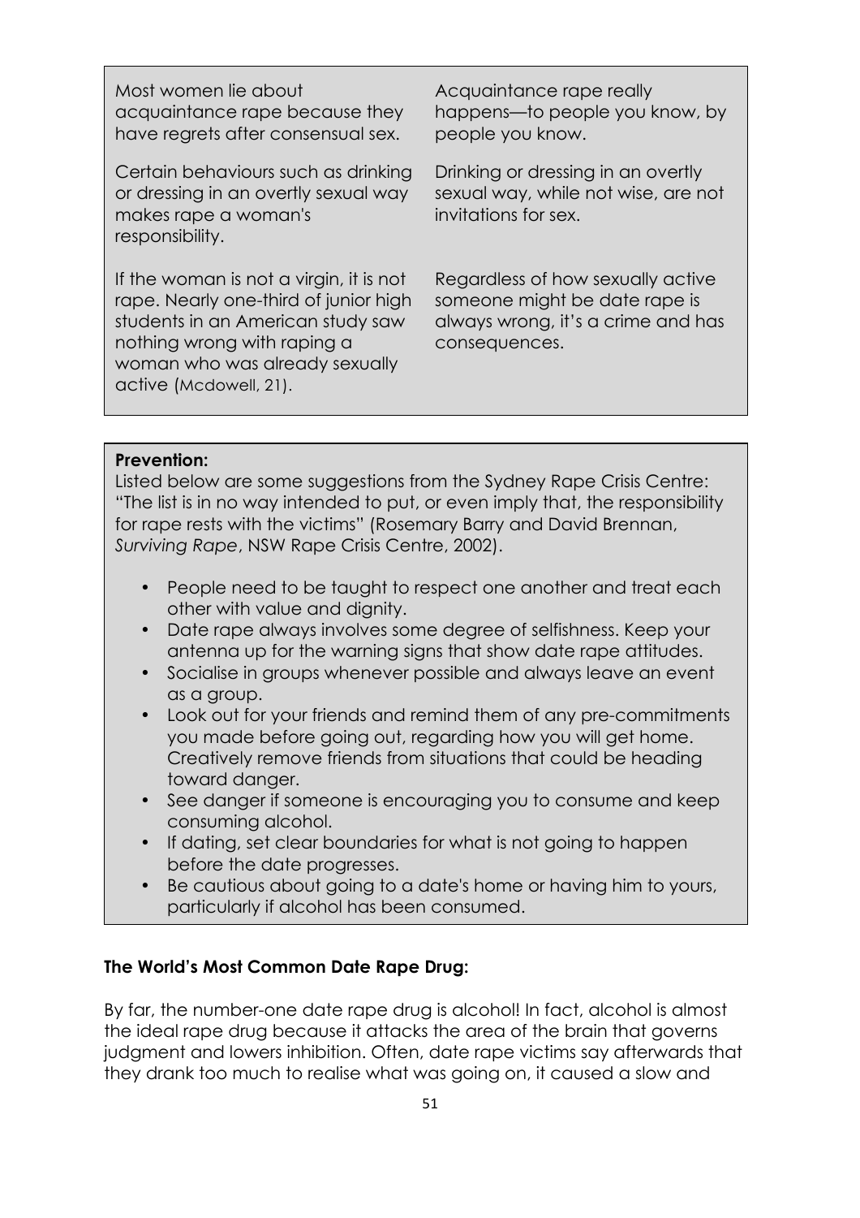| | |
|---|---|
| Most women lie about acquaintance rape because they have regrets after consensual sex. | Acquaintance rape really happens—to people you know, by people you know. |
| Certain behaviours such as drinking or dressing in an overtly sexual way makes rape a woman's responsibility. | Drinking or dressing in an overtly sexual way, while not wise, are not invitations for sex. |
| If the woman is not a virgin, it is not rape. Nearly one-third of junior high students in an American study saw nothing wrong with raping a woman who was already sexually active (Mcdowell, 21). | Regardless of how sexually active someone might be date rape is always wrong, it's a crime and has consequences. |

**Prevention:**

Listed below are some suggestions from the Sydney Rape Crisis Centre: "The list is in no way intended to put, or even imply that, the responsibility for rape rests with the victims" (Rosemary Barry and David Brennan, *Surviving Rape*, NSW Rape Crisis Centre, 2002).

- People need to be taught to respect one another and treat each other with value and dignity.
- Date rape always involves some degree of selfishness. Keep your antenna up for the warning signs that show date rape attitudes.
- Socialise in groups whenever possible and always leave an event as a group.
- Look out for your friends and remind them of any pre-commitments you made before going out, regarding how you will get home. Creatively remove friends from situations that could be heading toward danger.
- See danger if someone is encouraging you to consume and keep consuming alcohol.
- If dating, set clear boundaries for what is not going to happen before the date progresses.
- Be cautious about going to a date's home or having him to yours, particularly if alcohol has been consumed.

**The World's Most Common Date Rape Drug:**

By far, the number-one date rape drug is alcohol! In fact, alcohol is almost the ideal rape drug because it attacks the area of the brain that governs judgment and lowers inhibition. Often, date rape victims say afterwards that they drank too much to realise what was going on, it caused a slow and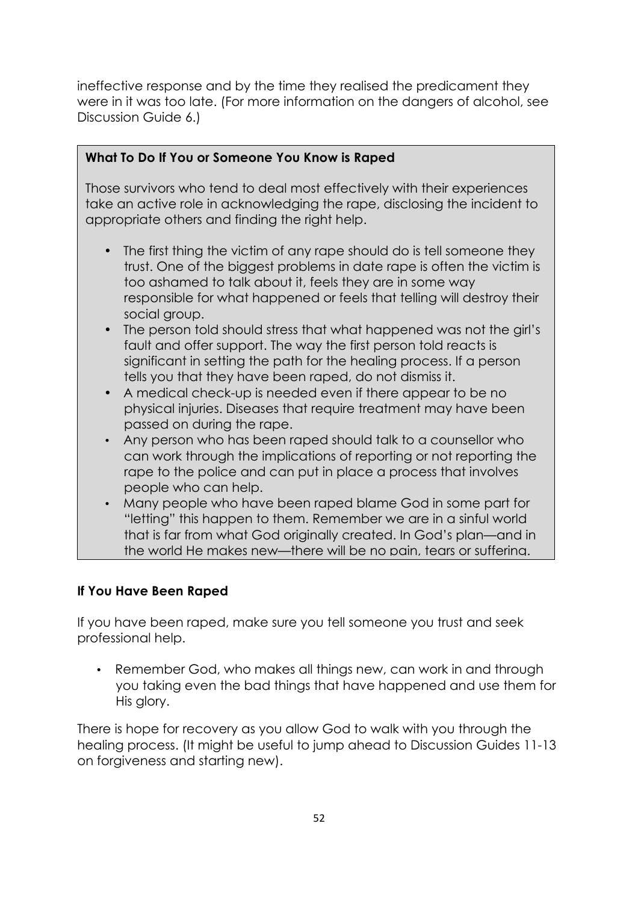ineffective response and by the time they realised the predicament they were in it was too late. (For more information on the dangers of alcohol, see Discussion Guide 6.)

**What To Do If You or Someone You Know is Raped**

Those survivors who tend to deal most effectively with their experiences take an active role in acknowledging the rape, disclosing the incident to appropriate others and finding the right help.

- The first thing the victim of any rape should do is tell someone they trust. One of the biggest problems in date rape is often the victim is too ashamed to talk about it, feels they are in some way responsible for what happened or feels that telling will destroy their social group.
- The person told should stress that what happened was not the girl's fault and offer support. The way the first person told reacts is significant in setting the path for the healing process. If a person tells you that they have been raped, do not dismiss it.
- A medical check-up is needed even if there appear to be no physical injuries. Diseases that require treatment may have been passed on during the rape.
- Any person who has been raped should talk to a counsellor who can work through the implications of reporting or not reporting the rape to the police and can put in place a process that involves people who can help.
- Many people who have been raped blame God in some part for "letting" this happen to them. Remember we are in a sinful world that is far from what God originally created. In God's plan—and in the world He makes new—there will be no pain, tears or suffering.

### If You Have Been Raped

If you have been raped, make sure you tell someone you trust and seek professional help.

- Remember God, who makes all things new, can work in and through you taking even the bad things that have happened and use them for His glory.

There is hope for recovery as you allow God to walk with you through the healing process. (It might be useful to jump ahead to Discussion Guides 11-13 on forgiveness and starting new).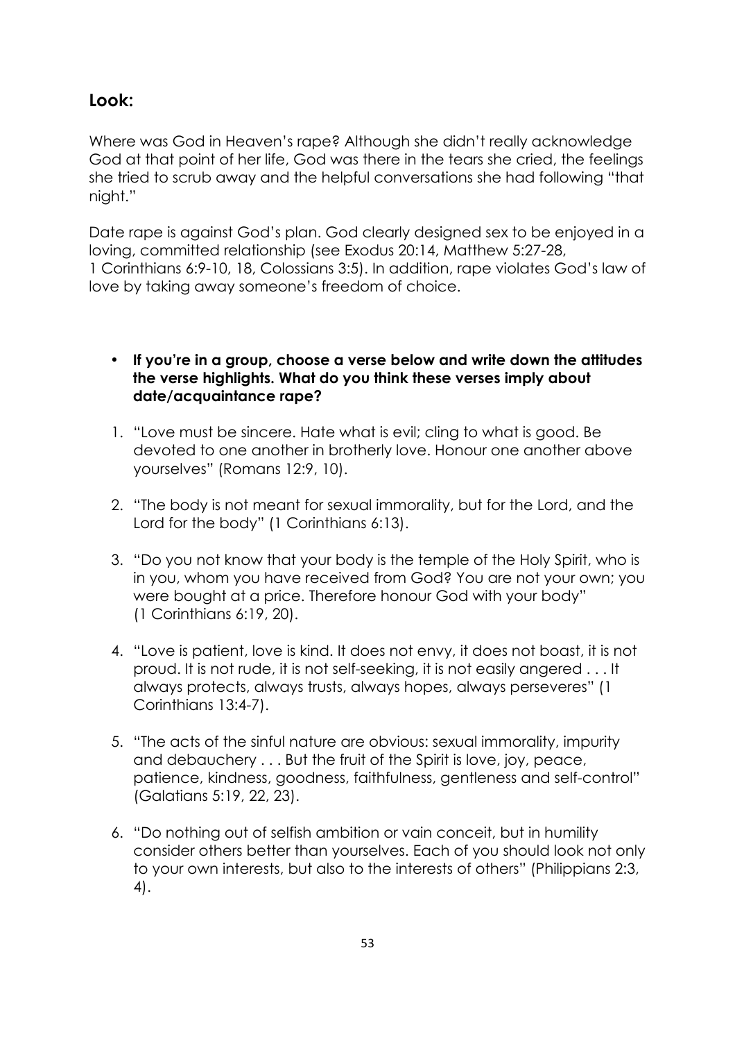## Look:

Where was God in Heaven's rape? Although she didn't really acknowledge God at that point of her life, God was there in the tears she cried, the feelings she tried to scrub away and the helpful conversations she had following "that night."

Date rape is against God's plan. God clearly designed sex to be enjoyed in a loving, committed relationship (see Exodus 20:14, Matthew 5:27-28, 1 Corinthians 6:9-10, 18, Colossians 3:5). In addition, rape violates God's law of love by taking away someone's freedom of choice.

- **If you're in a group, choose a verse below and write down the attitudes the verse highlights. What do you think these verses imply about date/acquaintance rape?**

1. "Love must be sincere. Hate what is evil; cling to what is good. Be devoted to one another in brotherly love. Honour one another above yourselves" (Romans 12:9, 10).
2. "The body is not meant for sexual immorality, but for the Lord, and the Lord for the body" (1 Corinthians 6:13).
3. "Do you not know that your body is the temple of the Holy Spirit, who is in you, whom you have received from God? You are not your own; you were bought at a price. Therefore honour God with your body" (1 Corinthians 6:19, 20).
4. "Love is patient, love is kind. It does not envy, it does not boast, it is not proud. It is not rude, it is not self-seeking, it is not easily angered . . . It always protects, always trusts, always hopes, always perseveres" (1 Corinthians 13:4-7).
5. "The acts of the sinful nature are obvious: sexual immorality, impurity and debauchery . . . But the fruit of the Spirit is love, joy, peace, patience, kindness, goodness, faithfulness, gentleness and self-control" (Galatians 5:19, 22, 23).
6. "Do nothing out of selfish ambition or vain conceit, but in humility consider others better than yourselves. Each of you should look not only to your own interests, but also to the interests of others" (Philippians 2:3, 4).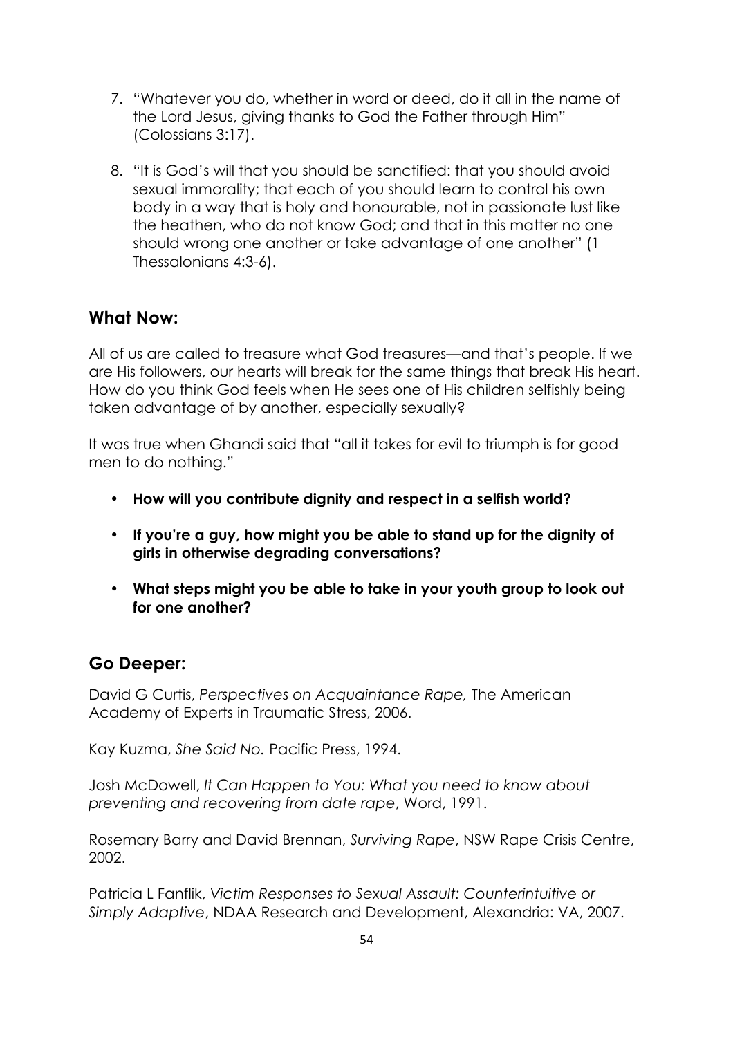7. "Whatever you do, whether in word or deed, do it all in the name of the Lord Jesus, giving thanks to God the Father through Him" (Colossians 3:17).

8. "It is God's will that you should be sanctified: that you should avoid sexual immorality; that each of you should learn to control his own body in a way that is holy and honourable, not in passionate lust like the heathen, who do not know God; and that in this matter no one should wrong one another or take advantage of one another" (1 Thessalonians 4:3-6).

## What Now:

All of us are called to treasure what God treasures—and that's people. If we are His followers, our hearts will break for the same things that break His heart. How do you think God feels when He sees one of His children selfishly being taken advantage of by another, especially sexually?

It was true when Ghandi said that "all it takes for evil to triumph is for good men to do nothing."

- **How will you contribute dignity and respect in a selfish world?**
- **If you're a guy, how might you be able to stand up for the dignity of girls in otherwise degrading conversations?**
- **What steps might you be able to take in your youth group to look out for one another?**

## Go Deeper:

David G Curtis, *Perspectives on Acquaintance Rape,* The American Academy of Experts in Traumatic Stress, 2006.

Kay Kuzma, *She Said No.* Pacific Press, 1994.

Josh McDowell, *It Can Happen to You: What you need to know about preventing and recovering from date rape*, Word, 1991.

Rosemary Barry and David Brennan, *Surviving Rape*, NSW Rape Crisis Centre, 2002.

Patricia L Fanflik, *Victim Responses to Sexual Assault: Counterintuitive or Simply Adaptive*, NDAA Research and Development, Alexandria: VA, 2007.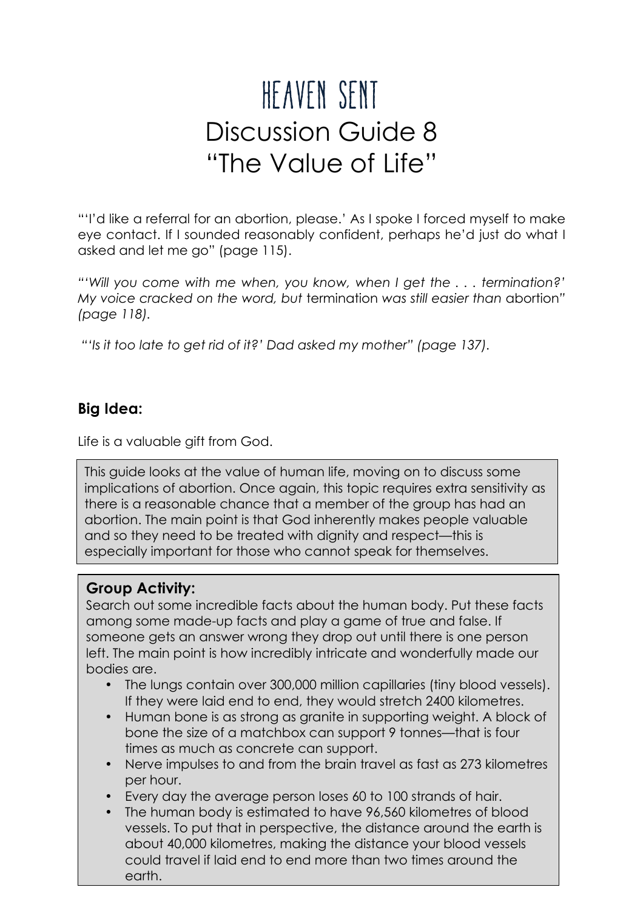# HEAVEN SENT

# Discussion Guide 8

# "The Value of Life"

"'I'd like a referral for an abortion, please.' As I spoke I forced myself to make eye contact. If I sounded reasonably confident, perhaps he'd just do what I asked and let me go" (page 115).

*"'Will you come with me when, you know, when I get the . . . termination?' My voice cracked on the word, but* termination *was still easier than* abortion*" (page 118).*

*"'Is it too late to get rid of it?' Dad asked my mother" (page 137).*

**Big Idea:**

Life is a valuable gift from God.

This guide looks at the value of human life, moving on to discuss some implications of abortion. Once again, this topic requires extra sensitivity as there is a reasonable chance that a member of the group has had an abortion. The main point is that God inherently makes people valuable and so they need to be treated with dignity and respect—this is especially important for those who cannot speak for themselves.

**Group Activity:**

Search out some incredible facts about the human body. Put these facts among some made-up facts and play a game of true and false. If someone gets an answer wrong they drop out until there is one person left. The main point is how incredibly intricate and wonderfully made our bodies are.

- The lungs contain over 300,000 million capillaries (tiny blood vessels). If they were laid end to end, they would stretch 2400 kilometres.
- Human bone is as strong as granite in supporting weight. A block of bone the size of a matchbox can support 9 tonnes—that is four times as much as concrete can support.
- Nerve impulses to and from the brain travel as fast as 273 kilometres per hour.
- Every day the average person loses 60 to 100 strands of hair.
- The human body is estimated to have 96,560 kilometres of blood vessels. To put that in perspective, the distance around the earth is about 40,000 kilometres, making the distance your blood vessels could travel if laid end to end more than two times around the earth.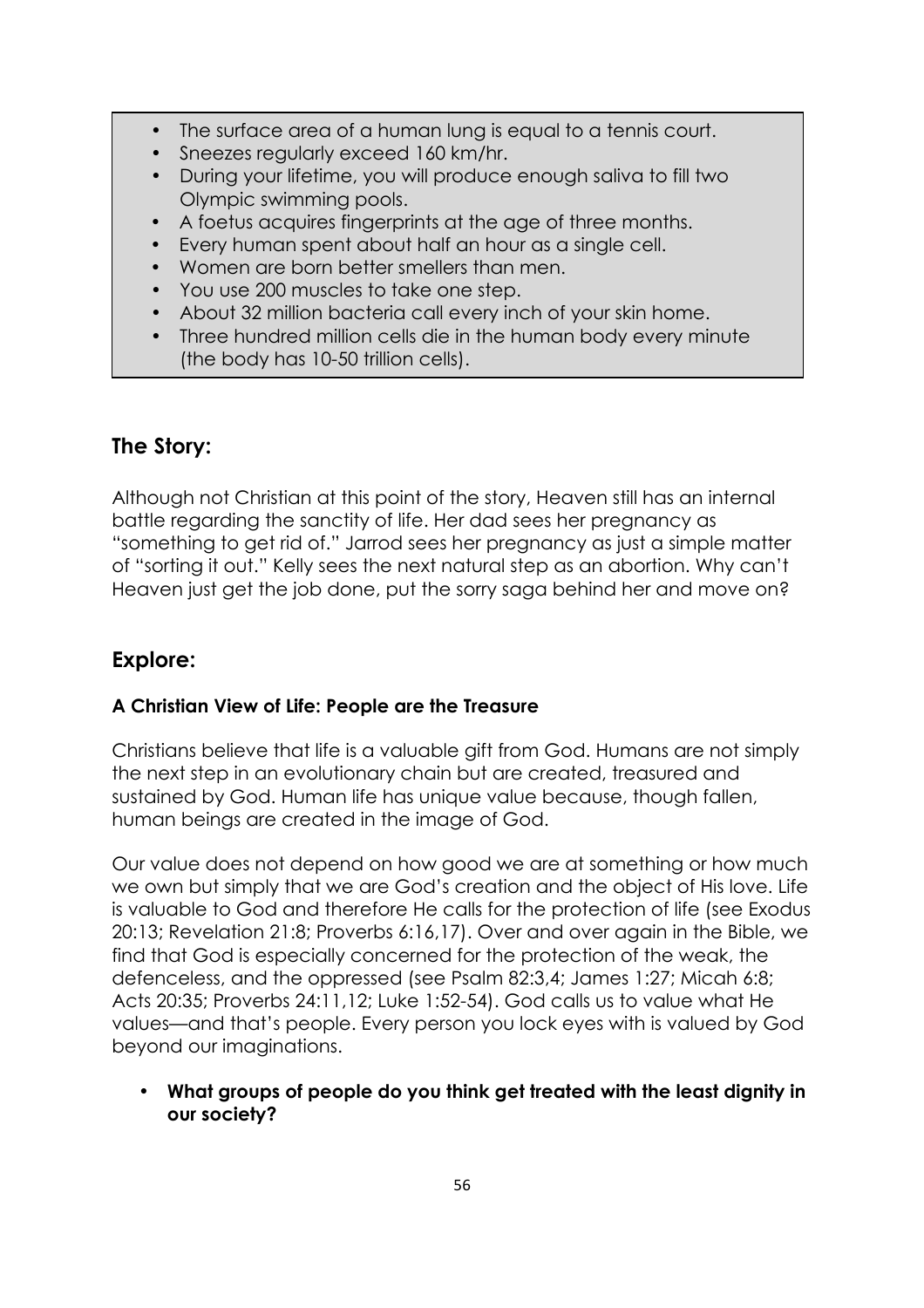- The surface area of a human lung is equal to a tennis court.
- Sneezes regularly exceed 160 km/hr.
- During your lifetime, you will produce enough saliva to fill two Olympic swimming pools.
- A foetus acquires fingerprints at the age of three months.
- Every human spent about half an hour as a single cell.
- Women are born better smellers than men.
- You use 200 muscles to take one step.
- About 32 million bacteria call every inch of your skin home.
- Three hundred million cells die in the human body every minute (the body has 10-50 trillion cells).

## The Story:

Although not Christian at this point of the story, Heaven still has an internal battle regarding the sanctity of life. Her dad sees her pregnancy as "something to get rid of." Jarrod sees her pregnancy as just a simple matter of "sorting it out." Kelly sees the next natural step as an abortion. Why can't Heaven just get the job done, put the sorry saga behind her and move on?

## Explore:

### A Christian View of Life: People are the Treasure

Christians believe that life is a valuable gift from God. Humans are not simply the next step in an evolutionary chain but are created, treasured and sustained by God. Human life has unique value because, though fallen, human beings are created in the image of God.

Our value does not depend on how good we are at something or how much we own but simply that we are God's creation and the object of His love. Life is valuable to God and therefore He calls for the protection of life (see Exodus 20:13; Revelation 21:8; Proverbs 6:16,17). Over and over again in the Bible, we find that God is especially concerned for the protection of the weak, the defenceless, and the oppressed (see Psalm 82:3,4; James 1:27; Micah 6:8; Acts 20:35; Proverbs 24:11,12; Luke 1:52-54). God calls us to value what He values—and that's people. Every person you lock eyes with is valued by God beyond our imaginations.

- **What groups of people do you think get treated with the least dignity in our society?**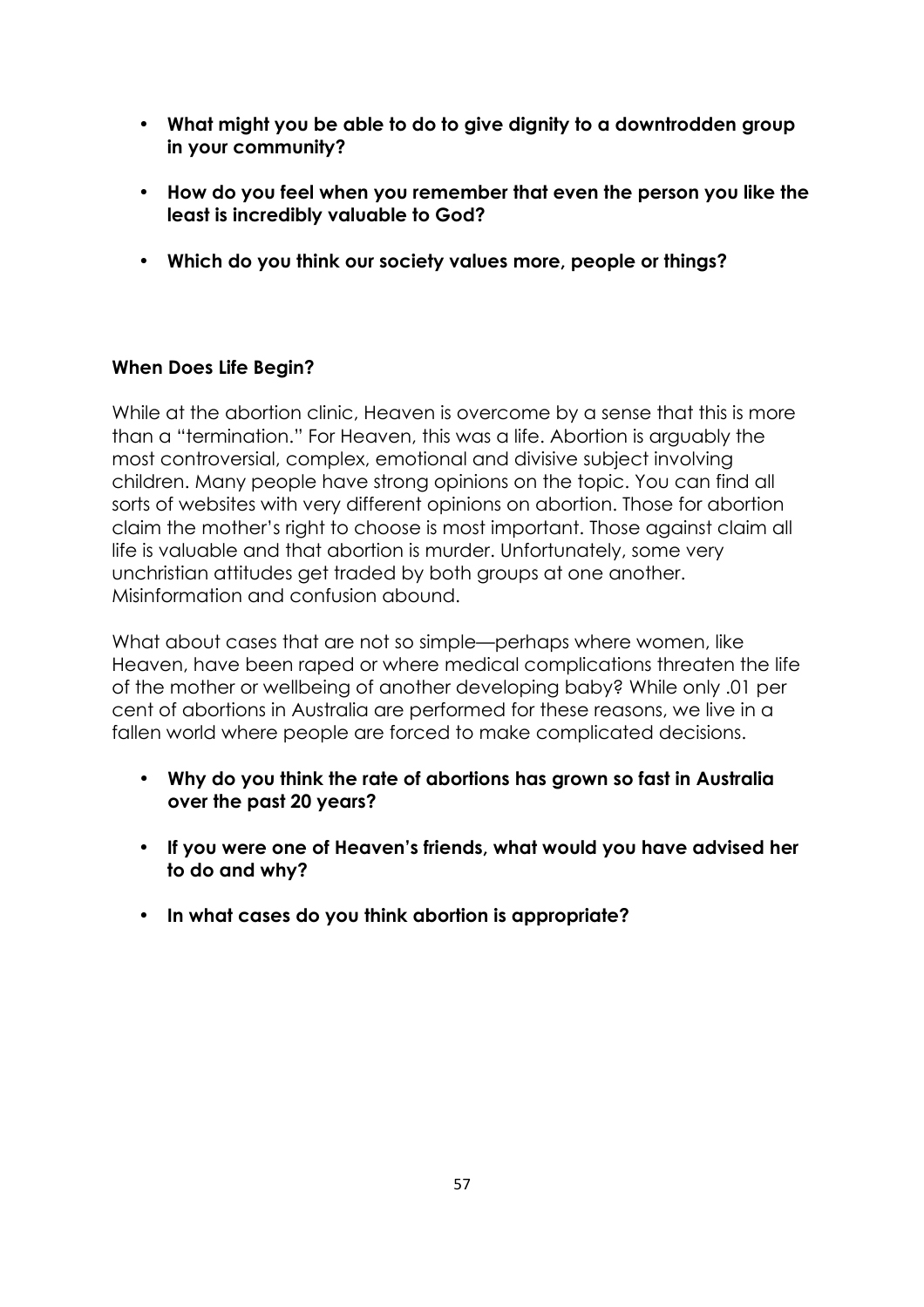- **What might you be able to do to give dignity to a downtrodden group in your community?**

- **How do you feel when you remember that even the person you like the least is incredibly valuable to God?**

- **Which do you think our society values more, people or things?**

**When Does Life Begin?**

While at the abortion clinic, Heaven is overcome by a sense that this is more than a "termination." For Heaven, this was a life. Abortion is arguably the most controversial, complex, emotional and divisive subject involving children. Many people have strong opinions on the topic. You can find all sorts of websites with very different opinions on abortion. Those for abortion claim the mother's right to choose is most important. Those against claim all life is valuable and that abortion is murder. Unfortunately, some very unchristian attitudes get traded by both groups at one another. Misinformation and confusion abound.

What about cases that are not so simple—perhaps where women, like Heaven, have been raped or where medical complications threaten the life of the mother or wellbeing of another developing baby? While only .01 per cent of abortions in Australia are performed for these reasons, we live in a fallen world where people are forced to make complicated decisions.

- **Why do you think the rate of abortions has grown so fast in Australia over the past 20 years?**

- **If you were one of Heaven's friends, what would you have advised her to do and why?**

- **In what cases do you think abortion is appropriate?**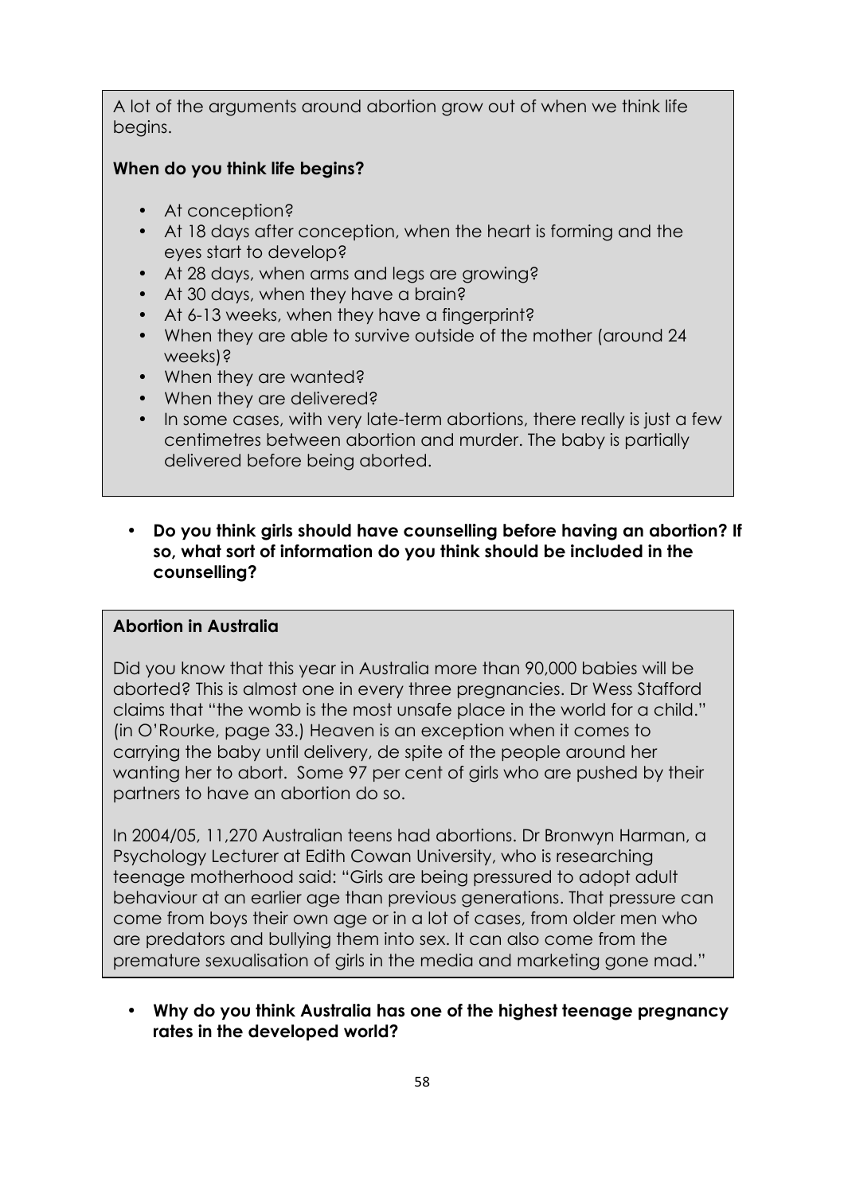A lot of the arguments around abortion grow out of when we think life begins.

**When do you think life begins?**

- At conception?
- At 18 days after conception, when the heart is forming and the eyes start to develop?
- At 28 days, when arms and legs are growing?
- At 30 days, when they have a brain?
- At 6-13 weeks, when they have a fingerprint?
- When they are able to survive outside of the mother (around 24 weeks)?
- When they are wanted?
- When they are delivered?
- In some cases, with very late-term abortions, there really is just a few centimetres between abortion and murder. The baby is partially delivered before being aborted.

- **Do you think girls should have counselling before having an abortion? If so, what sort of information do you think should be included in the counselling?**

**Abortion in Australia**

Did you know that this year in Australia more than 90,000 babies will be aborted? This is almost one in every three pregnancies. Dr Wess Stafford claims that "the womb is the most unsafe place in the world for a child." (in O'Rourke, page 33.) Heaven is an exception when it comes to carrying the baby until delivery, de spite of the people around her wanting her to abort. Some 97 per cent of girls who are pushed by their partners to have an abortion do so.

In 2004/05, 11,270 Australian teens had abortions. Dr Bronwyn Harman, a Psychology Lecturer at Edith Cowan University, who is researching teenage motherhood said: "Girls are being pressured to adopt adult behaviour at an earlier age than previous generations. That pressure can come from boys their own age or in a lot of cases, from older men who are predators and bullying them into sex. It can also come from the premature sexualisation of girls in the media and marketing gone mad."

- **Why do you think Australia has one of the highest teenage pregnancy rates in the developed world?**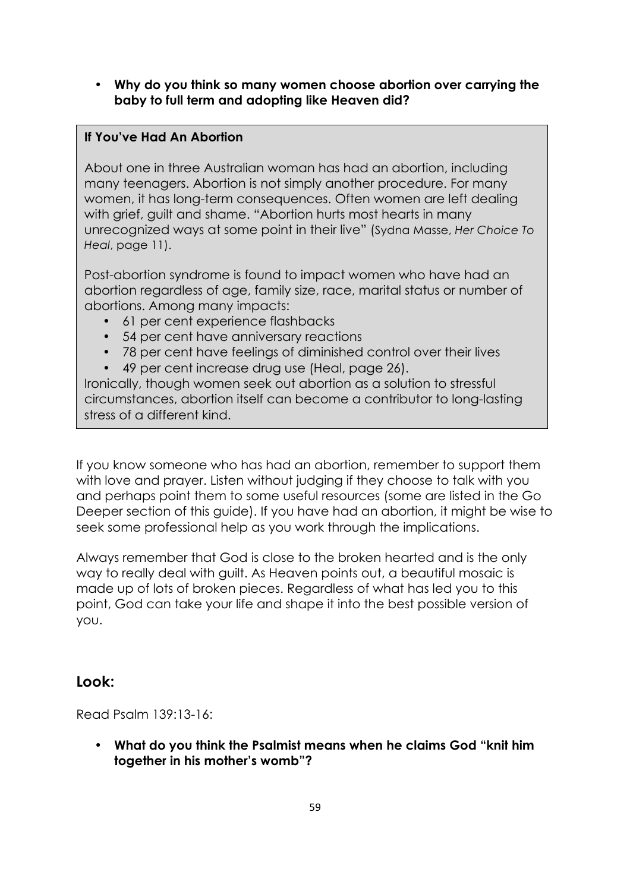- **Why do you think so many women choose abortion over carrying the baby to full term and adopting like Heaven did?**

**If You've Had An Abortion**

About one in three Australian woman has had an abortion, including many teenagers. Abortion is not simply another procedure. For many women, it has long-term consequences. Often women are left dealing with grief, guilt and shame. "Abortion hurts most hearts in many unrecognized ways at some point in their live" (Sydna Masse, *Her Choice To Heal*, page 11).

Post-abortion syndrome is found to impact women who have had an abortion regardless of age, family size, race, marital status or number of abortions. Among many impacts:

- 61 per cent experience flashbacks
- 54 per cent have anniversary reactions
- 78 per cent have feelings of diminished control over their lives
- 49 per cent increase drug use (Heal, page 26).

Ironically, though women seek out abortion as a solution to stressful circumstances, abortion itself can become a contributor to long-lasting stress of a different kind.

If you know someone who has had an abortion, remember to support them with love and prayer. Listen without judging if they choose to talk with you and perhaps point them to some useful resources (some are listed in the Go Deeper section of this guide). If you have had an abortion, it might be wise to seek some professional help as you work through the implications.

Always remember that God is close to the broken hearted and is the only way to really deal with guilt. As Heaven points out, a beautiful mosaic is made up of lots of broken pieces. Regardless of what has led you to this point, God can take your life and shape it into the best possible version of you.

## Look:

Read Psalm 139:13-16:

- **What do you think the Psalmist means when he claims God "knit him together in his mother's womb"?**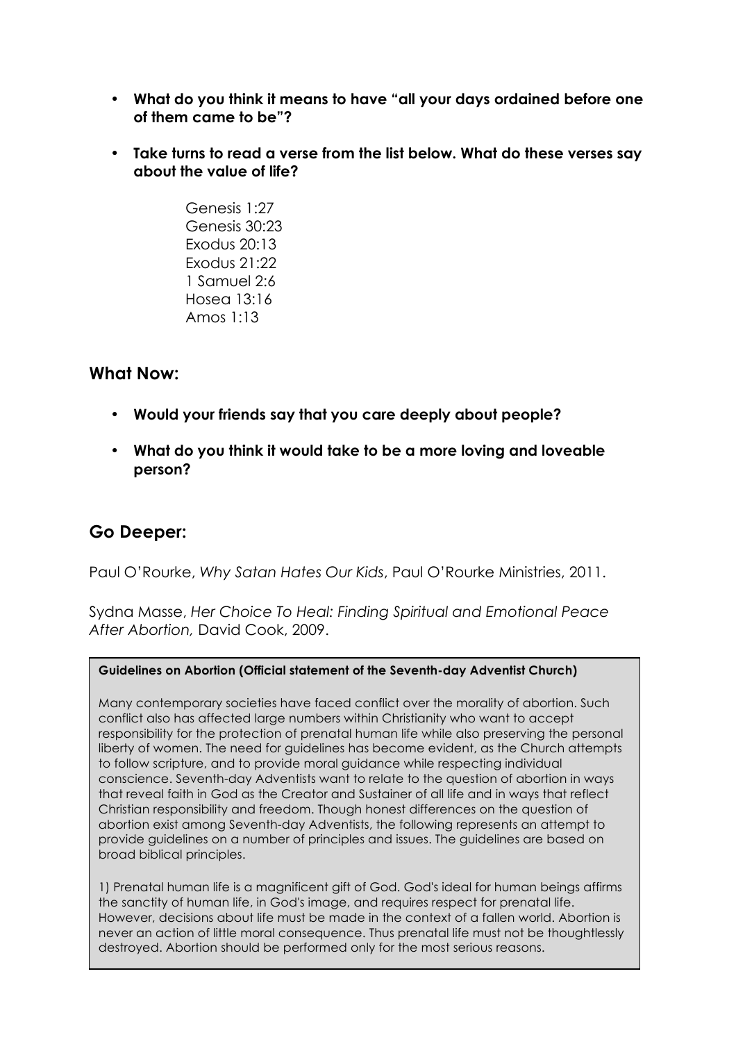- **What do you think it means to have "all your days ordained before one of them came to be"?**

- **Take turns to read a verse from the list below. What do these verses say about the value of life?**

  Genesis 1:27
  Genesis 30:23
  Exodus 20:13
  Exodus 21:22
  1 Samuel 2:6
  Hosea 13:16
  Amos 1:13

## What Now:

- **Would your friends say that you care deeply about people?**

- **What do you think it would take to be a more loving and loveable person?**

## Go Deeper:

Paul O'Rourke, *Why Satan Hates Our Kids*, Paul O'Rourke Ministries, 2011.

Sydna Masse, *Her Choice To Heal: Finding Spiritual and Emotional Peace After Abortion,* David Cook, 2009.

**Guidelines on Abortion (Official statement of the Seventh-day Adventist Church)**

Many contemporary societies have faced conflict over the morality of abortion. Such conflict also has affected large numbers within Christianity who want to accept responsibility for the protection of prenatal human life while also preserving the personal liberty of women. The need for guidelines has become evident, as the Church attempts to follow scripture, and to provide moral guidance while respecting individual conscience. Seventh-day Adventists want to relate to the question of abortion in ways that reveal faith in God as the Creator and Sustainer of all life and in ways that reflect Christian responsibility and freedom. Though honest differences on the question of abortion exist among Seventh-day Adventists, the following represents an attempt to provide guidelines on a number of principles and issues. The guidelines are based on broad biblical principles.

1) Prenatal human life is a magnificent gift of God. God's ideal for human beings affirms the sanctity of human life, in God's image, and requires respect for prenatal life. However, decisions about life must be made in the context of a fallen world. Abortion is never an action of little moral consequence. Thus prenatal life must not be thoughtlessly destroyed. Abortion should be performed only for the most serious reasons.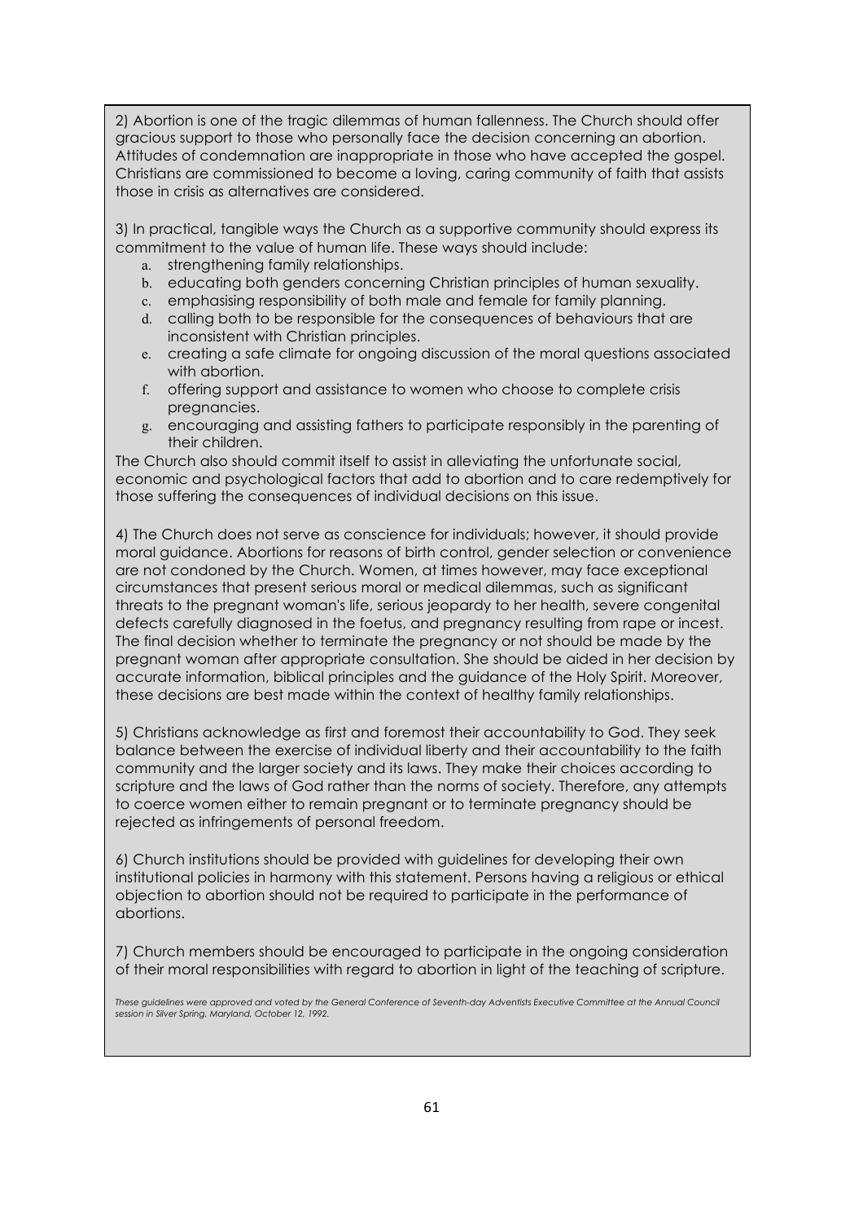2) Abortion is one of the tragic dilemmas of human fallenness. The Church should offer gracious support to those who personally face the decision concerning an abortion. Attitudes of condemnation are inappropriate in those who have accepted the gospel. Christians are commissioned to become a loving, caring community of faith that assists those in crisis as alternatives are considered.

3) In practical, tangible ways the Church as a supportive community should express its commitment to the value of human life. These ways should include:

a. strengthening family relationships.
b. educating both genders concerning Christian principles of human sexuality.
c. emphasising responsibility of both male and female for family planning.
d. calling both to be responsible for the consequences of behaviours that are inconsistent with Christian principles.
e. creating a safe climate for ongoing discussion of the moral questions associated with abortion.
f. offering support and assistance to women who choose to complete crisis pregnancies.
g. encouraging and assisting fathers to participate responsibly in the parenting of their children.

The Church also should commit itself to assist in alleviating the unfortunate social, economic and psychological factors that add to abortion and to care redemptively for those suffering the consequences of individual decisions on this issue.

4) The Church does not serve as conscience for individuals; however, it should provide moral guidance. Abortions for reasons of birth control, gender selection or convenience are not condoned by the Church. Women, at times however, may face exceptional circumstances that present serious moral or medical dilemmas, such as significant threats to the pregnant woman's life, serious jeopardy to her health, severe congenital defects carefully diagnosed in the foetus, and pregnancy resulting from rape or incest. The final decision whether to terminate the pregnancy or not should be made by the pregnant woman after appropriate consultation. She should be aided in her decision by accurate information, biblical principles and the guidance of the Holy Spirit. Moreover, these decisions are best made within the context of healthy family relationships.

5) Christians acknowledge as first and foremost their accountability to God. They seek balance between the exercise of individual liberty and their accountability to the faith community and the larger society and its laws. They make their choices according to scripture and the laws of God rather than the norms of society. Therefore, any attempts to coerce women either to remain pregnant or to terminate pregnancy should be rejected as infringements of personal freedom.

6) Church institutions should be provided with guidelines for developing their own institutional policies in harmony with this statement. Persons having a religious or ethical objection to abortion should not be required to participate in the performance of abortions.

7) Church members should be encouraged to participate in the ongoing consideration of their moral responsibilities with regard to abortion in light of the teaching of scripture.

*These guidelines were approved and voted by the General Conference of Seventh-day Adventists Executive Committee at the Annual Council session in Silver Spring, Maryland, October 12, 1992.*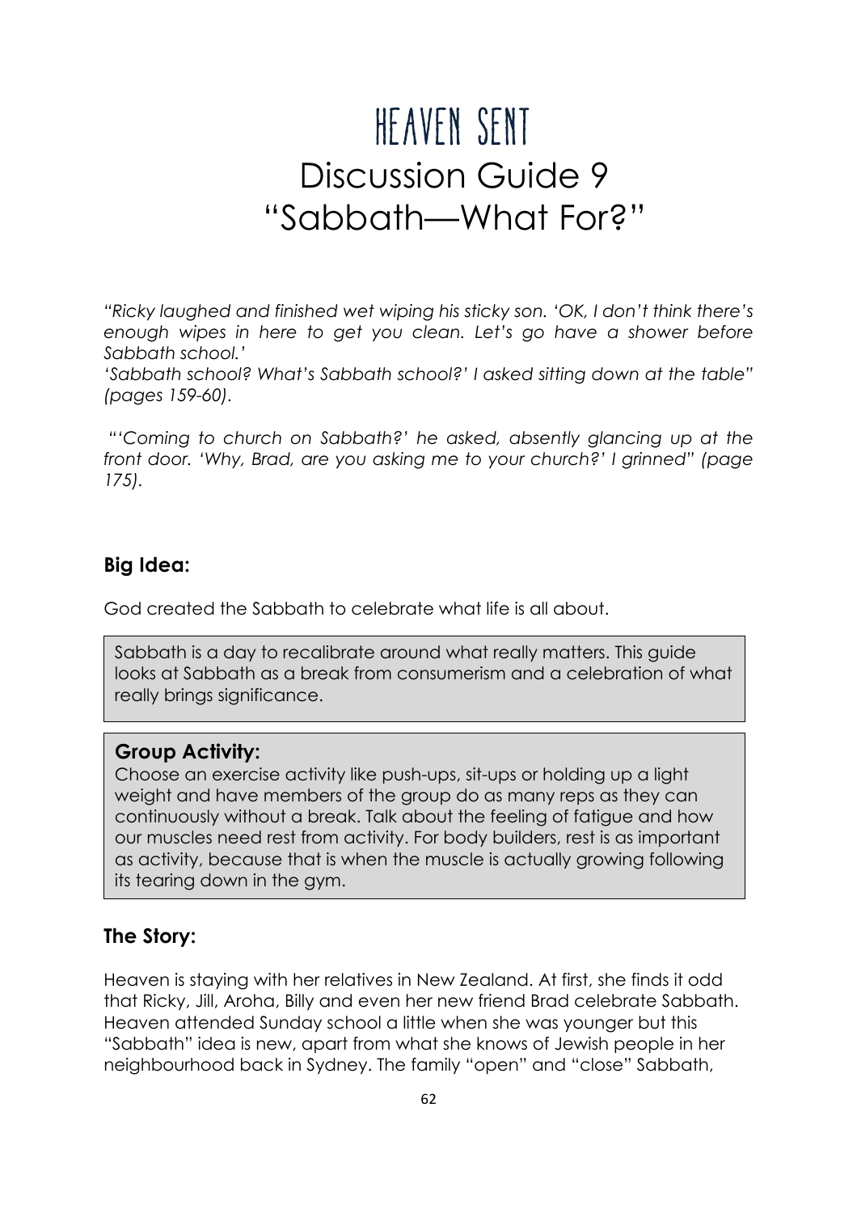# Heaven Sent

## Discussion Guide 9
## "Sabbath—What For?"

*"Ricky laughed and finished wet wiping his sticky son. 'OK, I don't think there's enough wipes in here to get you clean. Let's go have a shower before Sabbath school.'*
*'Sabbath school? What's Sabbath school?' I asked sitting down at the table" (pages 159-60).*

*"'Coming to church on Sabbath?' he asked, absently glancing up at the front door. 'Why, Brad, are you asking me to your church?' I grinned" (page 175).*

### Big Idea:

God created the Sabbath to celebrate what life is all about.

Sabbath is a day to recalibrate around what really matters. This guide looks at Sabbath as a break from consumerism and a celebration of what really brings significance.

### Group Activity:

Choose an exercise activity like push-ups, sit-ups or holding up a light weight and have members of the group do as many reps as they can continuously without a break. Talk about the feeling of fatigue and how our muscles need rest from activity. For body builders, rest is as important as activity, because that is when the muscle is actually growing following its tearing down in the gym.

### The Story:

Heaven is staying with her relatives in New Zealand. At first, she finds it odd that Ricky, Jill, Aroha, Billy and even her new friend Brad celebrate Sabbath. Heaven attended Sunday school a little when she was younger but this "Sabbath" idea is new, apart from what she knows of Jewish people in her neighbourhood back in Sydney. The family "open" and "close" Sabbath,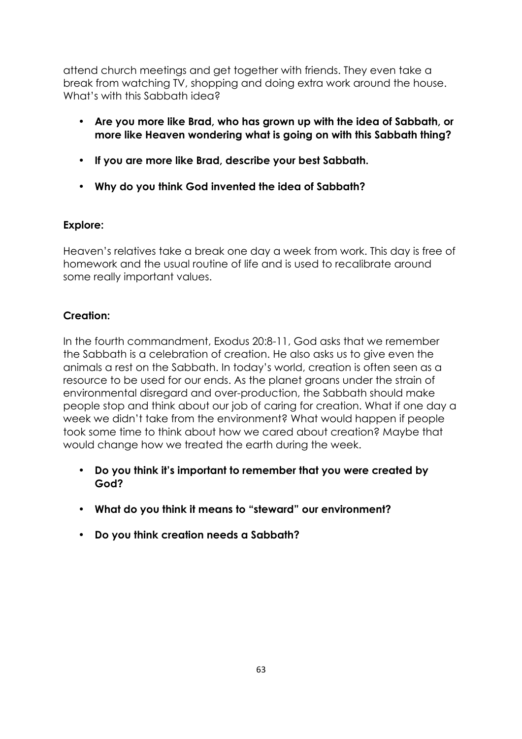attend church meetings and get together with friends. They even take a break from watching TV, shopping and doing extra work around the house. What's with this Sabbath idea?

- **Are you more like Brad, who has grown up with the idea of Sabbath, or more like Heaven wondering what is going on with this Sabbath thing?**
- **If you are more like Brad, describe your best Sabbath.**
- **Why do you think God invented the idea of Sabbath?**

**Explore:**

Heaven's relatives take a break one day a week from work. This day is free of homework and the usual routine of life and is used to recalibrate around some really important values.

**Creation:**

In the fourth commandment, Exodus 20:8-11, God asks that we remember the Sabbath is a celebration of creation. He also asks us to give even the animals a rest on the Sabbath. In today's world, creation is often seen as a resource to be used for our ends. As the planet groans under the strain of environmental disregard and over-production, the Sabbath should make people stop and think about our job of caring for creation. What if one day a week we didn't take from the environment? What would happen if people took some time to think about how we cared about creation? Maybe that would change how we treated the earth during the week.

- **Do you think it's important to remember that you were created by God?**
- **What do you think it means to "steward" our environment?**
- **Do you think creation needs a Sabbath?**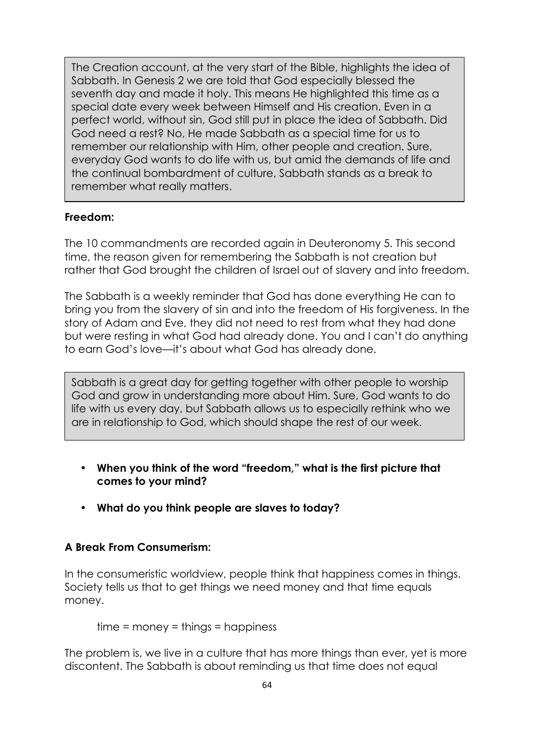The Creation account, at the very start of the Bible, highlights the idea of Sabbath. In Genesis 2 we are told that God especially blessed the seventh day and made it holy. This means He highlighted this time as a special date every week between Himself and His creation. Even in a perfect world, without sin, God still put in place the idea of Sabbath. Did God need a rest? No, He made Sabbath as a special time for us to remember our relationship with Him, other people and creation. Sure, everyday God wants to do life with us, but amid the demands of life and the continual bombardment of culture, Sabbath stands as a break to remember what really matters.

**Freedom:**

The 10 commandments are recorded again in Deuteronomy 5. This second time, the reason given for remembering the Sabbath is not creation but rather that God brought the children of Israel out of slavery and into freedom.

The Sabbath is a weekly reminder that God has done everything He can to bring you from the slavery of sin and into the freedom of His forgiveness. In the story of Adam and Eve, they did not need to rest from what they had done but were resting in what God had already done. You and I can't do anything to earn God's love—it's about what God has already done.

Sabbath is a great day for getting together with other people to worship God and grow in understanding more about Him. Sure, God wants to do life with us every day, but Sabbath allows us to especially rethink who we are in relationship to God, which should shape the rest of our week.

- **When you think of the word "freedom," what is the first picture that comes to your mind?**
- **What do you think people are slaves to today?**

**A Break From Consumerism:**

In the consumeristic worldview, people think that happiness comes in things. Society tells us that to get things we need money and that time equals money.

time = money = things = happiness

The problem is, we live in a culture that has more things than ever, yet is more discontent. The Sabbath is about reminding us that time does not equal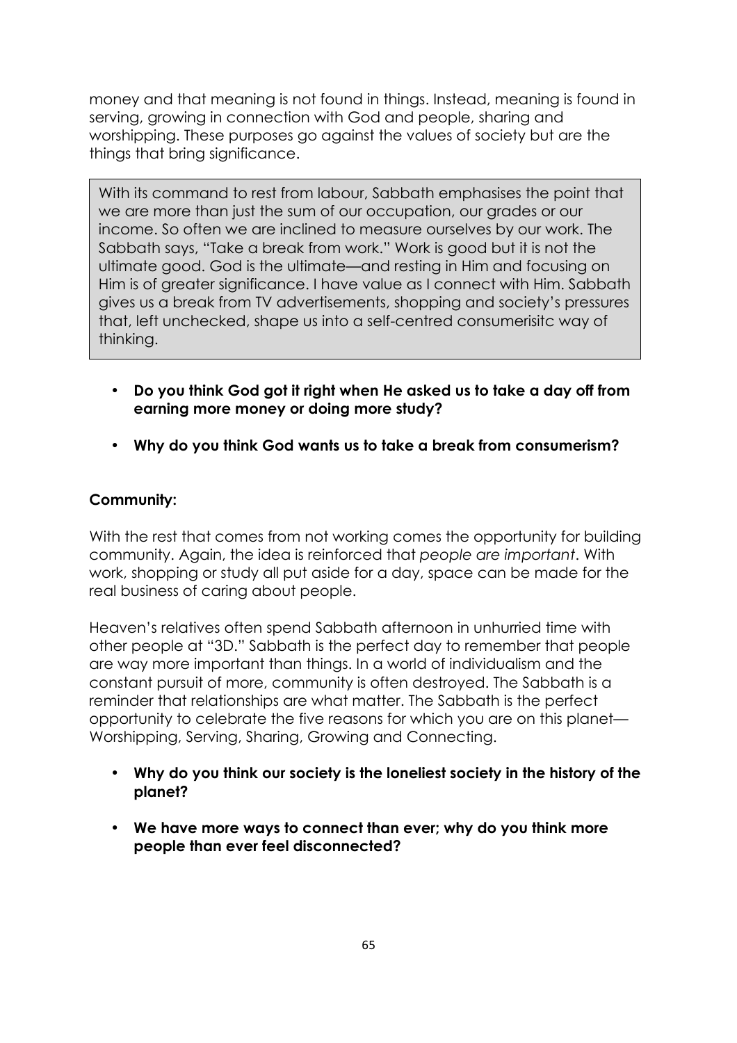money and that meaning is not found in things. Instead, meaning is found in serving, growing in connection with God and people, sharing and worshipping. These purposes go against the values of society but are the things that bring significance.

> With its command to rest from labour, Sabbath emphasises the point that we are more than just the sum of our occupation, our grades or our income. So often we are inclined to measure ourselves by our work. The Sabbath says, "Take a break from work." Work is good but it is not the ultimate good. God is the ultimate—and resting in Him and focusing on Him is of greater significance. I have value as I connect with Him. Sabbath gives us a break from TV advertisements, shopping and society's pressures that, left unchecked, shape us into a self-centred consumerisitc way of thinking.

- **Do you think God got it right when He asked us to take a day off from earning more money or doing more study?**
- **Why do you think God wants us to take a break from consumerism?**

**Community:**

With the rest that comes from not working comes the opportunity for building community. Again, the idea is reinforced that *people are important*. With work, shopping or study all put aside for a day, space can be made for the real business of caring about people.

Heaven's relatives often spend Sabbath afternoon in unhurried time with other people at "3D." Sabbath is the perfect day to remember that people are way more important than things. In a world of individualism and the constant pursuit of more, community is often destroyed. The Sabbath is a reminder that relationships are what matter. The Sabbath is the perfect opportunity to celebrate the five reasons for which you are on this planet—Worshipping, Serving, Sharing, Growing and Connecting.

- **Why do you think our society is the loneliest society in the history of the planet?**
- **We have more ways to connect than ever; why do you think more people than ever feel disconnected?**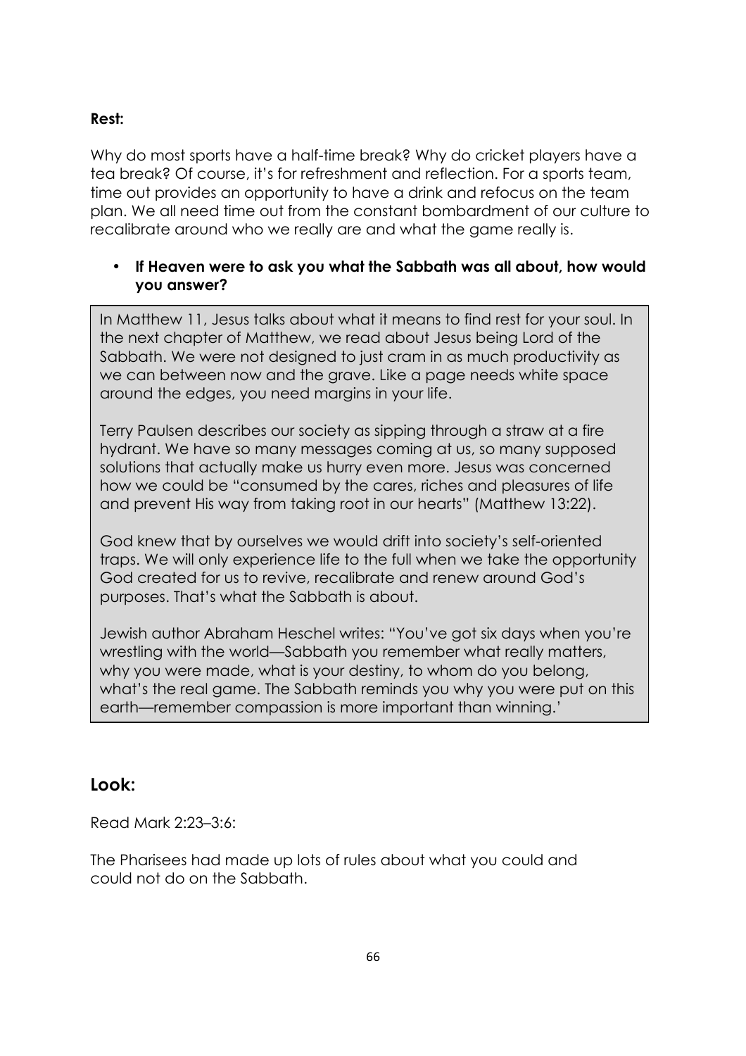**Rest:**

Why do most sports have a half-time break? Why do cricket players have a tea break? Of course, it's for refreshment and reflection. For a sports team, time out provides an opportunity to have a drink and refocus on the team plan. We all need time out from the constant bombardment of our culture to recalibrate around who we really are and what the game really is.

- **If Heaven were to ask you what the Sabbath was all about, how would you answer?**

> In Matthew 11, Jesus talks about what it means to find rest for your soul. In the next chapter of Matthew, we read about Jesus being Lord of the Sabbath. We were not designed to just cram in as much productivity as we can between now and the grave. Like a page needs white space around the edges, you need margins in your life.
>
> Terry Paulsen describes our society as sipping through a straw at a fire hydrant. We have so many messages coming at us, so many supposed solutions that actually make us hurry even more. Jesus was concerned how we could be "consumed by the cares, riches and pleasures of life and prevent His way from taking root in our hearts" (Matthew 13:22).
>
> God knew that by ourselves we would drift into society's self-oriented traps. We will only experience life to the full when we take the opportunity God created for us to revive, recalibrate and renew around God's purposes. That's what the Sabbath is about.
>
> Jewish author Abraham Heschel writes: "You've got six days when you're wrestling with the world—Sabbath you remember what really matters, why you were made, what is your destiny, to whom do you belong, what's the real game. The Sabbath reminds you why you were put on this earth—remember compassion is more important than winning.'

## Look:

Read Mark 2:23–3:6:

The Pharisees had made up lots of rules about what you could and could not do on the Sabbath.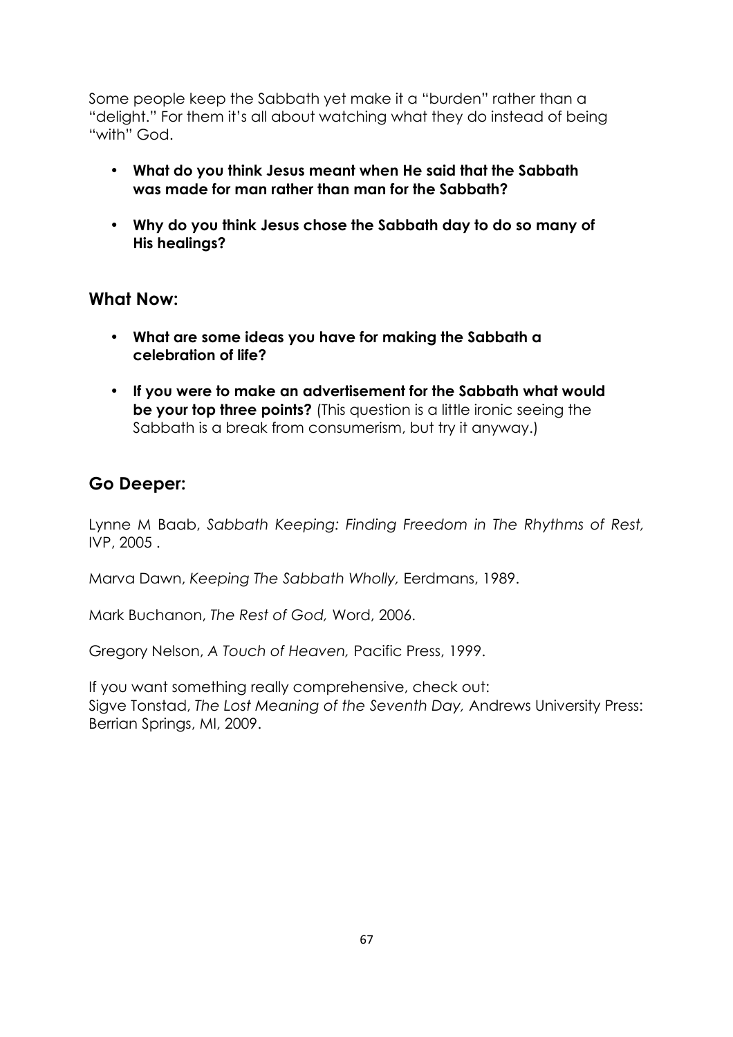Some people keep the Sabbath yet make it a "burden" rather than a "delight." For them it's all about watching what they do instead of being "with" God.

- **What do you think Jesus meant when He said that the Sabbath was made for man rather than man for the Sabbath?**
- **Why do you think Jesus chose the Sabbath day to do so many of His healings?**

## What Now:

- **What are some ideas you have for making the Sabbath a celebration of life?**
- **If you were to make an advertisement for the Sabbath what would be your top three points?** (This question is a little ironic seeing the Sabbath is a break from consumerism, but try it anyway.)

## Go Deeper:

Lynne M Baab, *Sabbath Keeping: Finding Freedom in The Rhythms of Rest,* IVP, 2005 .

Marva Dawn, *Keeping The Sabbath Wholly,* Eerdmans, 1989.

Mark Buchanon, *The Rest of God,* Word, 2006.

Gregory Nelson, *A Touch of Heaven,* Pacific Press, 1999.

If you want something really comprehensive, check out:
Sigve Tonstad, *The Lost Meaning of the Seventh Day,* Andrews University Press: Berrian Springs, MI, 2009.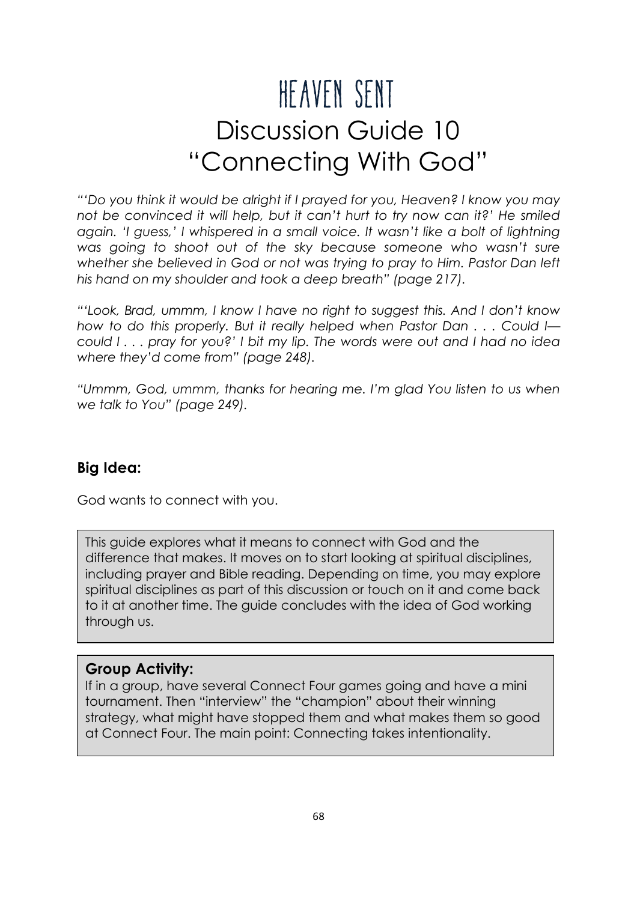# HEAVEN SENT

# Discussion Guide 10
# "Connecting With God"

*"'Do you think it would be alright if I prayed for you, Heaven? I know you may not be convinced it will help, but it can't hurt to try now can it?' He smiled again. 'I guess,' I whispered in a small voice. It wasn't like a bolt of lightning was going to shoot out of the sky because someone who wasn't sure whether she believed in God or not was trying to pray to Him. Pastor Dan left his hand on my shoulder and took a deep breath" (page 217).*

*"'Look, Brad, ummm, I know I have no right to suggest this. And I don't know how to do this properly. But it really helped when Pastor Dan . . . Could I—could I . . . pray for you?' I bit my lip. The words were out and I had no idea where they'd come from" (page 248).*

*"Ummm, God, ummm, thanks for hearing me. I'm glad You listen to us when we talk to You" (page 249).*

## Big Idea:

God wants to connect with you.

This guide explores what it means to connect with God and the difference that makes. It moves on to start looking at spiritual disciplines, including prayer and Bible reading. Depending on time, you may explore spiritual disciplines as part of this discussion or touch on it and come back to it at another time. The guide concludes with the idea of God working through us.

### Group Activity:

If in a group, have several Connect Four games going and have a mini tournament. Then "interview" the "champion" about their winning strategy, what might have stopped them and what makes them so good at Connect Four. The main point: Connecting takes intentionality.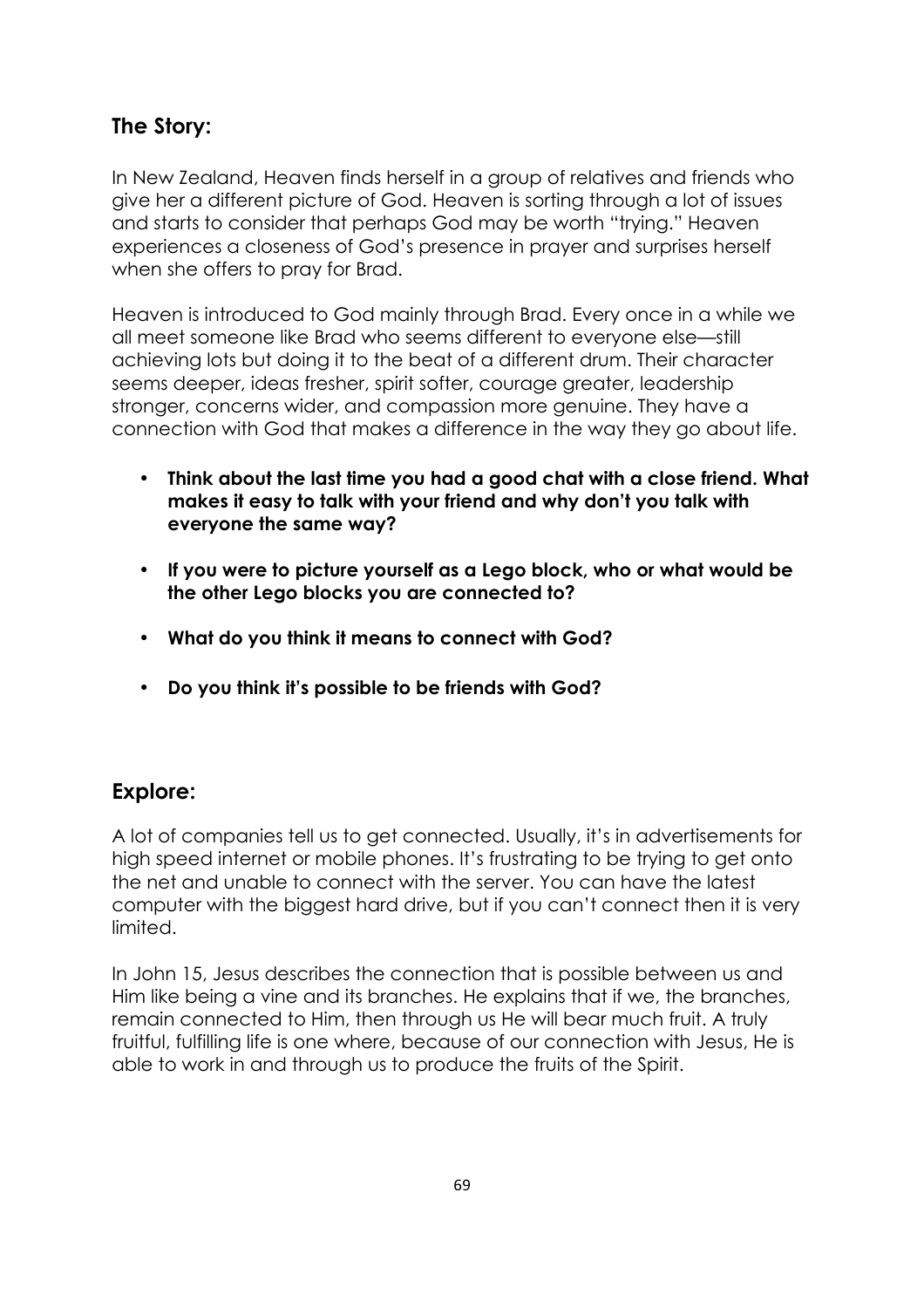## The Story:

In New Zealand, Heaven finds herself in a group of relatives and friends who give her a different picture of God. Heaven is sorting through a lot of issues and starts to consider that perhaps God may be worth "trying." Heaven experiences a closeness of God's presence in prayer and surprises herself when she offers to pray for Brad.

Heaven is introduced to God mainly through Brad. Every once in a while we all meet someone like Brad who seems different to everyone else—still achieving lots but doing it to the beat of a different drum. Their character seems deeper, ideas fresher, spirit softer, courage greater, leadership stronger, concerns wider, and compassion more genuine. They have a connection with God that makes a difference in the way they go about life.

- **Think about the last time you had a good chat with a close friend. What makes it easy to talk with your friend and why don't you talk with everyone the same way?**
- **If you were to picture yourself as a Lego block, who or what would be the other Lego blocks you are connected to?**
- **What do you think it means to connect with God?**
- **Do you think it's possible to be friends with God?**

## Explore:

A lot of companies tell us to get connected. Usually, it's in advertisements for high speed internet or mobile phones. It's frustrating to be trying to get onto the net and unable to connect with the server. You can have the latest computer with the biggest hard drive, but if you can't connect then it is very limited.

In John 15, Jesus describes the connection that is possible between us and Him like being a vine and its branches. He explains that if we, the branches, remain connected to Him, then through us He will bear much fruit. A truly fruitful, fulfilling life is one where, because of our connection with Jesus, He is able to work in and through us to produce the fruits of the Spirit.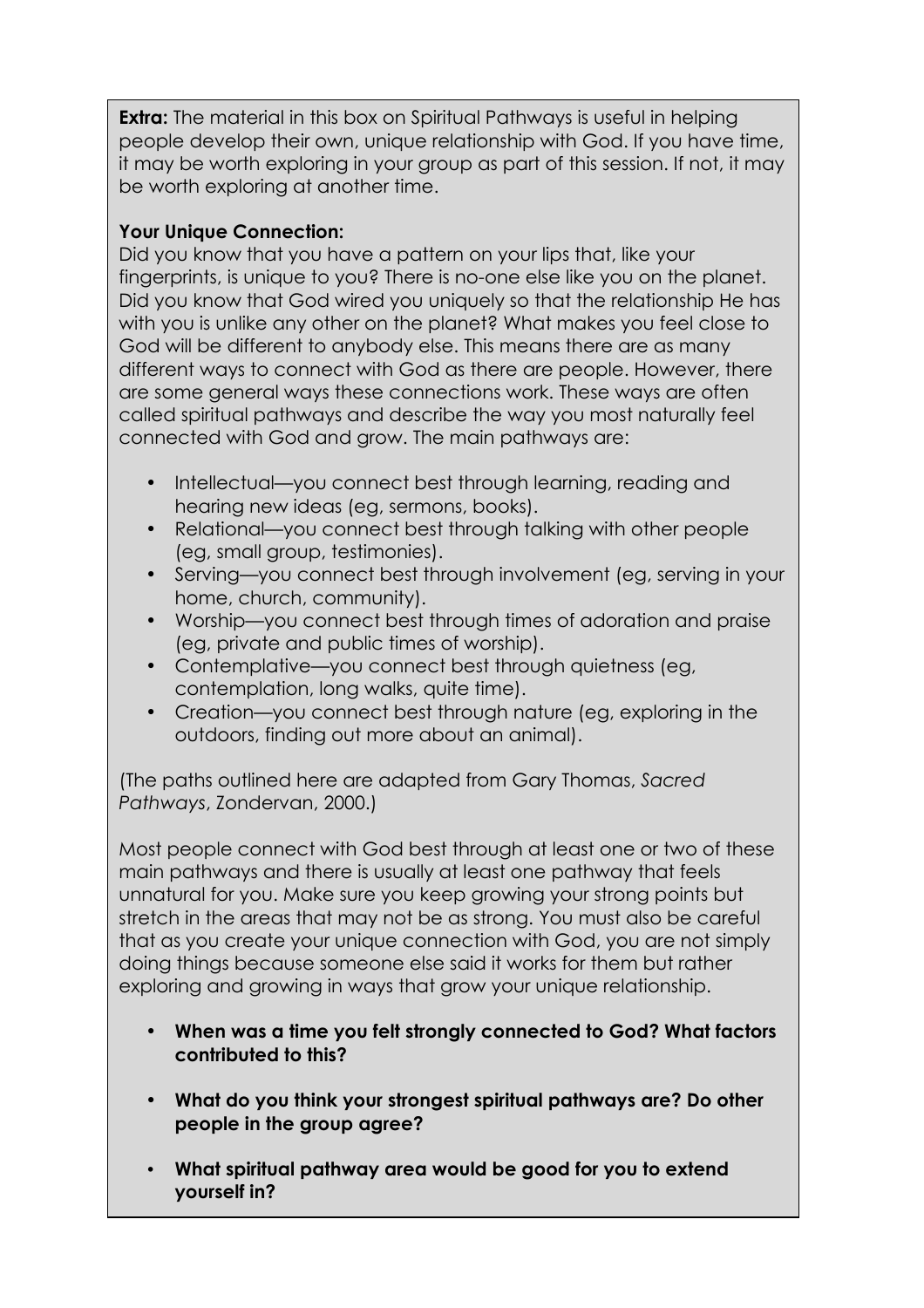**Extra:** The material in this box on Spiritual Pathways is useful in helping people develop their own, unique relationship with God. If you have time, it may be worth exploring in your group as part of this session. If not, it may be worth exploring at another time.

**Your Unique Connection:**

Did you know that you have a pattern on your lips that, like your fingerprints, is unique to you? There is no-one else like you on the planet. Did you know that God wired you uniquely so that the relationship He has with you is unlike any other on the planet? What makes you feel close to God will be different to anybody else. This means there are as many different ways to connect with God as there are people. However, there are some general ways these connections work. These ways are often called spiritual pathways and describe the way you most naturally feel connected with God and grow. The main pathways are:

- Intellectual—you connect best through learning, reading and hearing new ideas (eg, sermons, books).
- Relational—you connect best through talking with other people (eg, small group, testimonies).
- Serving—you connect best through involvement (eg, serving in your home, church, community).
- Worship—you connect best through times of adoration and praise (eg, private and public times of worship).
- Contemplative—you connect best through quietness (eg, contemplation, long walks, quite time).
- Creation—you connect best through nature (eg, exploring in the outdoors, finding out more about an animal).

(The paths outlined here are adapted from Gary Thomas, *Sacred Pathways*, Zondervan, 2000.)

Most people connect with God best through at least one or two of these main pathways and there is usually at least one pathway that feels unnatural for you. Make sure you keep growing your strong points but stretch in the areas that may not be as strong. You must also be careful that as you create your unique connection with God, you are not simply doing things because someone else said it works for them but rather exploring and growing in ways that grow your unique relationship.

- **When was a time you felt strongly connected to God? What factors contributed to this?**
- **What do you think your strongest spiritual pathways are? Do other people in the group agree?**
- **What spiritual pathway area would be good for you to extend yourself in?**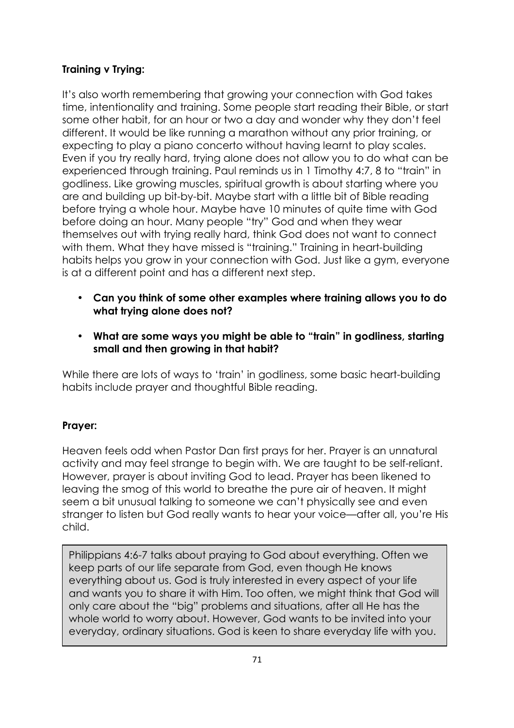**Training v Trying:**

It's also worth remembering that growing your connection with God takes time, intentionality and training. Some people start reading their Bible, or start some other habit, for an hour or two a day and wonder why they don't feel different. It would be like running a marathon without any prior training, or expecting to play a piano concerto without having learnt to play scales. Even if you try really hard, trying alone does not allow you to do what can be experienced through training. Paul reminds us in 1 Timothy 4:7, 8 to "train" in godliness. Like growing muscles, spiritual growth is about starting where you are and building up bit-by-bit. Maybe start with a little bit of Bible reading before trying a whole hour. Maybe have 10 minutes of quite time with God before doing an hour. Many people "try" God and when they wear themselves out with trying really hard, think God does not want to connect with them. What they have missed is "training." Training in heart-building habits helps you grow in your connection with God. Just like a gym, everyone is at a different point and has a different next step.

- **Can you think of some other examples where training allows you to do what trying alone does not?**
- **What are some ways you might be able to "train" in godliness, starting small and then growing in that habit?**

While there are lots of ways to 'train' in godliness, some basic heart-building habits include prayer and thoughtful Bible reading.

**Prayer:**

Heaven feels odd when Pastor Dan first prays for her. Prayer is an unnatural activity and may feel strange to begin with. We are taught to be self-reliant. However, prayer is about inviting God to lead. Prayer has been likened to leaving the smog of this world to breathe the pure air of heaven. It might seem a bit unusual talking to someone we can't physically see and even stranger to listen but God really wants to hear your voice—after all, you're His child.

Philippians 4:6-7 talks about praying to God about everything. Often we keep parts of our life separate from God, even though He knows everything about us. God is truly interested in every aspect of your life and wants you to share it with Him. Too often, we might think that God will only care about the "big" problems and situations, after all He has the whole world to worry about. However, God wants to be invited into your everyday, ordinary situations. God is keen to share everyday life with you.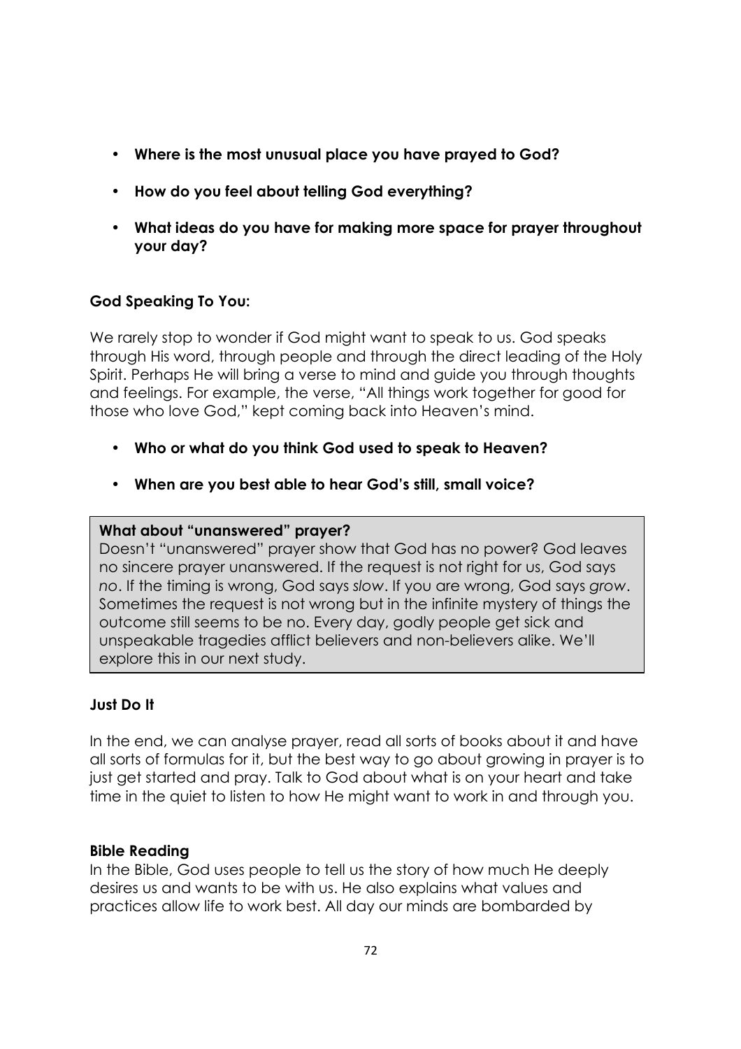- **Where is the most unusual place you have prayed to God?**
- **How do you feel about telling God everything?**
- **What ideas do you have for making more space for prayer throughout your day?**

**God Speaking To You:**

We rarely stop to wonder if God might want to speak to us. God speaks through His word, through people and through the direct leading of the Holy Spirit. Perhaps He will bring a verse to mind and guide you through thoughts and feelings. For example, the verse, "All things work together for good for those who love God," kept coming back into Heaven's mind.

- **Who or what do you think God used to speak to Heaven?**
- **When are you best able to hear God's still, small voice?**

> **What about "unanswered" prayer?**
> Doesn't "unanswered" prayer show that God has no power? God leaves no sincere prayer unanswered. If the request is not right for us, God says *no*. If the timing is wrong, God says *slow*. If you are wrong, God says *grow*. Sometimes the request is not wrong but in the infinite mystery of things the outcome still seems to be no. Every day, godly people get sick and unspeakable tragedies afflict believers and non-believers alike. We'll explore this in our next study.

**Just Do It**

In the end, we can analyse prayer, read all sorts of books about it and have all sorts of formulas for it, but the best way to go about growing in prayer is to just get started and pray. Talk to God about what is on your heart and take time in the quiet to listen to how He might want to work in and through you.

**Bible Reading**

In the Bible, God uses people to tell us the story of how much He deeply desires us and wants to be with us. He also explains what values and practices allow life to work best. All day our minds are bombarded by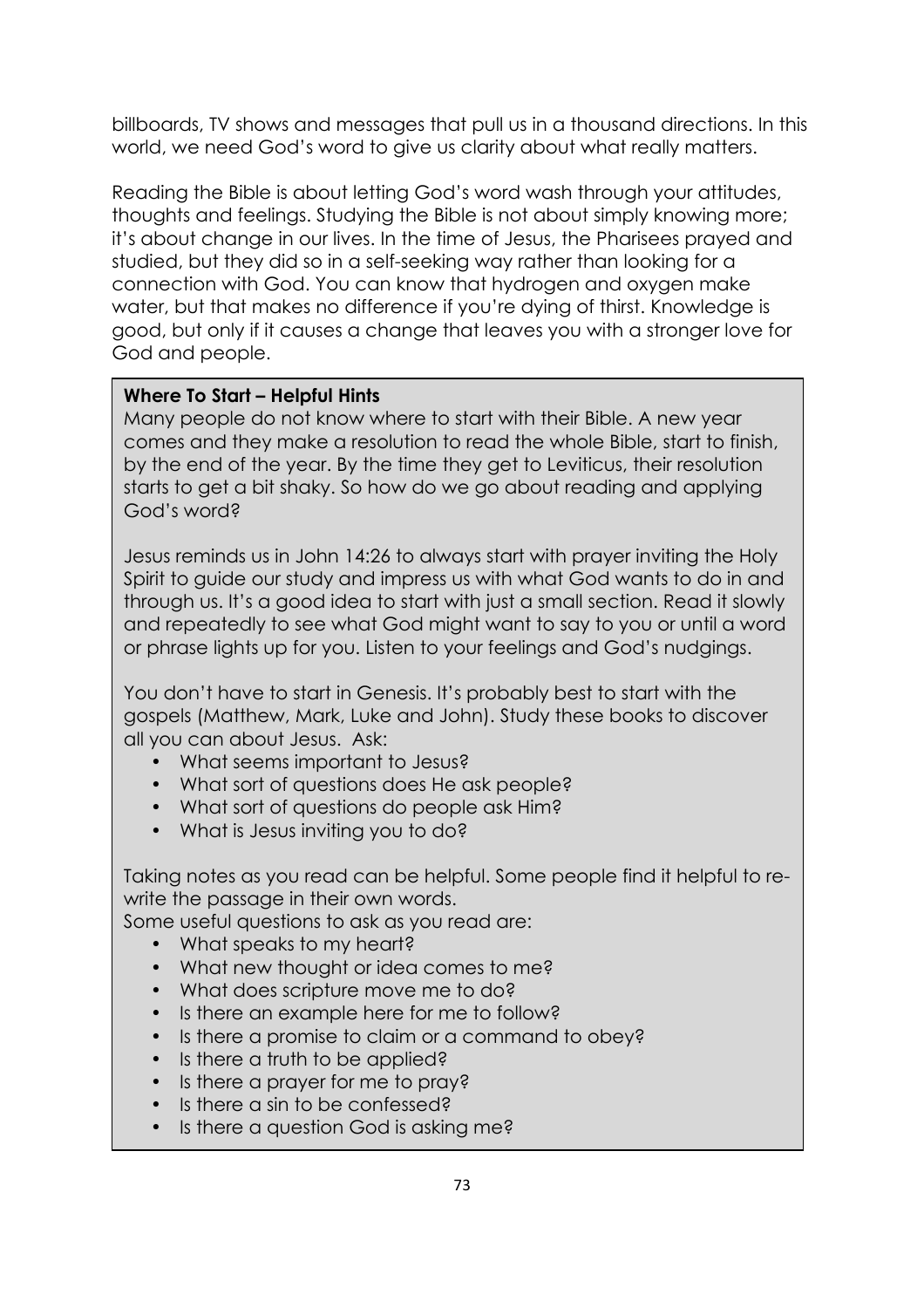billboards, TV shows and messages that pull us in a thousand directions. In this world, we need God's word to give us clarity about what really matters.

Reading the Bible is about letting God's word wash through your attitudes, thoughts and feelings. Studying the Bible is not about simply knowing more; it's about change in our lives. In the time of Jesus, the Pharisees prayed and studied, but they did so in a self-seeking way rather than looking for a connection with God. You can know that hydrogen and oxygen make water, but that makes no difference if you're dying of thirst. Knowledge is good, but only if it causes a change that leaves you with a stronger love for God and people.

**Where To Start – Helpful Hints**

Many people do not know where to start with their Bible. A new year comes and they make a resolution to read the whole Bible, start to finish, by the end of the year. By the time they get to Leviticus, their resolution starts to get a bit shaky. So how do we go about reading and applying God's word?

Jesus reminds us in John 14:26 to always start with prayer inviting the Holy Spirit to guide our study and impress us with what God wants to do in and through us. It's a good idea to start with just a small section. Read it slowly and repeatedly to see what God might want to say to you or until a word or phrase lights up for you. Listen to your feelings and God's nudgings.

You don't have to start in Genesis. It's probably best to start with the gospels (Matthew, Mark, Luke and John). Study these books to discover all you can about Jesus. Ask:

- What seems important to Jesus?
- What sort of questions does He ask people?
- What sort of questions do people ask Him?
- What is Jesus inviting you to do?

Taking notes as you read can be helpful. Some people find it helpful to re-write the passage in their own words.

Some useful questions to ask as you read are:

- What speaks to my heart?
- What new thought or idea comes to me?
- What does scripture move me to do?
- Is there an example here for me to follow?
- Is there a promise to claim or a command to obey?
- Is there a truth to be applied?
- Is there a prayer for me to pray?
- Is there a sin to be confessed?
- Is there a question God is asking me?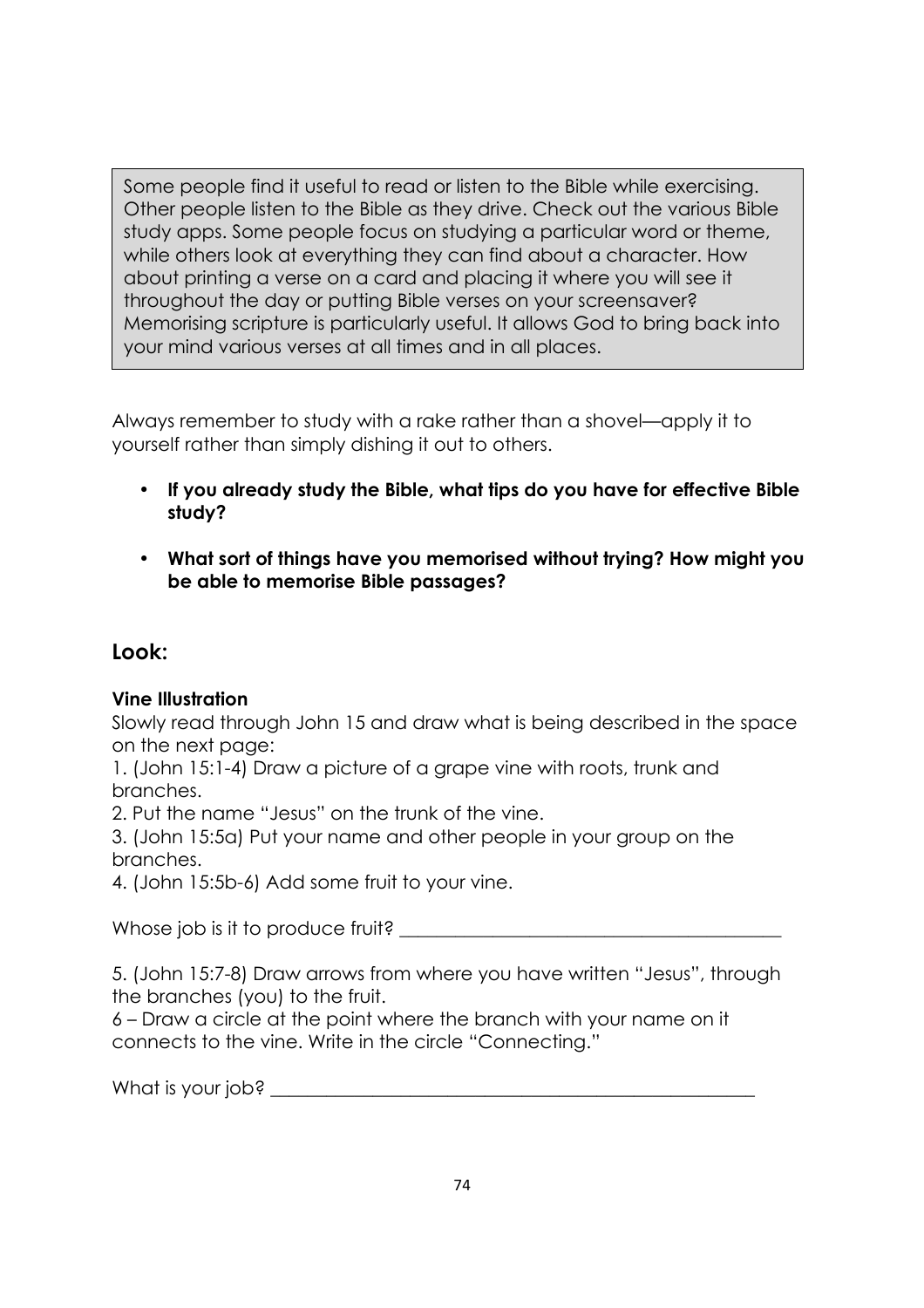> Some people find it useful to read or listen to the Bible while exercising. Other people listen to the Bible as they drive. Check out the various Bible study apps. Some people focus on studying a particular word or theme, while others look at everything they can find about a character. How about printing a verse on a card and placing it where you will see it throughout the day or putting Bible verses on your screensaver? Memorising scripture is particularly useful. It allows God to bring back into your mind various verses at all times and in all places.

Always remember to study with a rake rather than a shovel—apply it to yourself rather than simply dishing it out to others.

- **If you already study the Bible, what tips do you have for effective Bible study?**
- **What sort of things have you memorised without trying? How might you be able to memorise Bible passages?**

## Look:

**Vine Illustration**

Slowly read through John 15 and draw what is being described in the space on the next page:

1. (John 15:1-4) Draw a picture of a grape vine with roots, trunk and branches.
2. Put the name "Jesus" on the trunk of the vine.
3. (John 15:5a) Put your name and other people in your group on the branches.
4. (John 15:5b-6) Add some fruit to your vine.

Whose job is it to produce fruit? ________________________________________

5. (John 15:7-8) Draw arrows from where you have written "Jesus", through the branches (you) to the fruit.

6 – Draw a circle at the point where the branch with your name on it connects to the vine. Write in the circle "Connecting."

What is your job? ____________________________________________________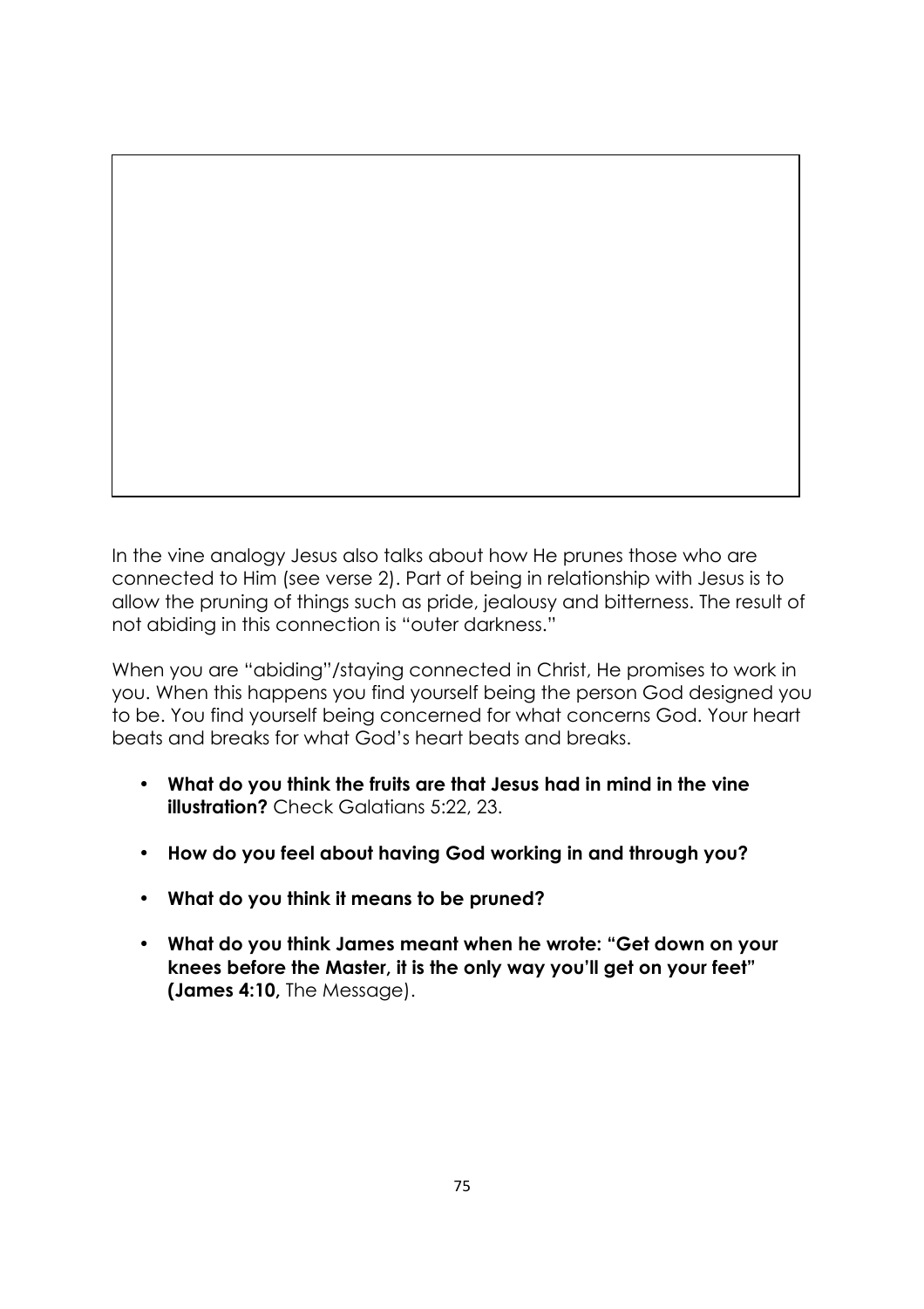In the vine analogy Jesus also talks about how He prunes those who are connected to Him (see verse 2). Part of being in relationship with Jesus is to allow the pruning of things such as pride, jealousy and bitterness. The result of not abiding in this connection is "outer darkness."

When you are "abiding"/staying connected in Christ, He promises to work in you. When this happens you find yourself being the person God designed you to be. You find yourself being concerned for what concerns God. Your heart beats and breaks for what God's heart beats and breaks.

- **What do you think the fruits are that Jesus had in mind in the vine illustration?** Check Galatians 5:22, 23.
- **How do you feel about having God working in and through you?**
- **What do you think it means to be pruned?**
- **What do you think James meant when he wrote: "Get down on your knees before the Master, it is the only way you'll get on your feet" (James 4:10,** The Message).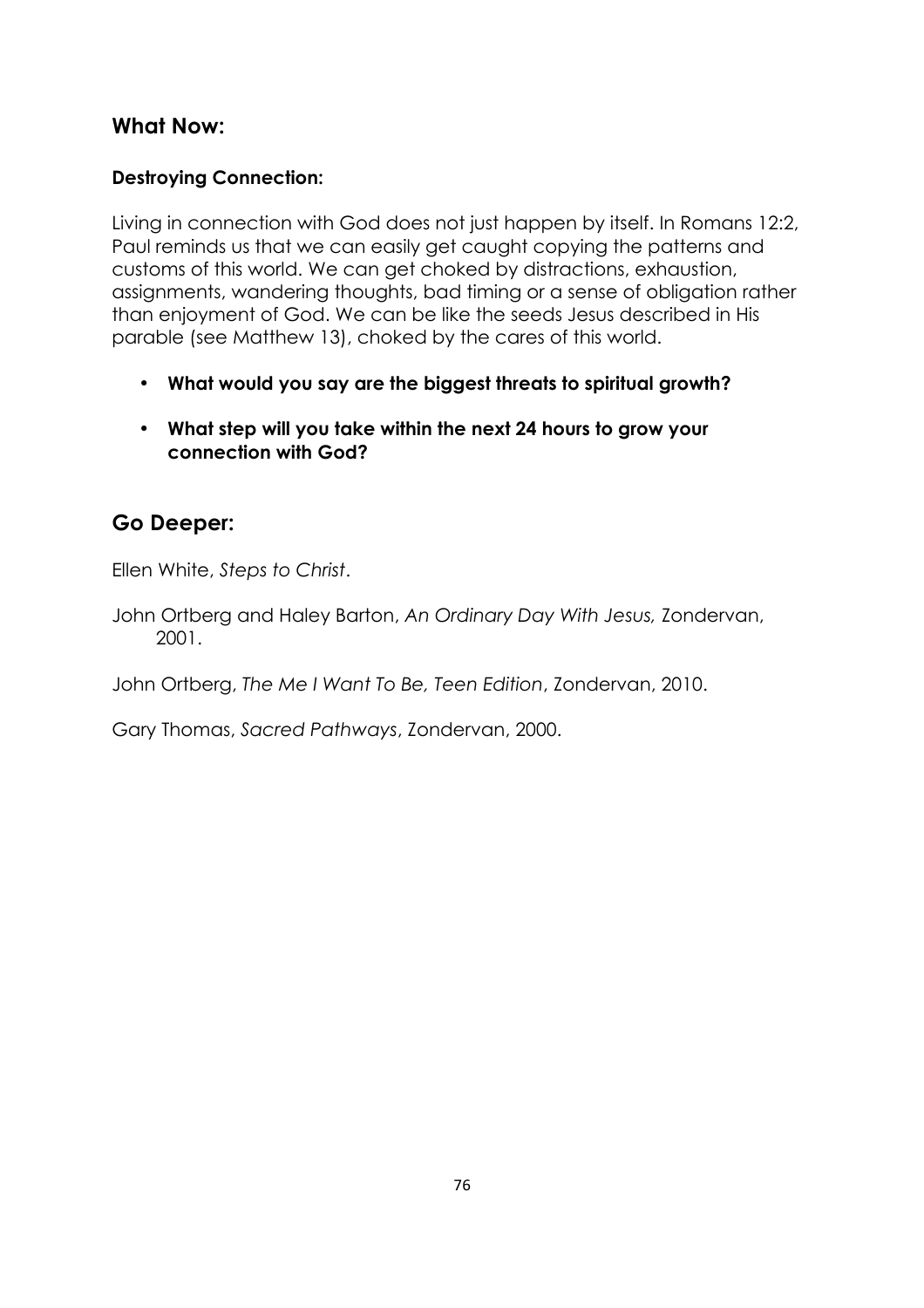## What Now:

### Destroying Connection:

Living in connection with God does not just happen by itself. In Romans 12:2, Paul reminds us that we can easily get caught copying the patterns and customs of this world. We can get choked by distractions, exhaustion, assignments, wandering thoughts, bad timing or a sense of obligation rather than enjoyment of God. We can be like the seeds Jesus described in His parable (see Matthew 13), choked by the cares of this world.

- **What would you say are the biggest threats to spiritual growth?**
- **What step will you take within the next 24 hours to grow your connection with God?**

## Go Deeper:

Ellen White, *Steps to Christ*.

John Ortberg and Haley Barton, *An Ordinary Day With Jesus,* Zondervan, 2001.

John Ortberg, *The Me I Want To Be, Teen Edition*, Zondervan, 2010.

Gary Thomas, *Sacred Pathways*, Zondervan, 2000.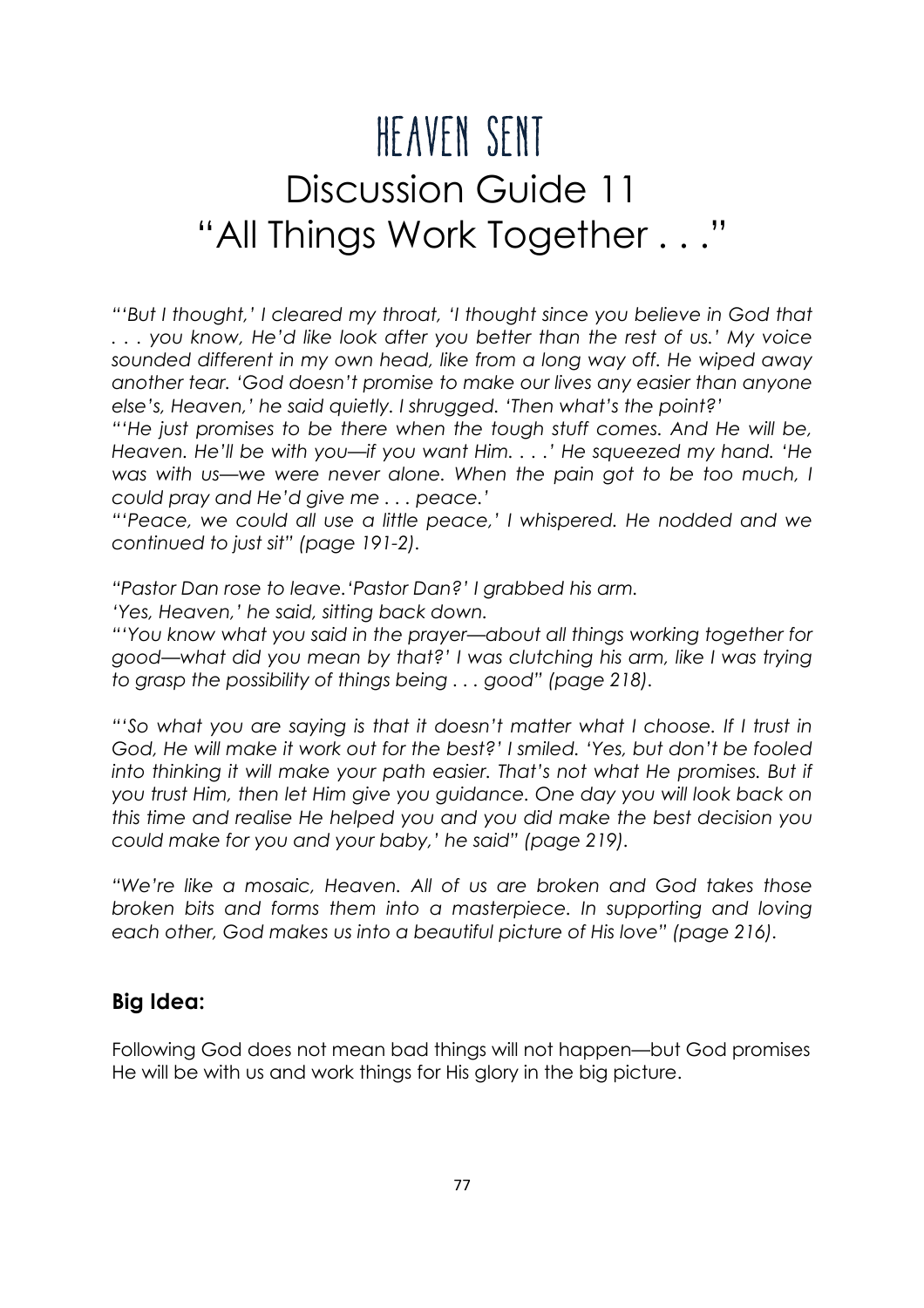# HEAVEN SENT

## Discussion Guide 11

## "All Things Work Together . . ."

*"'But I thought,' I cleared my throat, 'I thought since you believe in God that . . . you know, He'd like look after you better than the rest of us.' My voice sounded different in my own head, like from a long way off. He wiped away another tear. 'God doesn't promise to make our lives any easier than anyone else's, Heaven,' he said quietly. I shrugged. 'Then what's the point?'*
*"'He just promises to be there when the tough stuff comes. And He will be, Heaven. He'll be with you—if you want Him. . . .' He squeezed my hand. 'He was with us—we were never alone. When the pain got to be too much, I could pray and He'd give me . . . peace.'*
*"'Peace, we could all use a little peace,' I whispered. He nodded and we continued to just sit" (page 191-2).*

*"Pastor Dan rose to leave.'Pastor Dan?' I grabbed his arm.*
*'Yes, Heaven,' he said, sitting back down.*
*"'You know what you said in the prayer—about all things working together for good—what did you mean by that?' I was clutching his arm, like I was trying to grasp the possibility of things being . . . good" (page 218).*

*"'So what you are saying is that it doesn't matter what I choose. If I trust in God, He will make it work out for the best?' I smiled. 'Yes, but don't be fooled into thinking it will make your path easier. That's not what He promises. But if you trust Him, then let Him give you guidance. One day you will look back on this time and realise He helped you and you did make the best decision you could make for you and your baby,' he said" (page 219).*

*"We're like a mosaic, Heaven. All of us are broken and God takes those broken bits and forms them into a masterpiece. In supporting and loving each other, God makes us into a beautiful picture of His love" (page 216).*

### Big Idea:

Following God does not mean bad things will not happen—but God promises He will be with us and work things for His glory in the big picture.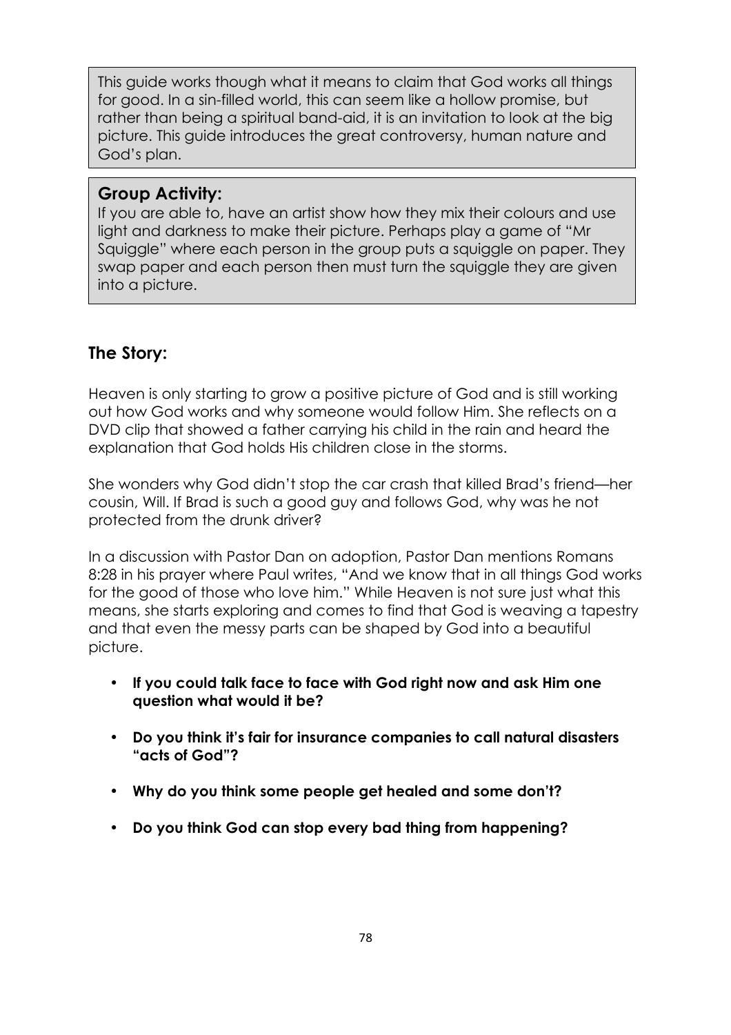This guide works though what it means to claim that God works all things for good. In a sin-filled world, this can seem like a hollow promise, but rather than being a spiritual band-aid, it is an invitation to look at the big picture. This guide introduces the great controversy, human nature and God's plan.

## Group Activity:

If you are able to, have an artist show how they mix their colours and use light and darkness to make their picture. Perhaps play a game of "Mr Squiggle" where each person in the group puts a squiggle on paper. They swap paper and each person then must turn the squiggle they are given into a picture.

## The Story:

Heaven is only starting to grow a positive picture of God and is still working out how God works and why someone would follow Him. She reflects on a DVD clip that showed a father carrying his child in the rain and heard the explanation that God holds His children close in the storms.

She wonders why God didn't stop the car crash that killed Brad's friend—her cousin, Will. If Brad is such a good guy and follows God, why was he not protected from the drunk driver?

In a discussion with Pastor Dan on adoption, Pastor Dan mentions Romans 8:28 in his prayer where Paul writes, "And we know that in all things God works for the good of those who love him." While Heaven is not sure just what this means, she starts exploring and comes to find that God is weaving a tapestry and that even the messy parts can be shaped by God into a beautiful picture.

- **If you could talk face to face with God right now and ask Him one question what would it be?**
- **Do you think it's fair for insurance companies to call natural disasters "acts of God"?**
- **Why do you think some people get healed and some don't?**
- **Do you think God can stop every bad thing from happening?**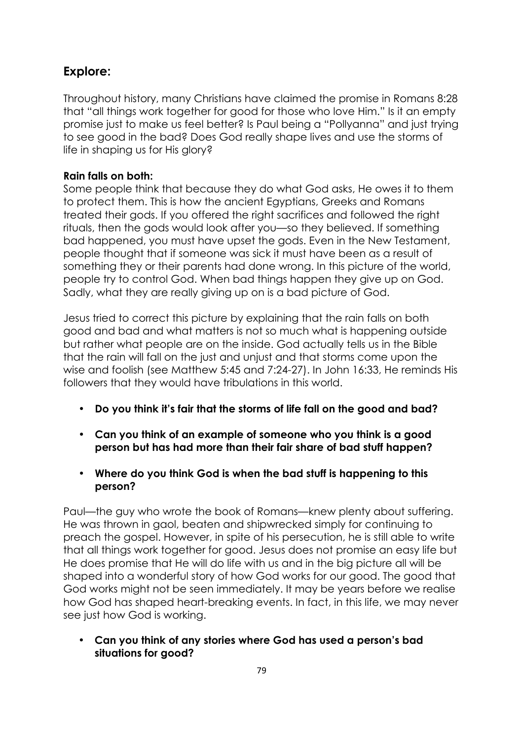## Explore:

Throughout history, many Christians have claimed the promise in Romans 8:28 that "all things work together for good for those who love Him." Is it an empty promise just to make us feel better? Is Paul being a "Pollyanna" and just trying to see good in the bad? Does God really shape lives and use the storms of life in shaping us for His glory?

**Rain falls on both:**

Some people think that because they do what God asks, He owes it to them to protect them. This is how the ancient Egyptians, Greeks and Romans treated their gods. If you offered the right sacrifices and followed the right rituals, then the gods would look after you—so they believed. If something bad happened, you must have upset the gods. Even in the New Testament, people thought that if someone was sick it must have been as a result of something they or their parents had done wrong. In this picture of the world, people try to control God. When bad things happen they give up on God. Sadly, what they are really giving up on is a bad picture of God.

Jesus tried to correct this picture by explaining that the rain falls on both good and bad and what matters is not so much what is happening outside but rather what people are on the inside. God actually tells us in the Bible that the rain will fall on the just and unjust and that storms come upon the wise and foolish (see Matthew 5:45 and 7:24-27). In John 16:33, He reminds His followers that they would have tribulations in this world.

- **Do you think it's fair that the storms of life fall on the good and bad?**
- **Can you think of an example of someone who you think is a good person but has had more than their fair share of bad stuff happen?**
- **Where do you think God is when the bad stuff is happening to this person?**

Paul—the guy who wrote the book of Romans—knew plenty about suffering. He was thrown in gaol, beaten and shipwrecked simply for continuing to preach the gospel. However, in spite of his persecution, he is still able to write that all things work together for good. Jesus does not promise an easy life but He does promise that He will do life with us and in the big picture all will be shaped into a wonderful story of how God works for our good. The good that God works might not be seen immediately. It may be years before we realise how God has shaped heart-breaking events. In fact, in this life, we may never see just how God is working.

- **Can you think of any stories where God has used a person's bad situations for good?**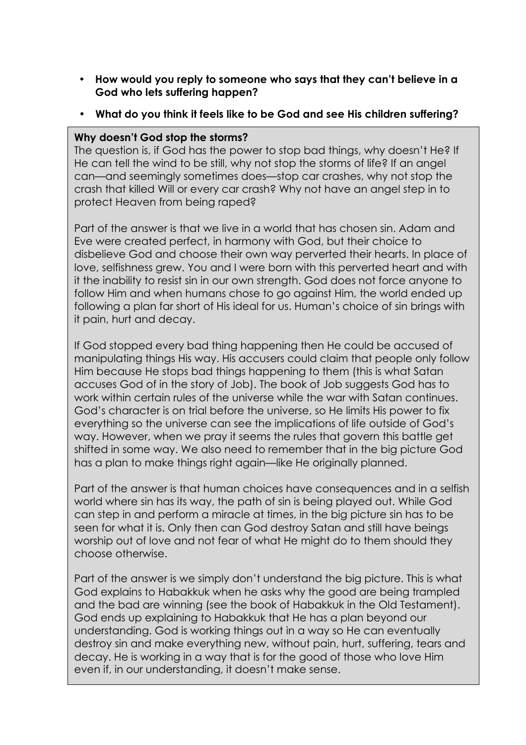- **How would you reply to someone who says that they can't believe in a God who lets suffering happen?**
- **What do you think it feels like to be God and see His children suffering?**

**Why doesn't God stop the storms?**

The question is, if God has the power to stop bad things, why doesn't He? If He can tell the wind to be still, why not stop the storms of life? If an angel can—and seemingly sometimes does—stop car crashes, why not stop the crash that killed Will or every car crash? Why not have an angel step in to protect Heaven from being raped?

Part of the answer is that we live in a world that has chosen sin. Adam and Eve were created perfect, in harmony with God, but their choice to disbelieve God and choose their own way perverted their hearts. In place of love, selfishness grew. You and I were born with this perverted heart and with it the inability to resist sin in our own strength. God does not force anyone to follow Him and when humans chose to go against Him, the world ended up following a plan far short of His ideal for us. Human's choice of sin brings with it pain, hurt and decay.

If God stopped every bad thing happening then He could be accused of manipulating things His way. His accusers could claim that people only follow Him because He stops bad things happening to them (this is what Satan accuses God of in the story of Job). The book of Job suggests God has to work within certain rules of the universe while the war with Satan continues. God's character is on trial before the universe, so He limits His power to fix everything so the universe can see the implications of life outside of God's way. However, when we pray it seems the rules that govern this battle get shifted in some way. We also need to remember that in the big picture God has a plan to make things right again—like He originally planned.

Part of the answer is that human choices have consequences and in a selfish world where sin has its way, the path of sin is being played out. While God can step in and perform a miracle at times, in the big picture sin has to be seen for what it is. Only then can God destroy Satan and still have beings worship out of love and not fear of what He might do to them should they choose otherwise.

Part of the answer is we simply don't understand the big picture. This is what God explains to Habakkuk when he asks why the good are being trampled and the bad are winning (see the book of Habakkuk in the Old Testament). God ends up explaining to Habakkuk that He has a plan beyond our understanding. God is working things out in a way so He can eventually destroy sin and make everything new, without pain, hurt, suffering, tears and decay. He is working in a way that is for the good of those who love Him even if, in our understanding, it doesn't make sense.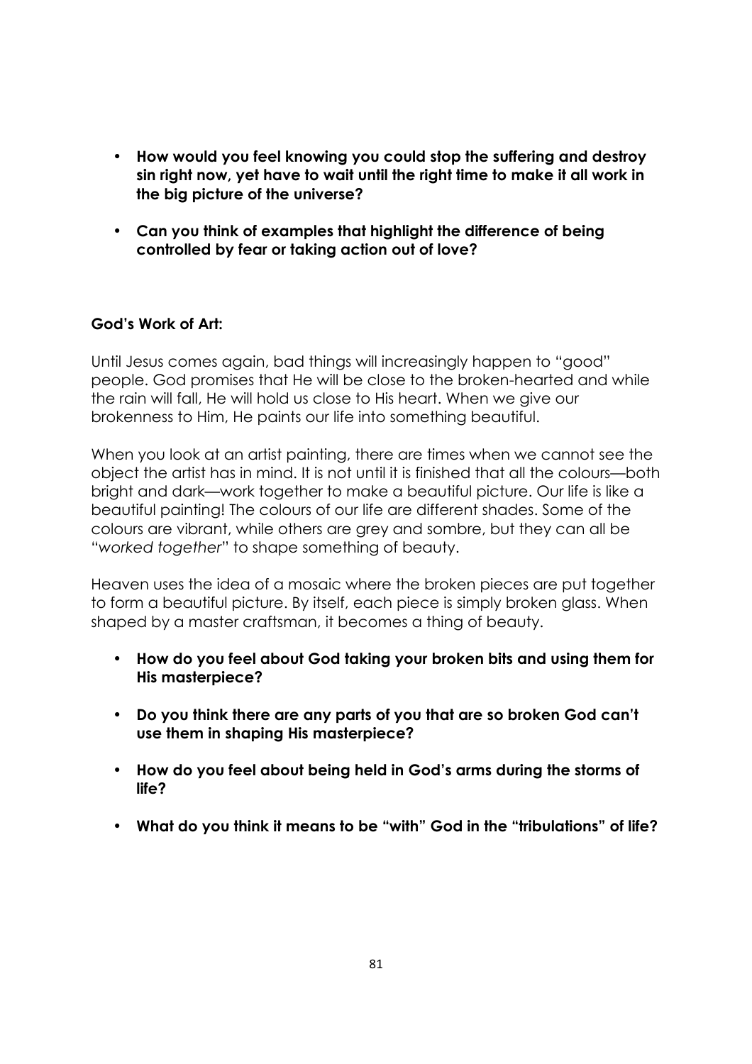- **How would you feel knowing you could stop the suffering and destroy sin right now, yet have to wait until the right time to make it all work in the big picture of the universe?**

- **Can you think of examples that highlight the difference of being controlled by fear or taking action out of love?**

**God's Work of Art:**

Until Jesus comes again, bad things will increasingly happen to "good" people. God promises that He will be close to the broken-hearted and while the rain will fall, He will hold us close to His heart. When we give our brokenness to Him, He paints our life into something beautiful.

When you look at an artist painting, there are times when we cannot see the object the artist has in mind. It is not until it is finished that all the colours—both bright and dark—work together to make a beautiful picture. Our life is like a beautiful painting! The colours of our life are different shades. Some of the colours are vibrant, while others are grey and sombre, but they can all be "*worked together*" to shape something of beauty.

Heaven uses the idea of a mosaic where the broken pieces are put together to form a beautiful picture. By itself, each piece is simply broken glass. When shaped by a master craftsman, it becomes a thing of beauty.

- **How do you feel about God taking your broken bits and using them for His masterpiece?**

- **Do you think there are any parts of you that are so broken God can't use them in shaping His masterpiece?**

- **How do you feel about being held in God's arms during the storms of life?**

- **What do you think it means to be "with" God in the "tribulations" of life?**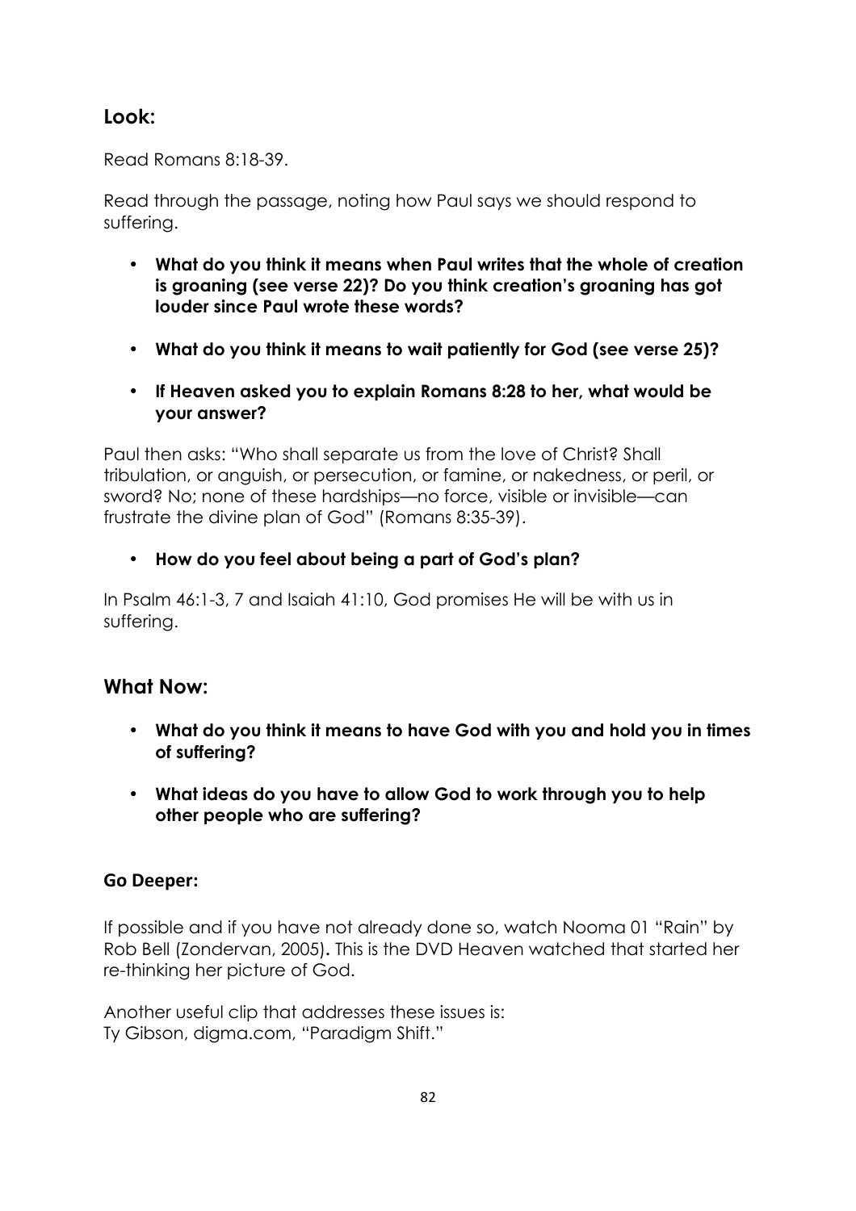## Look:

Read Romans 8:18-39.

Read through the passage, noting how Paul says we should respond to suffering.

- **What do you think it means when Paul writes that the whole of creation is groaning (see verse 22)? Do you think creation's groaning has got louder since Paul wrote these words?**
- **What do you think it means to wait patiently for God (see verse 25)?**
- **If Heaven asked you to explain Romans 8:28 to her, what would be your answer?**

Paul then asks: "Who shall separate us from the love of Christ? Shall tribulation, or anguish, or persecution, or famine, or nakedness, or peril, or sword? No; none of these hardships—no force, visible or invisible—can frustrate the divine plan of God" (Romans 8:35-39).

- **How do you feel about being a part of God's plan?**

In Psalm 46:1-3, 7 and Isaiah 41:10, God promises He will be with us in suffering.

## What Now:

- **What do you think it means to have God with you and hold you in times of suffering?**
- **What ideas do you have to allow God to work through you to help other people who are suffering?**

### Go Deeper:

If possible and if you have not already done so, watch Nooma 01 "Rain" by Rob Bell (Zondervan, 2005). This is the DVD Heaven watched that started her re-thinking her picture of God.

Another useful clip that addresses these issues is:
Ty Gibson, digma.com, "Paradigm Shift."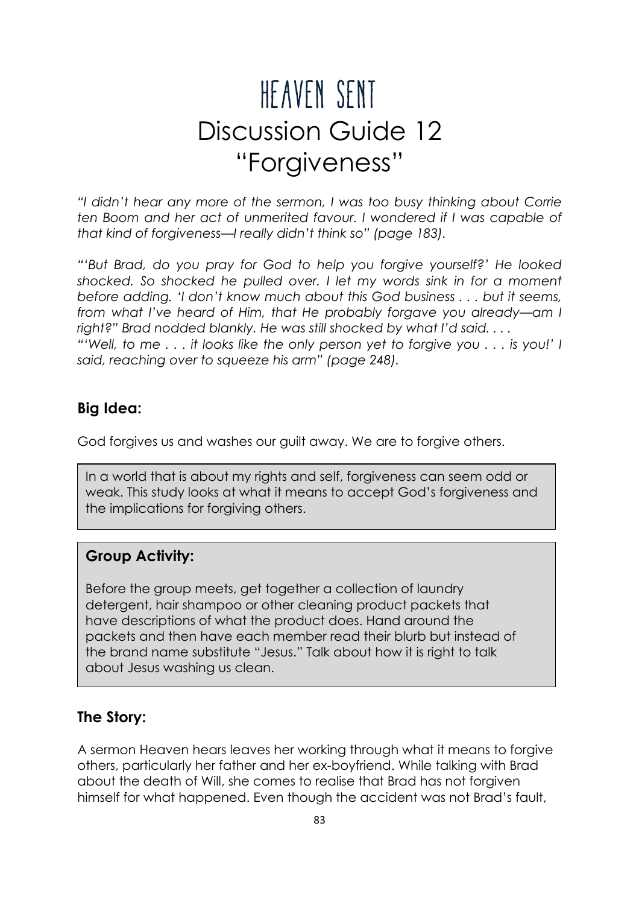# HEAVEN SENT
# Discussion Guide 12
# "Forgiveness"

*"I didn't hear any more of the sermon, I was too busy thinking about Corrie ten Boom and her act of unmerited favour. I wondered if I was capable of that kind of forgiveness—I really didn't think so" (page 183).*

*"'But Brad, do you pray for God to help you forgive yourself?' He looked shocked. So shocked he pulled over. I let my words sink in for a moment before adding. 'I don't know much about this God business . . . but it seems, from what I've heard of Him, that He probably forgave you already—am I right?" Brad nodded blankly. He was still shocked by what I'd said. . . .*
*"'Well, to me . . . it looks like the only person yet to forgive you . . . is you!' I said, reaching over to squeeze his arm" (page 248).*

## Big Idea:

God forgives us and washes our guilt away. We are to forgive others.

In a world that is about my rights and self, forgiveness can seem odd or weak. This study looks at what it means to accept God's forgiveness and the implications for forgiving others.

## Group Activity:

Before the group meets, get together a collection of laundry detergent, hair shampoo or other cleaning product packets that have descriptions of what the product does. Hand around the packets and then have each member read their blurb but instead of the brand name substitute "Jesus." Talk about how it is right to talk about Jesus washing us clean.

## The Story:

A sermon Heaven hears leaves her working through what it means to forgive others, particularly her father and her ex-boyfriend. While talking with Brad about the death of Will, she comes to realise that Brad has not forgiven himself for what happened. Even though the accident was not Brad's fault,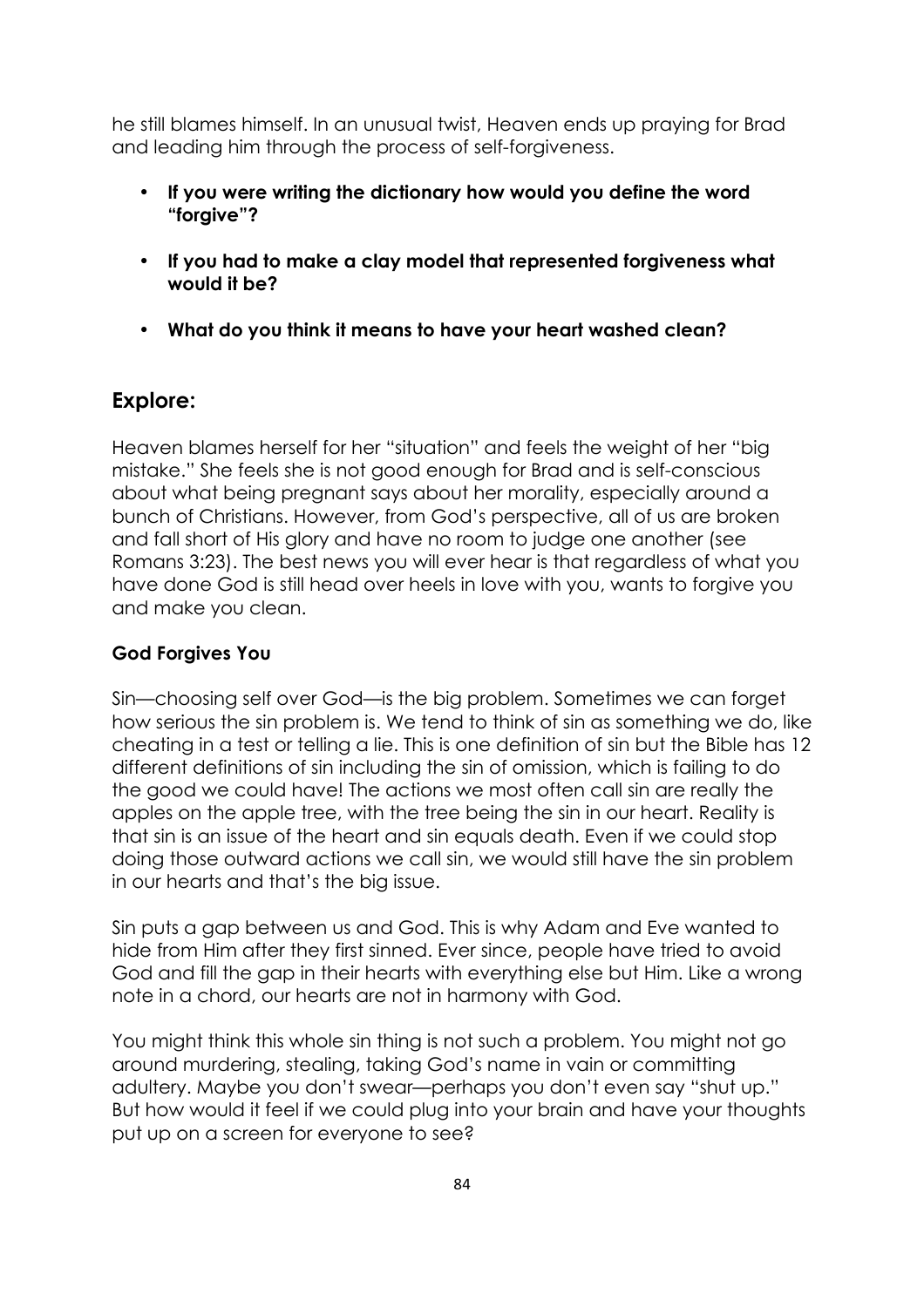he still blames himself. In an unusual twist, Heaven ends up praying for Brad and leading him through the process of self-forgiveness.

- **If you were writing the dictionary how would you define the word "forgive"?**
- **If you had to make a clay model that represented forgiveness what would it be?**
- **What do you think it means to have your heart washed clean?**

## Explore:

Heaven blames herself for her "situation" and feels the weight of her "big mistake." She feels she is not good enough for Brad and is self-conscious about what being pregnant says about her morality, especially around a bunch of Christians. However, from God's perspective, all of us are broken and fall short of His glory and have no room to judge one another (see Romans 3:23). The best news you will ever hear is that regardless of what you have done God is still head over heels in love with you, wants to forgive you and make you clean.

### God Forgives You

Sin—choosing self over God—is the big problem. Sometimes we can forget how serious the sin problem is. We tend to think of sin as something we do, like cheating in a test or telling a lie. This is one definition of sin but the Bible has 12 different definitions of sin including the sin of omission, which is failing to do the good we could have! The actions we most often call sin are really the apples on the apple tree, with the tree being the sin in our heart. Reality is that sin is an issue of the heart and sin equals death. Even if we could stop doing those outward actions we call sin, we would still have the sin problem in our hearts and that's the big issue.

Sin puts a gap between us and God. This is why Adam and Eve wanted to hide from Him after they first sinned. Ever since, people have tried to avoid God and fill the gap in their hearts with everything else but Him. Like a wrong note in a chord, our hearts are not in harmony with God.

You might think this whole sin thing is not such a problem. You might not go around murdering, stealing, taking God's name in vain or committing adultery. Maybe you don't swear—perhaps you don't even say "shut up." But how would it feel if we could plug into your brain and have your thoughts put up on a screen for everyone to see?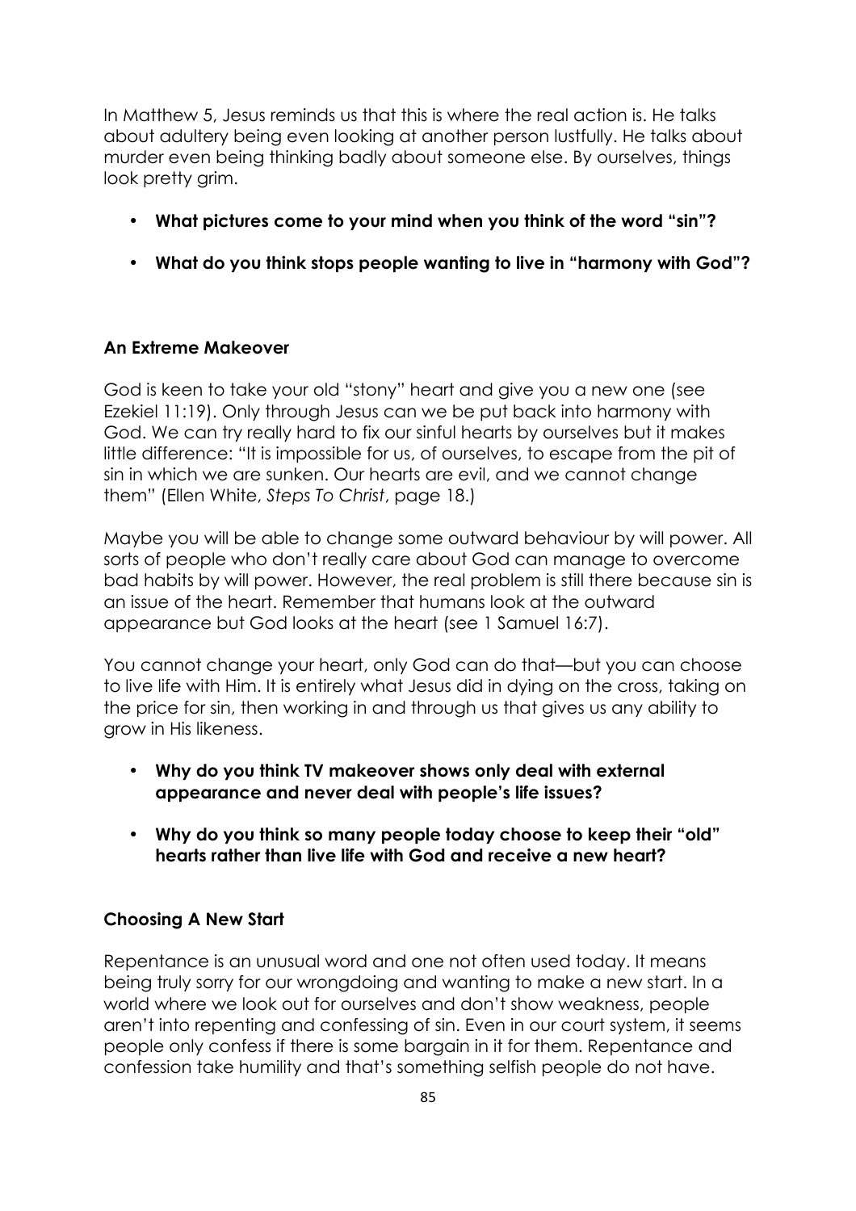In Matthew 5, Jesus reminds us that this is where the real action is. He talks about adultery being even looking at another person lustfully. He talks about murder even being thinking badly about someone else. By ourselves, things look pretty grim.

- **What pictures come to your mind when you think of the word "sin"?**
- **What do you think stops people wanting to live in "harmony with God"?**

## An Extreme Makeover

God is keen to take your old "stony" heart and give you a new one (see Ezekiel 11:19). Only through Jesus can we be put back into harmony with God. We can try really hard to fix our sinful hearts by ourselves but it makes little difference: "It is impossible for us, of ourselves, to escape from the pit of sin in which we are sunken. Our hearts are evil, and we cannot change them" (Ellen White, *Steps To Christ*, page 18.)

Maybe you will be able to change some outward behaviour by will power. All sorts of people who don't really care about God can manage to overcome bad habits by will power. However, the real problem is still there because sin is an issue of the heart. Remember that humans look at the outward appearance but God looks at the heart (see 1 Samuel 16:7).

You cannot change your heart, only God can do that—but you can choose to live life with Him. It is entirely what Jesus did in dying on the cross, taking on the price for sin, then working in and through us that gives us any ability to grow in His likeness.

- **Why do you think TV makeover shows only deal with external appearance and never deal with people's life issues?**
- **Why do you think so many people today choose to keep their "old" hearts rather than live life with God and receive a new heart?**

## Choosing A New Start

Repentance is an unusual word and one not often used today. It means being truly sorry for our wrongdoing and wanting to make a new start. In a world where we look out for ourselves and don't show weakness, people aren't into repenting and confessing of sin. Even in our court system, it seems people only confess if there is some bargain in it for them. Repentance and confession take humility and that's something selfish people do not have.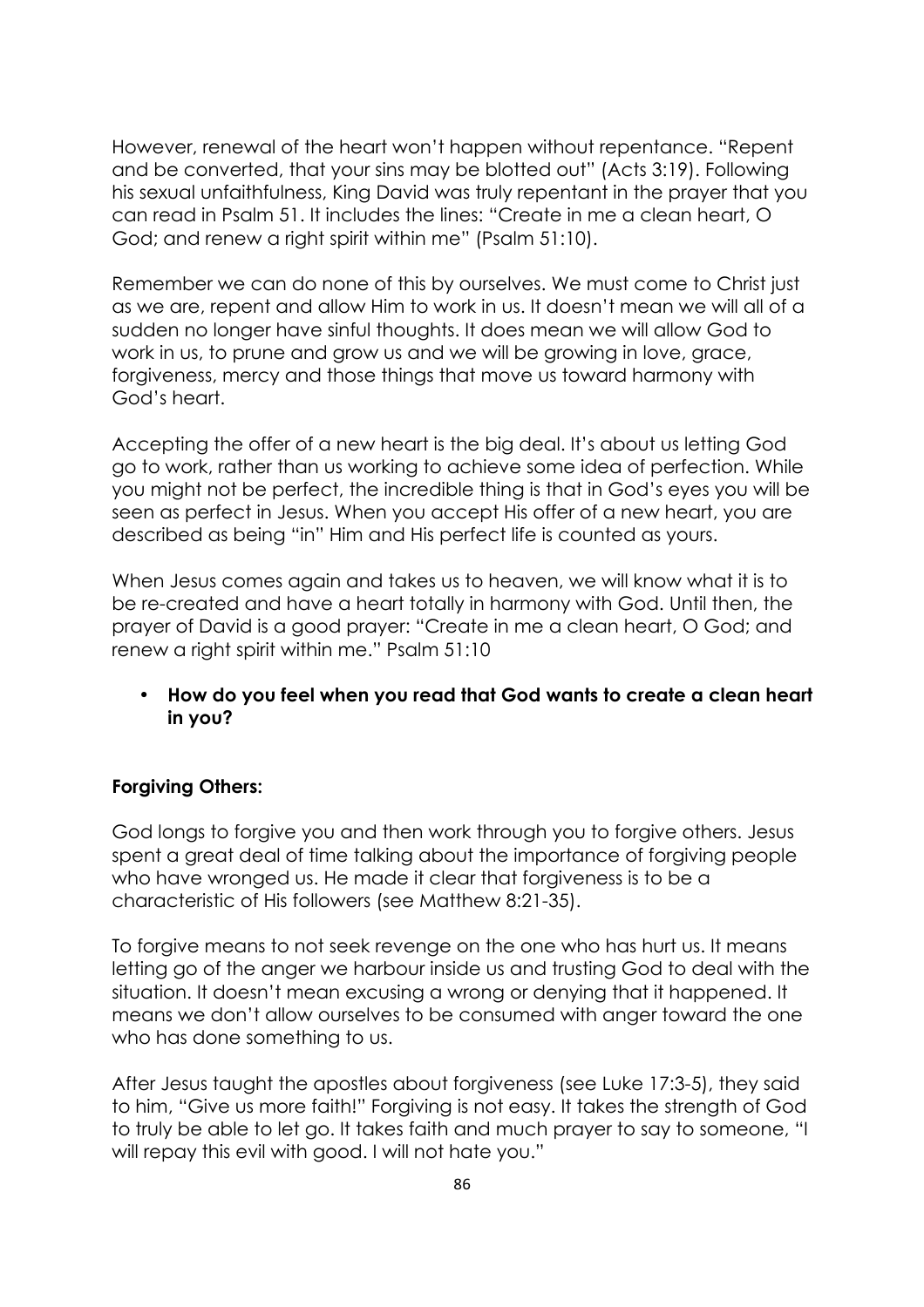However, renewal of the heart won't happen without repentance. "Repent and be converted, that your sins may be blotted out" (Acts 3:19). Following his sexual unfaithfulness, King David was truly repentant in the prayer that you can read in Psalm 51. It includes the lines: "Create in me a clean heart, O God; and renew a right spirit within me" (Psalm 51:10).

Remember we can do none of this by ourselves. We must come to Christ just as we are, repent and allow Him to work in us. It doesn't mean we will all of a sudden no longer have sinful thoughts. It does mean we will allow God to work in us, to prune and grow us and we will be growing in love, grace, forgiveness, mercy and those things that move us toward harmony with God's heart.

Accepting the offer of a new heart is the big deal. It's about us letting God go to work, rather than us working to achieve some idea of perfection. While you might not be perfect, the incredible thing is that in God's eyes you will be seen as perfect in Jesus. When you accept His offer of a new heart, you are described as being "in" Him and His perfect life is counted as yours.

When Jesus comes again and takes us to heaven, we will know what it is to be re-created and have a heart totally in harmony with God. Until then, the prayer of David is a good prayer: "Create in me a clean heart, O God; and renew a right spirit within me." Psalm 51:10

- **How do you feel when you read that God wants to create a clean heart in you?**

**Forgiving Others:**

God longs to forgive you and then work through you to forgive others. Jesus spent a great deal of time talking about the importance of forgiving people who have wronged us. He made it clear that forgiveness is to be a characteristic of His followers (see Matthew 8:21-35).

To forgive means to not seek revenge on the one who has hurt us. It means letting go of the anger we harbour inside us and trusting God to deal with the situation. It doesn't mean excusing a wrong or denying that it happened. It means we don't allow ourselves to be consumed with anger toward the one who has done something to us.

After Jesus taught the apostles about forgiveness (see Luke 17:3-5), they said to him, "Give us more faith!" Forgiving is not easy. It takes the strength of God to truly be able to let go. It takes faith and much prayer to say to someone, "I will repay this evil with good. I will not hate you."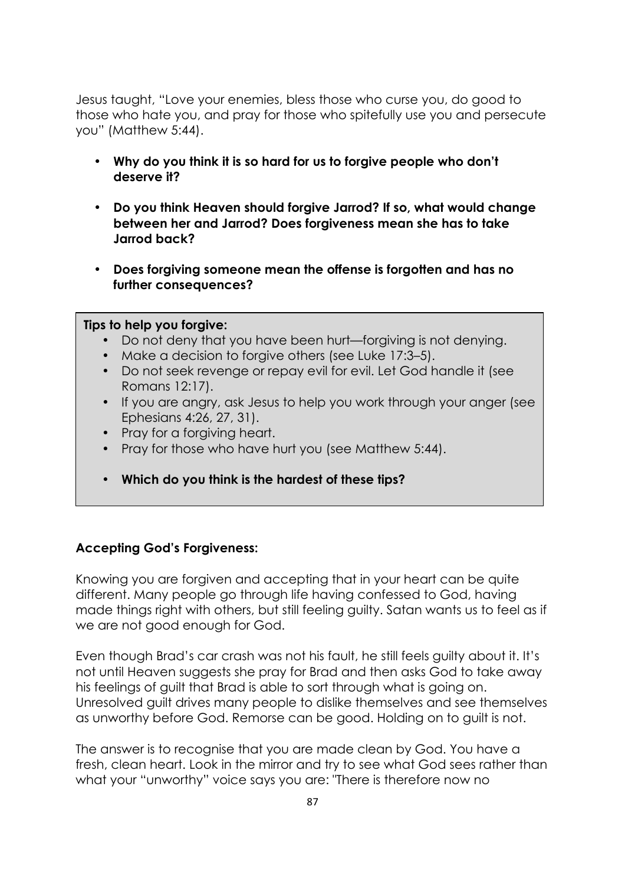Jesus taught, "Love your enemies, bless those who curse you, do good to those who hate you, and pray for those who spitefully use you and persecute you" (Matthew 5:44).

- **Why do you think it is so hard for us to forgive people who don't deserve it?**
- **Do you think Heaven should forgive Jarrod? If so, what would change between her and Jarrod? Does forgiveness mean she has to take Jarrod back?**
- **Does forgiving someone mean the offense is forgotten and has no further consequences?**

**Tips to help you forgive:**

- Do not deny that you have been hurt—forgiving is not denying.
- Make a decision to forgive others (see Luke 17:3–5).
- Do not seek revenge or repay evil for evil. Let God handle it (see Romans 12:17).
- If you are angry, ask Jesus to help you work through your anger (see Ephesians 4:26, 27, 31).
- Pray for a forgiving heart.
- Pray for those who have hurt you (see Matthew 5:44).
- **Which do you think is the hardest of these tips?**

**Accepting God's Forgiveness:**

Knowing you are forgiven and accepting that in your heart can be quite different. Many people go through life having confessed to God, having made things right with others, but still feeling guilty. Satan wants us to feel as if we are not good enough for God.

Even though Brad's car crash was not his fault, he still feels guilty about it. It's not until Heaven suggests she pray for Brad and then asks God to take away his feelings of guilt that Brad is able to sort through what is going on. Unresolved guilt drives many people to dislike themselves and see themselves as unworthy before God. Remorse can be good. Holding on to guilt is not.

The answer is to recognise that you are made clean by God. You have a fresh, clean heart. Look in the mirror and try to see what God sees rather than what your "unworthy" voice says you are: "There is therefore now no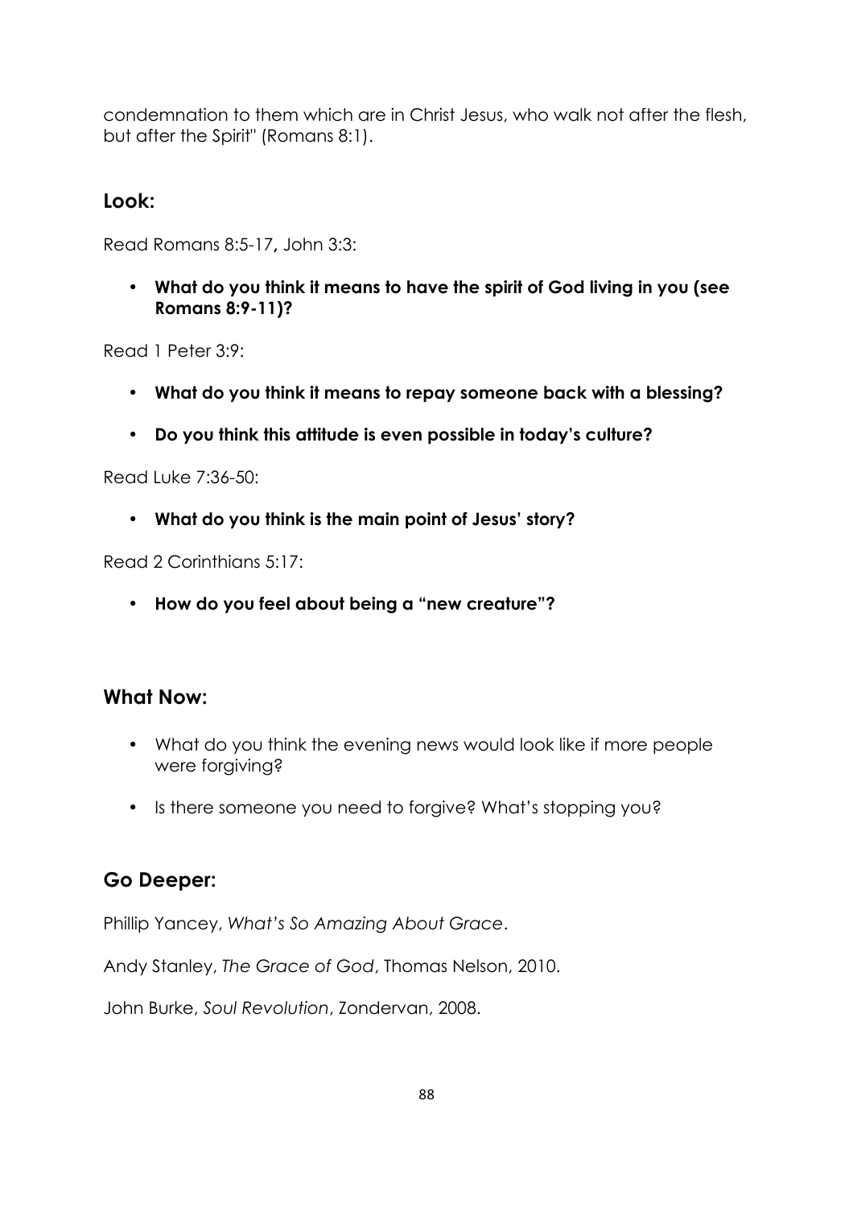condemnation to them which are in Christ Jesus, who walk not after the flesh, but after the Spirit" (Romans 8:1).

## Look:

Read Romans 8:5-17**,** John 3:3:

- **What do you think it means to have the spirit of God living in you (see Romans 8:9-11)?**

Read 1 Peter 3:9:

- **What do you think it means to repay someone back with a blessing?**
- **Do you think this attitude is even possible in today's culture?**

Read Luke 7:36-50:

- **What do you think is the main point of Jesus' story?**

Read 2 Corinthians 5:17:

- **How do you feel about being a "new creature"?**

## What Now:

- What do you think the evening news would look like if more people were forgiving?
- Is there someone you need to forgive? What's stopping you?

## Go Deeper:

Phillip Yancey, *What's So Amazing About Grace*.

Andy Stanley, *The Grace of God*, Thomas Nelson, 2010.

John Burke, *Soul Revolution*, Zondervan, 2008.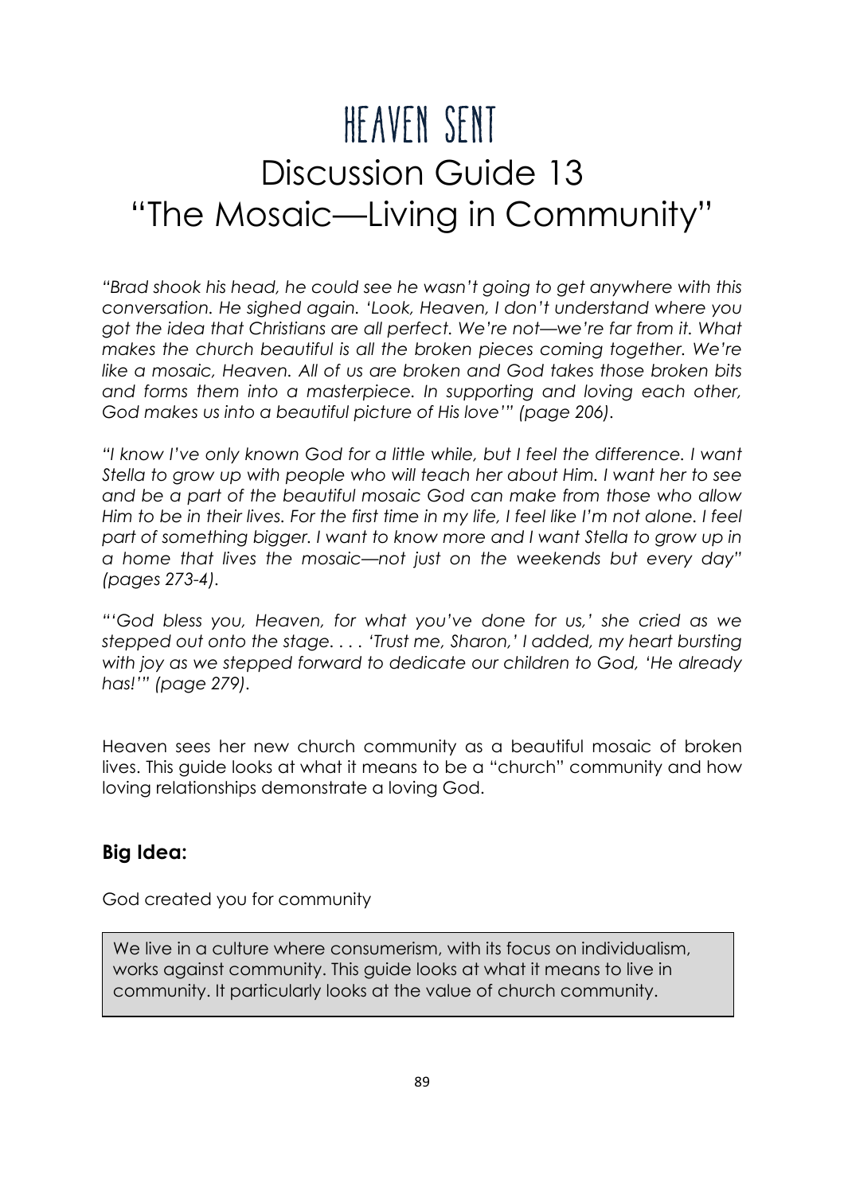# HEAVEN SENT

# Discussion Guide 13

# "The Mosaic—Living in Community"

*"Brad shook his head, he could see he wasn't going to get anywhere with this conversation. He sighed again. 'Look, Heaven, I don't understand where you got the idea that Christians are all perfect. We're not—we're far from it. What makes the church beautiful is all the broken pieces coming together. We're like a mosaic, Heaven. All of us are broken and God takes those broken bits and forms them into a masterpiece. In supporting and loving each other, God makes us into a beautiful picture of His love'" (page 206).*

*"I know I've only known God for a little while, but I feel the difference. I want Stella to grow up with people who will teach her about Him. I want her to see and be a part of the beautiful mosaic God can make from those who allow Him to be in their lives. For the first time in my life, I feel like I'm not alone. I feel part of something bigger. I want to know more and I want Stella to grow up in a home that lives the mosaic—not just on the weekends but every day" (pages 273-4).*

*"'God bless you, Heaven, for what you've done for us,' she cried as we stepped out onto the stage. . . . 'Trust me, Sharon,' I added, my heart bursting with joy as we stepped forward to dedicate our children to God, 'He already has!'" (page 279).*

Heaven sees her new church community as a beautiful mosaic of broken lives. This guide looks at what it means to be a "church" community and how loving relationships demonstrate a loving God.

### Big Idea:

God created you for community

We live in a culture where consumerism, with its focus on individualism, works against community. This guide looks at what it means to live in community. It particularly looks at the value of church community.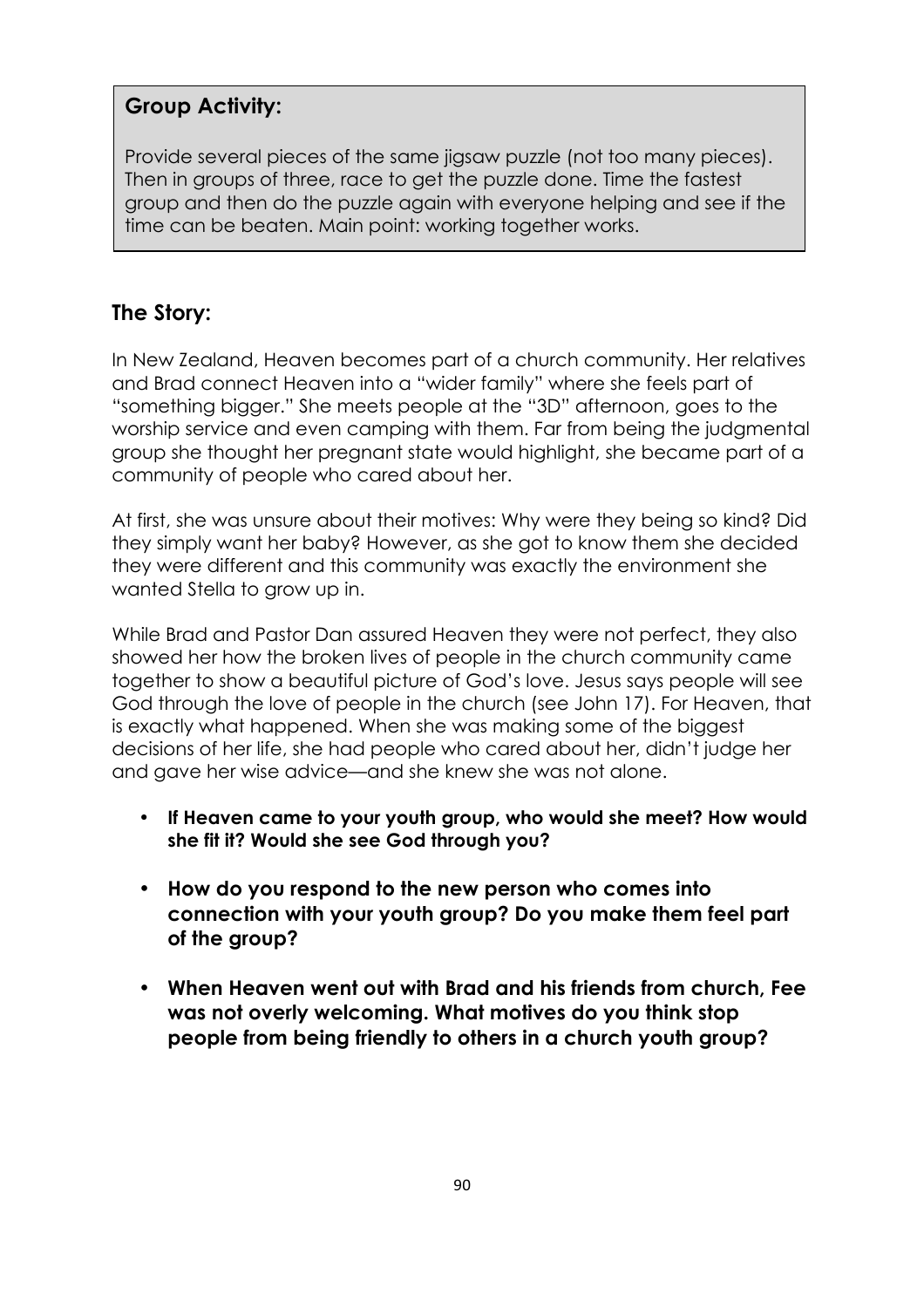**Group Activity:**

Provide several pieces of the same jigsaw puzzle (not too many pieces). Then in groups of three, race to get the puzzle done. Time the fastest group and then do the puzzle again with everyone helping and see if the time can be beaten. Main point: working together works.

## The Story:

In New Zealand, Heaven becomes part of a church community. Her relatives and Brad connect Heaven into a "wider family" where she feels part of "something bigger." She meets people at the "3D" afternoon, goes to the worship service and even camping with them. Far from being the judgmental group she thought her pregnant state would highlight, she became part of a community of people who cared about her.

At first, she was unsure about their motives: Why were they being so kind? Did they simply want her baby? However, as she got to know them she decided they were different and this community was exactly the environment she wanted Stella to grow up in.

While Brad and Pastor Dan assured Heaven they were not perfect, they also showed her how the broken lives of people in the church community came together to show a beautiful picture of God's love. Jesus says people will see God through the love of people in the church (see John 17). For Heaven, that is exactly what happened. When she was making some of the biggest decisions of her life, she had people who cared about her, didn't judge her and gave her wise advice—and she knew she was not alone.

- **If Heaven came to your youth group, who would she meet? How would she fit it? Would she see God through you?**
- **How do you respond to the new person who comes into connection with your youth group? Do you make them feel part of the group?**
- **When Heaven went out with Brad and his friends from church, Fee was not overly welcoming. What motives do you think stop people from being friendly to others in a church youth group?**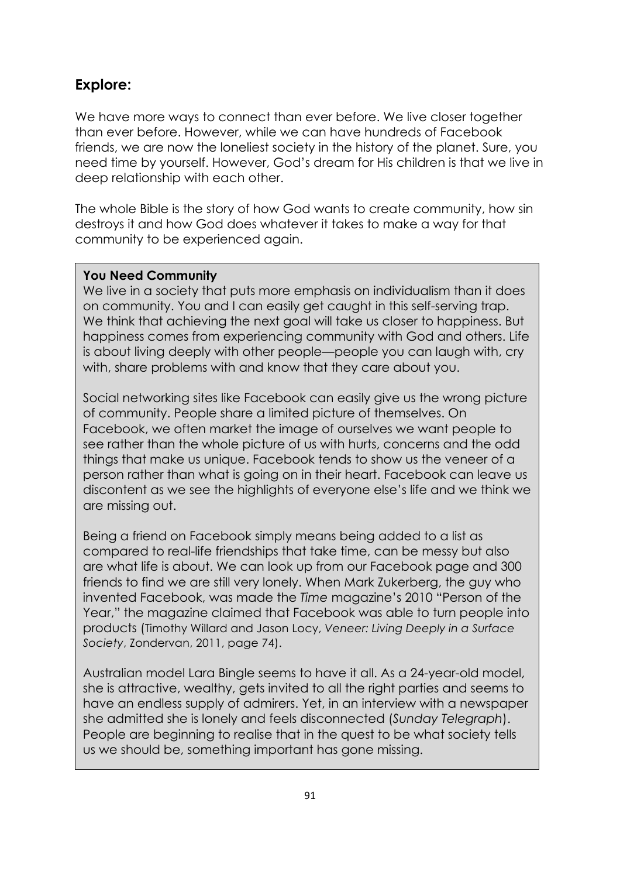## Explore:

We have more ways to connect than ever before. We live closer together than ever before. However, while we can have hundreds of Facebook friends, we are now the loneliest society in the history of the planet. Sure, you need time by yourself. However, God's dream for His children is that we live in deep relationship with each other.

The whole Bible is the story of how God wants to create community, how sin destroys it and how God does whatever it takes to make a way for that community to be experienced again.

**You Need Community**

We live in a society that puts more emphasis on individualism than it does on community. You and I can easily get caught in this self-serving trap. We think that achieving the next goal will take us closer to happiness. But happiness comes from experiencing community with God and others. Life is about living deeply with other people—people you can laugh with, cry with, share problems with and know that they care about you.

Social networking sites like Facebook can easily give us the wrong picture of community. People share a limited picture of themselves. On Facebook, we often market the image of ourselves we want people to see rather than the whole picture of us with hurts, concerns and the odd things that make us unique. Facebook tends to show us the veneer of a person rather than what is going on in their heart. Facebook can leave us discontent as we see the highlights of everyone else's life and we think we are missing out.

Being a friend on Facebook simply means being added to a list as compared to real-life friendships that take time, can be messy but also are what life is about. We can look up from our Facebook page and 300 friends to find we are still very lonely. When Mark Zukerberg, the guy who invented Facebook, was made the *Time* magazine's 2010 "Person of the Year," the magazine claimed that Facebook was able to turn people into products (Timothy Willard and Jason Locy, *Veneer: Living Deeply in a Surface Society*, Zondervan, 2011, page 74).

Australian model Lara Bingle seems to have it all. As a 24-year-old model, she is attractive, wealthy, gets invited to all the right parties and seems to have an endless supply of admirers. Yet, in an interview with a newspaper she admitted she is lonely and feels disconnected (*Sunday Telegraph*). People are beginning to realise that in the quest to be what society tells us we should be, something important has gone missing.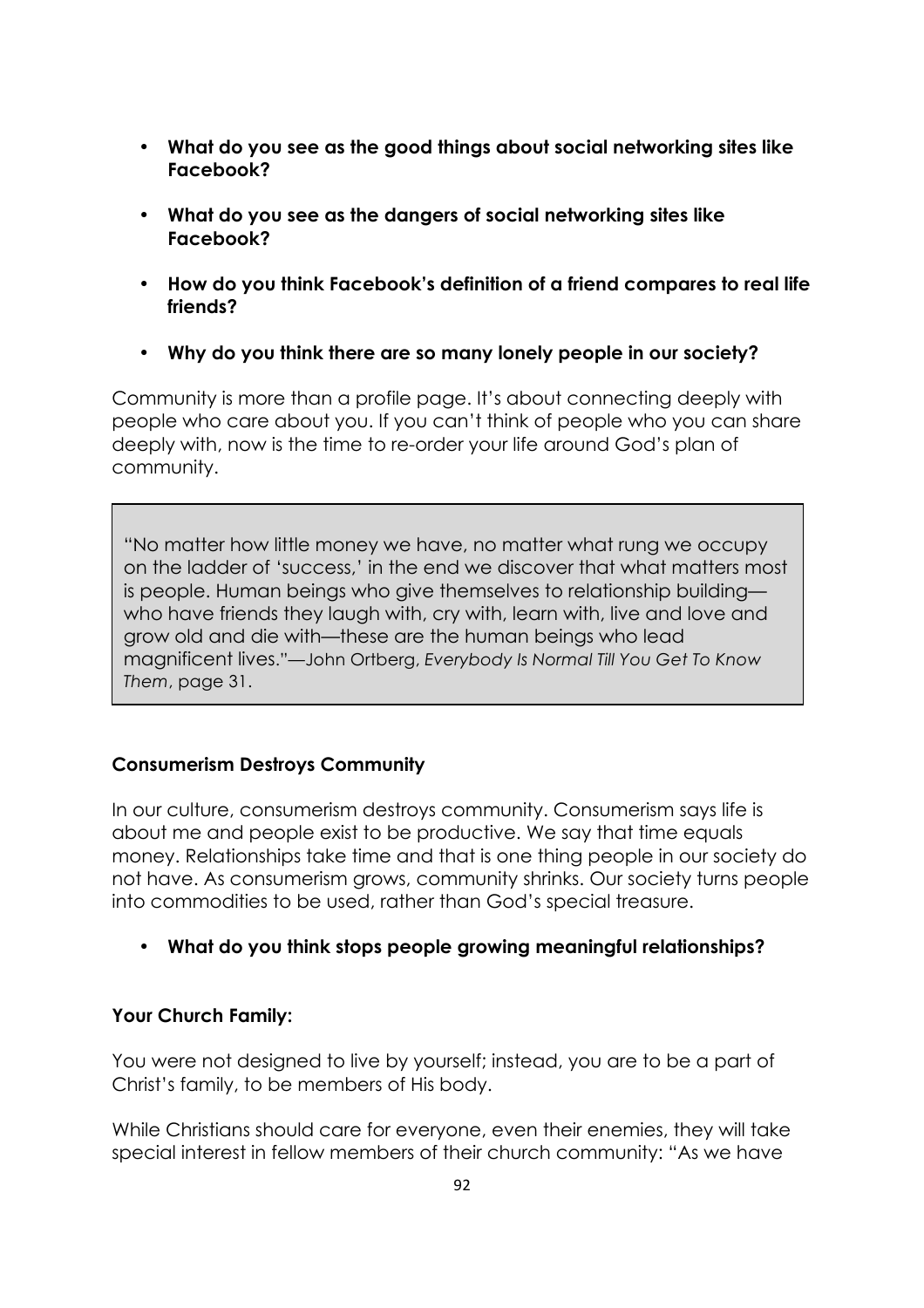- **What do you see as the good things about social networking sites like Facebook?**

- **What do you see as the dangers of social networking sites like Facebook?**

- **How do you think Facebook's definition of a friend compares to real life friends?**

- **Why do you think there are so many lonely people in our society?**

Community is more than a profile page. It's about connecting deeply with people who care about you. If you can't think of people who you can share deeply with, now is the time to re-order your life around God's plan of community.

> "No matter how little money we have, no matter what rung we occupy on the ladder of 'success,' in the end we discover that what matters most is people. Human beings who give themselves to relationship building—who have friends they laugh with, cry with, learn with, live and love and grow old and die with—these are the human beings who lead magnificent lives."—John Ortberg, *Everybody Is Normal Till You Get To Know Them*, page 31.

**Consumerism Destroys Community**

In our culture, consumerism destroys community. Consumerism says life is about me and people exist to be productive. We say that time equals money. Relationships take time and that is one thing people in our society do not have. As consumerism grows, community shrinks. Our society turns people into commodities to be used, rather than God's special treasure.

- **What do you think stops people growing meaningful relationships?**

**Your Church Family:**

You were not designed to live by yourself; instead, you are to be a part of Christ's family, to be members of His body.

While Christians should care for everyone, even their enemies, they will take special interest in fellow members of their church community: "As we have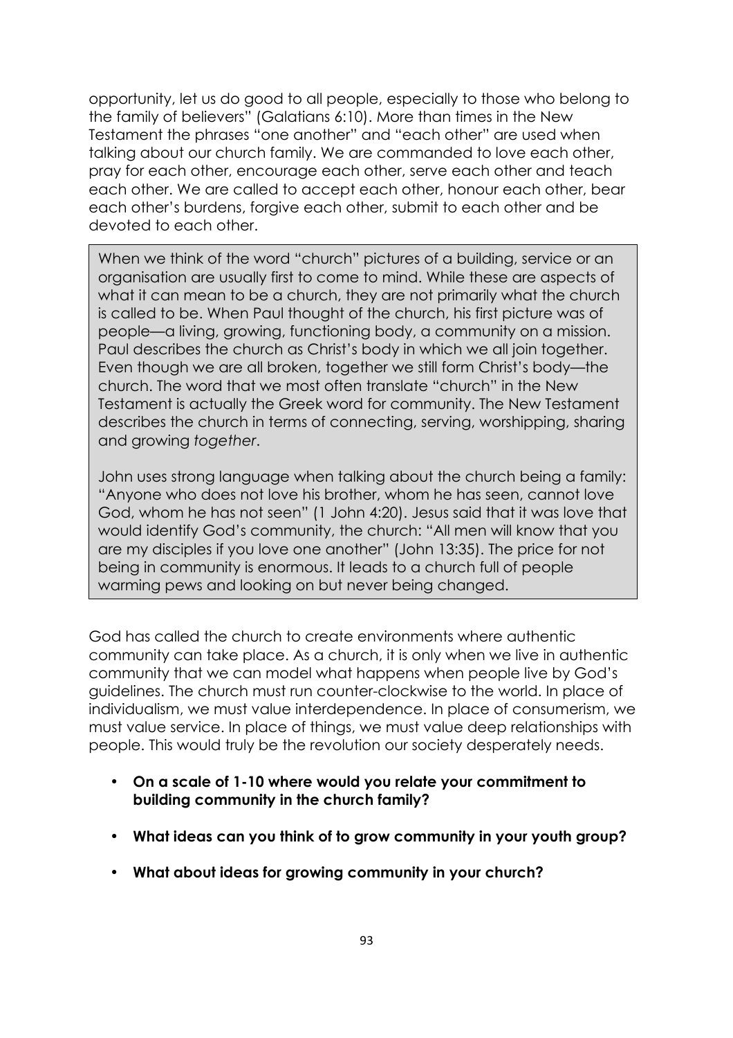opportunity, let us do good to all people, especially to those who belong to the family of believers" (Galatians 6:10). More than times in the New Testament the phrases "one another" and "each other" are used when talking about our church family. We are commanded to love each other, pray for each other, encourage each other, serve each other and teach each other. We are called to accept each other, honour each other, bear each other's burdens, forgive each other, submit to each other and be devoted to each other.

> When we think of the word "church" pictures of a building, service or an organisation are usually first to come to mind. While these are aspects of what it can mean to be a church, they are not primarily what the church is called to be. When Paul thought of the church, his first picture was of people—a living, growing, functioning body, a community on a mission. Paul describes the church as Christ's body in which we all join together. Even though we are all broken, together we still form Christ's body—the church. The word that we most often translate "church" in the New Testament is actually the Greek word for community. The New Testament describes the church in terms of connecting, serving, worshipping, sharing and growing *together*.
>
> John uses strong language when talking about the church being a family: "Anyone who does not love his brother, whom he has seen, cannot love God, whom he has not seen" (1 John 4:20). Jesus said that it was love that would identify God's community, the church: "All men will know that you are my disciples if you love one another" (John 13:35). The price for not being in community is enormous. It leads to a church full of people warming pews and looking on but never being changed.

God has called the church to create environments where authentic community can take place. As a church, it is only when we live in authentic community that we can model what happens when people live by God's guidelines. The church must run counter-clockwise to the world. In place of individualism, we must value interdependence. In place of consumerism, we must value service. In place of things, we must value deep relationships with people. This would truly be the revolution our society desperately needs.

- **On a scale of 1-10 where would you relate your commitment to building community in the church family?**
- **What ideas can you think of to grow community in your youth group?**
- **What about ideas for growing community in your church?**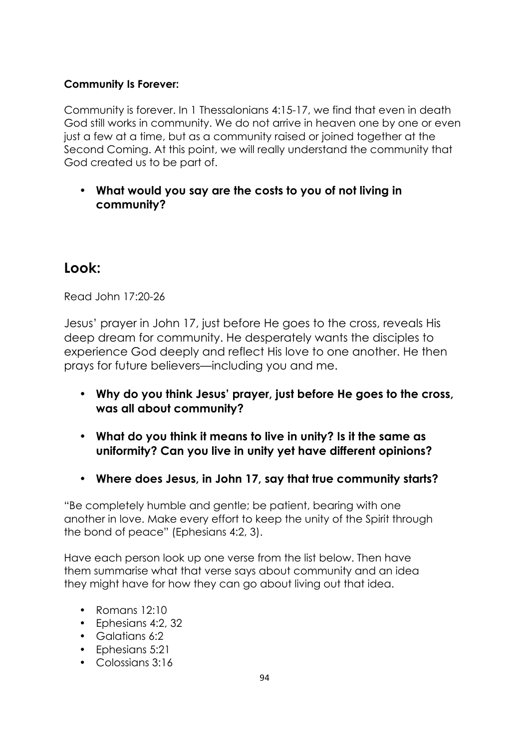**Community Is Forever:**

Community is forever. In 1 Thessalonians 4:15-17, we find that even in death God still works in community. We do not arrive in heaven one by one or even just a few at a time, but as a community raised or joined together at the Second Coming. At this point, we will really understand the community that God created us to be part of.

- **What would you say are the costs to you of not living in community?**

## Look:

Read John 17:20-26

Jesus' prayer in John 17, just before He goes to the cross, reveals His deep dream for community. He desperately wants the disciples to experience God deeply and reflect His love to one another. He then prays for future believers—including you and me.

- **Why do you think Jesus' prayer, just before He goes to the cross, was all about community?**
- **What do you think it means to live in unity? Is it the same as uniformity? Can you live in unity yet have different opinions?**
- **Where does Jesus, in John 17, say that true community starts?**

"Be completely humble and gentle; be patient, bearing with one another in love. Make every effort to keep the unity of the Spirit through the bond of peace" (Ephesians 4:2, 3).

Have each person look up one verse from the list below. Then have them summarise what that verse says about community and an idea they might have for how they can go about living out that idea.

- Romans 12:10
- Ephesians 4:2, 32
- Galatians 6:2
- Ephesians 5:21
- Colossians 3:16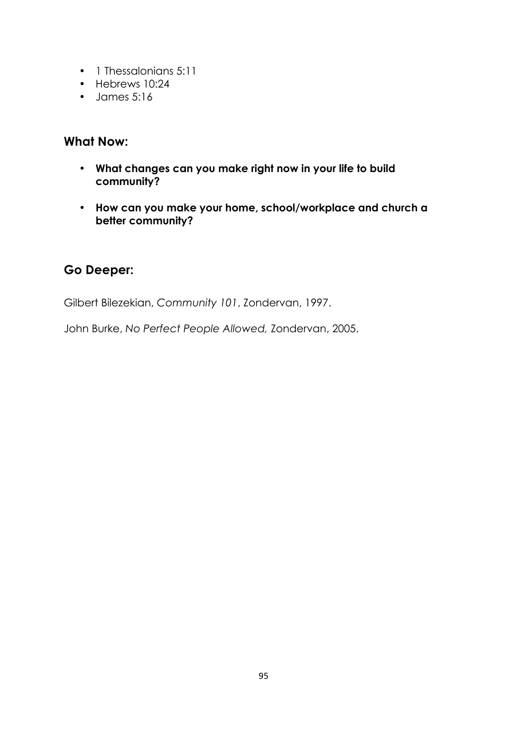- 1 Thessalonians 5:11
- Hebrews 10:24
- James 5:16

## What Now:

- **What changes can you make right now in your life to build community?**
- **How can you make your home, school/workplace and church a better community?**

## Go Deeper:

Gilbert Bilezekian, *Community 101*, Zondervan, 1997.

John Burke, *No Perfect People Allowed,* Zondervan, 2005.